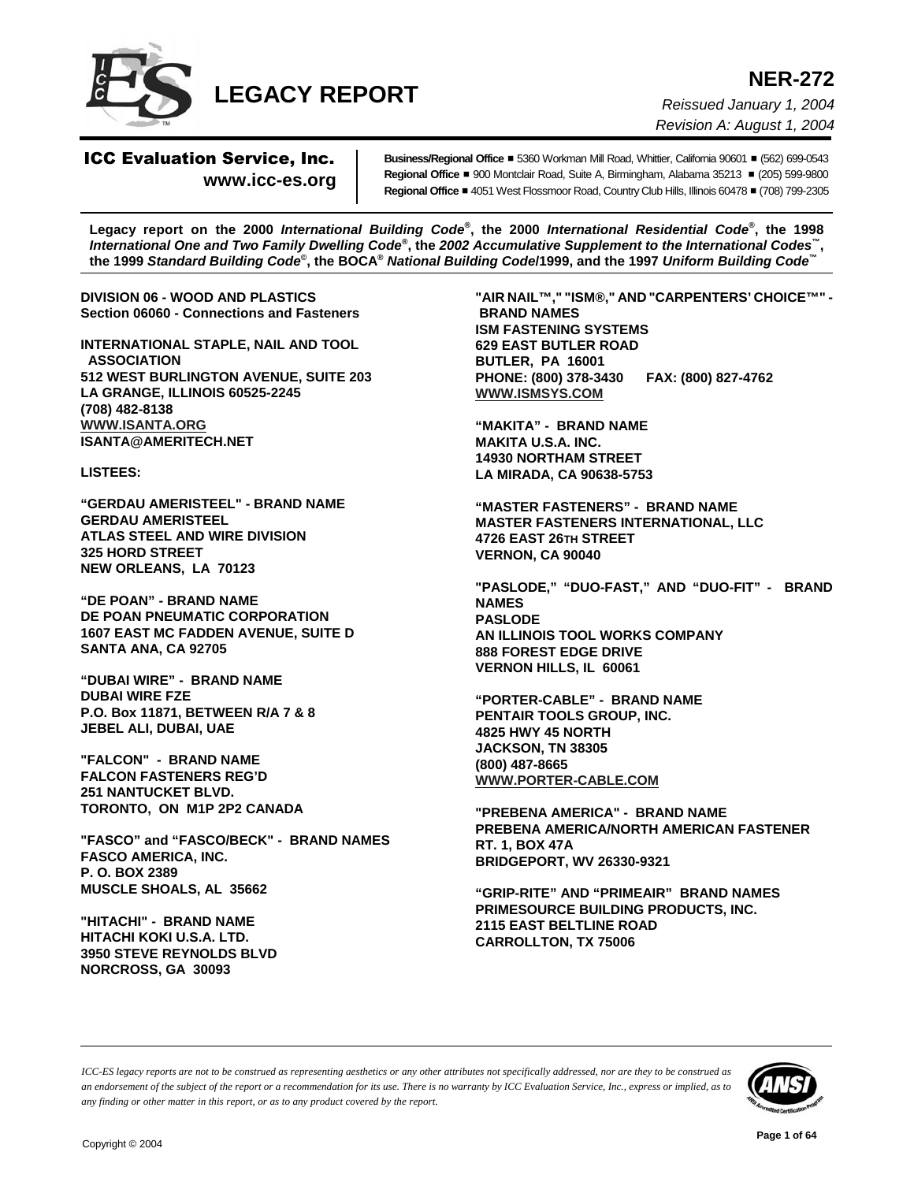# LEGACY REPORT

**NER-272**

*Reissued January 1, 2004*

*Revision A: August 1, 2004*

**ICC Evaluation Service, Inc.**
**www.icc-es.org**

**Business/Regional Office** ■ 5360 Workman Mill Road, Whittier, California 90601 ■ (562) 699-0543
**Regional Office** ■ 900 Montclair Road, Suite A, Birmingham, Alabama 35213 ■ (205) 599-9800
**Regional Office** ■ 4051 West Flossmoor Road, Country Club Hills, Illinois 60478 ■ (708) 799-2305

**Legacy report on the 2000 *International Building Code*®, the 2000 *International Residential Code*®, the 1998 *International One and Two Family Dwelling Code*®, the *2002 Accumulative Supplement to the International Codes*™, the 1999 *Standard Building Code*©, the BOCA® *National Building Code*/1999, and the 1997 *Uniform Building Code*™**

**DIVISION 06 - WOOD AND PLASTICS**
**Section 06060 - Connections and Fasteners**

**INTERNATIONAL STAPLE, NAIL AND TOOL ASSOCIATION**
**512 WEST BURLINGTON AVENUE, SUITE 203**
**LA GRANGE, ILLINOIS 60525-2245**
**(708) 482-8138**
**WWW.ISANTA.ORG**
**ISANTA@AMERITECH.NET**

**LISTEES:**

**"GERDAU AMERISTEEL" - BRAND NAME**
**GERDAU AMERISTEEL**
**ATLAS STEEL AND WIRE DIVISION**
**325 HORD STREET**
**NEW ORLEANS, LA 70123**

**"DE POAN" - BRAND NAME**
**DE POAN PNEUMATIC CORPORATION**
**1607 EAST MC FADDEN AVENUE, SUITE D**
**SANTA ANA, CA 92705**

**"DUBAI WIRE" - BRAND NAME**
**DUBAI WIRE FZE**
**P.O. Box 11871, BETWEEN R/A 7 & 8**
**JEBEL ALI, DUBAI, UAE**

**"FALCON" - BRAND NAME**
**FALCON FASTENERS REG'D**
**251 NANTUCKET BLVD.**
**TORONTO, ON M1P 2P2 CANADA**

**"FASCO" and "FASCO/BECK" - BRAND NAMES**
**FASCO AMERICA, INC.**
**P. O. BOX 2389**
**MUSCLE SHOALS, AL 35662**

**"HITACHI" - BRAND NAME**
**HITACHI KOKI U.S.A. LTD.**
**3950 STEVE REYNOLDS BLVD**
**NORCROSS, GA 30093**

**"AIR NAIL™," "ISM®," AND "CARPENTERS' CHOICE™" - BRAND NAMES**
**ISM FASTENING SYSTEMS**
**629 EAST BUTLER ROAD**
**BUTLER, PA 16001**
**PHONE: (800) 378-3430 FAX: (800) 827-4762**
**WWW.ISMSYS.COM**

**"MAKITA" - BRAND NAME**
**MAKITA U.S.A. INC.**
**14930 NORTHAM STREET**
**LA MIRADA, CA 90638-5753**

**"MASTER FASTENERS" - BRAND NAME**
**MASTER FASTENERS INTERNATIONAL, LLC**
**4726 EAST 26TH STREET**
**VERNON, CA 90040**

**"PASLODE," "DUO-FAST," AND "DUO-FIT" - BRAND NAMES**
**PASLODE**
**AN ILLINOIS TOOL WORKS COMPANY**
**888 FOREST EDGE DRIVE**
**VERNON HILLS, IL 60061**

**"PORTER-CABLE" - BRAND NAME**
**PENTAIR TOOLS GROUP, INC.**
**4825 HWY 45 NORTH**
**JACKSON, TN 38305**
**(800) 487-8665**
**WWW.PORTER-CABLE.COM**

**"PREBENA AMERICA" - BRAND NAME**
**PREBENA AMERICA/NORTH AMERICAN FASTENER**
**RT. 1, BOX 47A**
**BRIDGEPORT, WV 26330-9321**

**"GRIP-RITE" AND "PRIMEAIR" BRAND NAMES**
**PRIMESOURCE BUILDING PRODUCTS, INC.**
**2115 EAST BELTLINE ROAD**
**CARROLLTON, TX 75006**

*ICC-ES legacy reports are not to be construed as representing aesthetics or any other attributes not specifically addressed, nor are they to be construed as an endorsement of the subject of the report or a recommendation for its use. There is no warranty by ICC Evaluation Service, Inc., express or implied, as to any finding or other matter in this report, or as to any product covered by the report.*

Copyright © 2004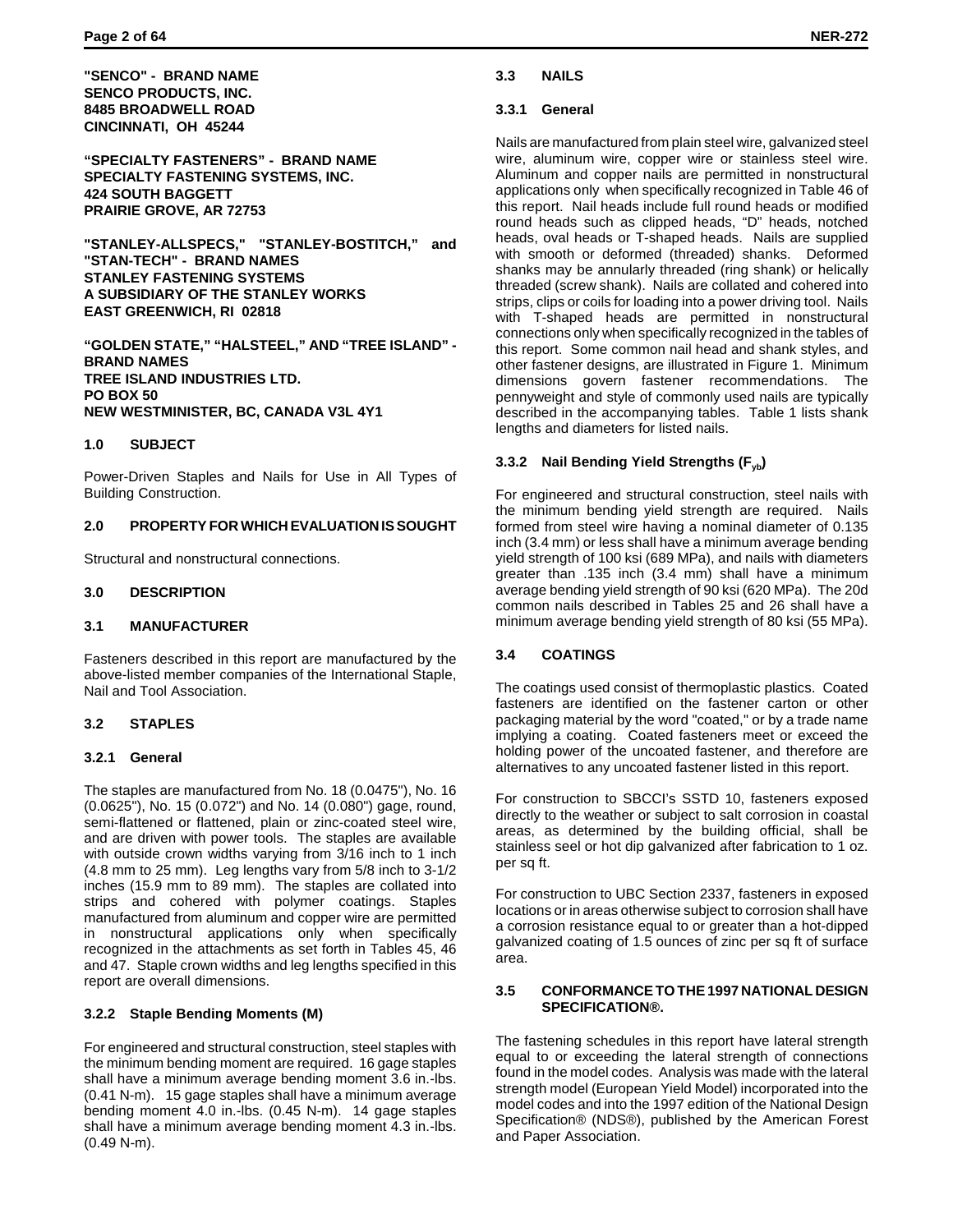**"SENCO" - BRAND NAME**
**SENCO PRODUCTS, INC.**
**8485 BROADWELL ROAD**
**CINCINNATI, OH 45244**

**"SPECIALTY FASTENERS" - BRAND NAME**
**SPECIALTY FASTENING SYSTEMS, INC.**
**424 SOUTH BAGGETT**
**PRAIRIE GROVE, AR 72753**

**"STANLEY-ALLSPECS," "STANLEY-BOSTITCH," and "STAN-TECH" - BRAND NAMES**
**STANLEY FASTENING SYSTEMS**
**A SUBSIDIARY OF THE STANLEY WORKS**
**EAST GREENWICH, RI 02818**

**"GOLDEN STATE," "HALSTEEL," AND "TREE ISLAND" - BRAND NAMES**
**TREE ISLAND INDUSTRIES LTD.**
**PO BOX 50**
**NEW WESTMINISTER, BC, CANADA V3L 4Y1**

## 1.0 SUBJECT

Power-Driven Staples and Nails for Use in All Types of Building Construction.

## 2.0 PROPERTY FOR WHICH EVALUATION IS SOUGHT

Structural and nonstructural connections.

## 3.0 DESCRIPTION

### 3.1 MANUFACTURER

Fasteners described in this report are manufactured by the above-listed member companies of the International Staple, Nail and Tool Association.

### 3.2 STAPLES

#### 3.2.1 General

The staples are manufactured from No. 18 (0.0475"), No. 16 (0.0625"), No. 15 (0.072") and No. 14 (0.080") gage, round, semi-flattened or flattened, plain or zinc-coated steel wire, and are driven with power tools. The staples are available with outside crown widths varying from 3/16 inch to 1 inch (4.8 mm to 25 mm). Leg lengths vary from 5/8 inch to 3-1/2 inches (15.9 mm to 89 mm). The staples are collated into strips and cohered with polymer coatings. Staples manufactured from aluminum and copper wire are permitted in nonstructural applications only when specifically recognized in the attachments as set forth in Tables 45, 46 and 47. Staple crown widths and leg lengths specified in this report are overall dimensions.

#### 3.2.2 Staple Bending Moments (M)

For engineered and structural construction, steel staples with the minimum bending moment are required. 16 gage staples shall have a minimum average bending moment 3.6 in.-lbs. (0.41 N-m). 15 gage staples shall have a minimum average bending moment 4.0 in.-lbs. (0.45 N-m). 14 gage staples shall have a minimum average bending moment 4.3 in.-lbs. (0.49 N-m).

### 3.3 NAILS

#### 3.3.1 General

Nails are manufactured from plain steel wire, galvanized steel wire, aluminum wire, copper wire or stainless steel wire. Aluminum and copper nails are permitted in nonstructural applications only when specifically recognized in Table 46 of this report. Nail heads include full round heads or modified round heads such as clipped heads, "D" heads, notched heads, oval heads or T-shaped heads. Nails are supplied with smooth or deformed (threaded) shanks. Deformed shanks may be annularly threaded (ring shank) or helically threaded (screw shank). Nails are collated and cohered into strips, clips or coils for loading into a power driving tool. Nails with T-shaped heads are permitted in nonstructural connections only when specifically recognized in the tables of this report. Some common nail head and shank styles, and other fastener designs, are illustrated in Figure 1. Minimum dimensions govern fastener recommendations. The pennyweight and style of commonly used nails are typically described in the accompanying tables. Table 1 lists shank lengths and diameters for listed nails.

#### 3.3.2 Nail Bending Yield Strengths ($F_{yb}$)

For engineered and structural construction, steel nails with the minimum bending yield strength are required. Nails formed from steel wire having a nominal diameter of 0.135 inch (3.4 mm) or less shall have a minimum average bending yield strength of 100 ksi (689 MPa), and nails with diameters greater than .135 inch (3.4 mm) shall have a minimum average bending yield strength of 90 ksi (620 MPa). The 20d common nails described in Tables 25 and 26 shall have a minimum average bending yield strength of 80 ksi (55 MPa).

### 3.4 COATINGS

The coatings used consist of thermoplastic plastics. Coated fasteners are identified on the fastener carton or other packaging material by the word "coated," or by a trade name implying a coating. Coated fasteners meet or exceed the holding power of the uncoated fastener, and therefore are alternatives to any uncoated fastener listed in this report.

For construction to SBCCI's SSTD 10, fasteners exposed directly to the weather or subject to salt corrosion in coastal areas, as determined by the building official, shall be stainless seel or hot dip galvanized after fabrication to 1 oz. per sq ft.

For construction to UBC Section 2337, fasteners in exposed locations or in areas otherwise subject to corrosion shall have a corrosion resistance equal to or greater than a hot-dipped galvanized coating of 1.5 ounces of zinc per sq ft of surface area.

### 3.5 CONFORMANCE TO THE 1997 NATIONAL DESIGN SPECIFICATION®.

The fastening schedules in this report have lateral strength equal to or exceeding the lateral strength of connections found in the model codes. Analysis was made with the lateral strength model (European Yield Model) incorporated into the model codes and into the 1997 edition of the National Design Specification® (NDS®), published by the American Forest and Paper Association.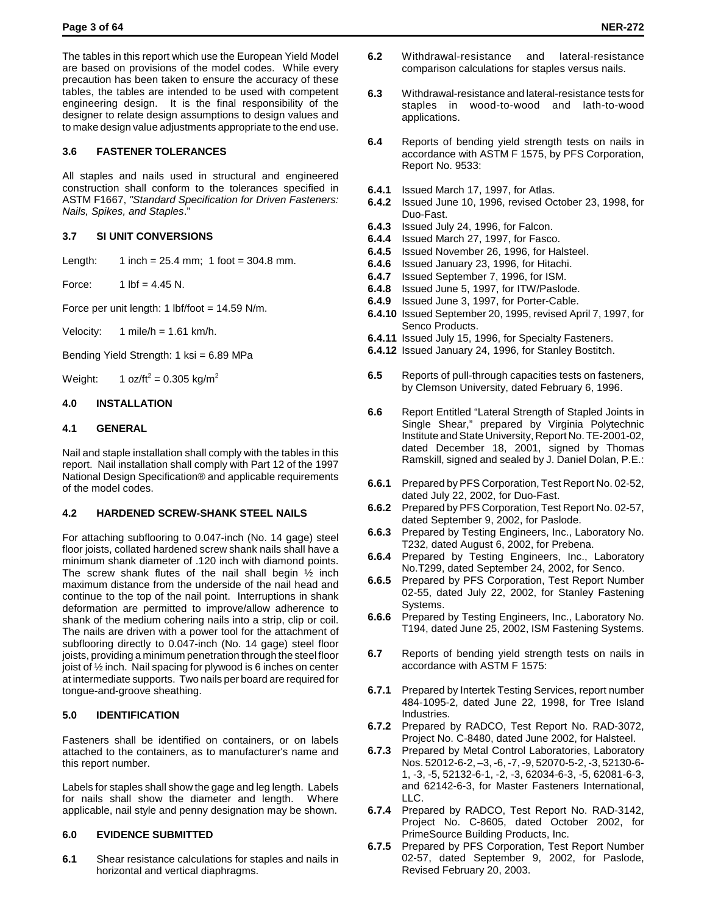The tables in this report which use the European Yield Model are based on provisions of the model codes. While every precaution has been taken to ensure the accuracy of these tables, the tables are intended to be used with competent engineering design. It is the final responsibility of the designer to relate design assumptions to design values and to make design value adjustments appropriate to the end use.

### 3.6 FASTENER TOLERANCES

All staples and nails used in structural and engineered construction shall conform to the tolerances specified in ASTM F1667, *"Standard Specification for Driven Fasteners: Nails, Spikes, and Staples*."

### 3.7 SI UNIT CONVERSIONS

Length: 1 inch = 25.4 mm; 1 foot = 304.8 mm.

Force: 1 lbf = 4.45 N.

Force per unit length: 1 lbf/foot = 14.59 N/m.

Velocity: 1 mile/h = 1.61 km/h.

Bending Yield Strength: 1 ksi = 6.89 MPa

Weight: 1 oz/ft$^2$ = 0.305 kg/m$^2$

## 4.0 INSTALLATION

### 4.1 GENERAL

Nail and staple installation shall comply with the tables in this report. Nail installation shall comply with Part 12 of the 1997 National Design Specification® and applicable requirements of the model codes.

### 4.2 HARDENED SCREW-SHANK STEEL NAILS

For attaching subflooring to 0.047-inch (No. 14 gage) steel floor joists, collated hardened screw shank nails shall have a minimum shank diameter of .120 inch with diamond points. The screw shank flutes of the nail shall begin ½ inch maximum distance from the underside of the nail head and continue to the top of the nail point. Interruptions in shank deformation are permitted to improve/allow adherence to shank of the medium cohering nails into a strip, clip or coil. The nails are driven with a power tool for the attachment of subflooring directly to 0.047-inch (No. 14 gage) steel floor joists, providing a minimum penetration through the steel floor joist of ½ inch. Nail spacing for plywood is 6 inches on center at intermediate supports. Two nails per board are required for tongue-and-groove sheathing.

## 5.0 IDENTIFICATION

Fasteners shall be identified on containers, or on labels attached to the containers, as to manufacturer's name and this report number.

Labels for staples shall show the gage and leg length. Labels for nails shall show the diameter and length. Where applicable, nail style and penny designation may be shown.

## 6.0 EVIDENCE SUBMITTED

**6.1** Shear resistance calculations for staples and nails in horizontal and vertical diaphragms.

**6.2** Withdrawal-resistance and lateral-resistance comparison calculations for staples versus nails.

**6.3** Withdrawal-resistance and lateral-resistance tests for staples in wood-to-wood and lath-to-wood applications.

**6.4** Reports of bending yield strength tests on nails in accordance with ASTM F 1575, by PFS Corporation, Report No. 9533:

**6.4.1** Issued March 17, 1997, for Atlas.
**6.4.2** Issued June 10, 1996, revised October 23, 1998, for Duo-Fast.
**6.4.3** Issued July 24, 1996, for Falcon.
**6.4.4** Issued March 27, 1997, for Fasco.
**6.4.5** Issued November 26, 1996, for Halsteel.
**6.4.6** Issued January 23, 1996, for Hitachi.
**6.4.7** Issued September 7, 1996, for ISM.
**6.4.8** Issued June 5, 1997, for ITW/Paslode.
**6.4.9** Issued June 3, 1997, for Porter-Cable.
**6.4.10** Issued September 20, 1995, revised April 7, 1997, for Senco Products.
**6.4.11** Issued July 15, 1996, for Specialty Fasteners.
**6.4.12** Issued January 24, 1996, for Stanley Bostitch.

**6.5** Reports of pull-through capacities tests on fasteners, by Clemson University, dated February 6, 1996.

**6.6** Report Entitled "Lateral Strength of Stapled Joints in Single Shear," prepared by Virginia Polytechnic Institute and State University, Report No. TE-2001-02, dated December 18, 2001, signed by Thomas Ramskill, signed and sealed by J. Daniel Dolan, P.E.:

**6.6.1** Prepared by PFS Corporation, Test Report No. 02-52, dated July 22, 2002, for Duo-Fast.
**6.6.2** Prepared by PFS Corporation, Test Report No. 02-57, dated September 9, 2002, for Paslode.
**6.6.3** Prepared by Testing Engineers, Inc., Laboratory No. T232, dated August 6, 2002, for Prebena.
**6.6.4** Prepared by Testing Engineers, Inc., Laboratory No.T299, dated September 24, 2002, for Senco.
**6.6.5** Prepared by PFS Corporation, Test Report Number 02-55, dated July 22, 2002, for Stanley Fastening Systems.
**6.6.6** Prepared by Testing Engineers, Inc., Laboratory No. T194, dated June 25, 2002, ISM Fastening Systems.

**6.7** Reports of bending yield strength tests on nails in accordance with ASTM F 1575:

**6.7.1** Prepared by Intertek Testing Services, report number 484-1095-2, dated June 22, 1998, for Tree Island Industries.
**6.7.2** Prepared by RADCO, Test Report No. RAD-3072, Project No. C-8480, dated June 2002, for Halsteel.
**6.7.3** Prepared by Metal Control Laboratories, Laboratory Nos. 52012-6-2, –3, -6, -7, -9, 52070-5-2, -3, 52130-6-1, -3, -5, 52132-6-1, -2, -3, 62034-6-3, -5, 62081-6-3, and 62142-6-3, for Master Fasteners International, LLC.
**6.7.4** Prepared by RADCO, Test Report No. RAD-3142, Project No. C-8605, dated October 2002, for PrimeSource Building Products, Inc.
**6.7.5** Prepared by PFS Corporation, Test Report Number 02-57, dated September 9, 2002, for Paslode, Revised February 20, 2003.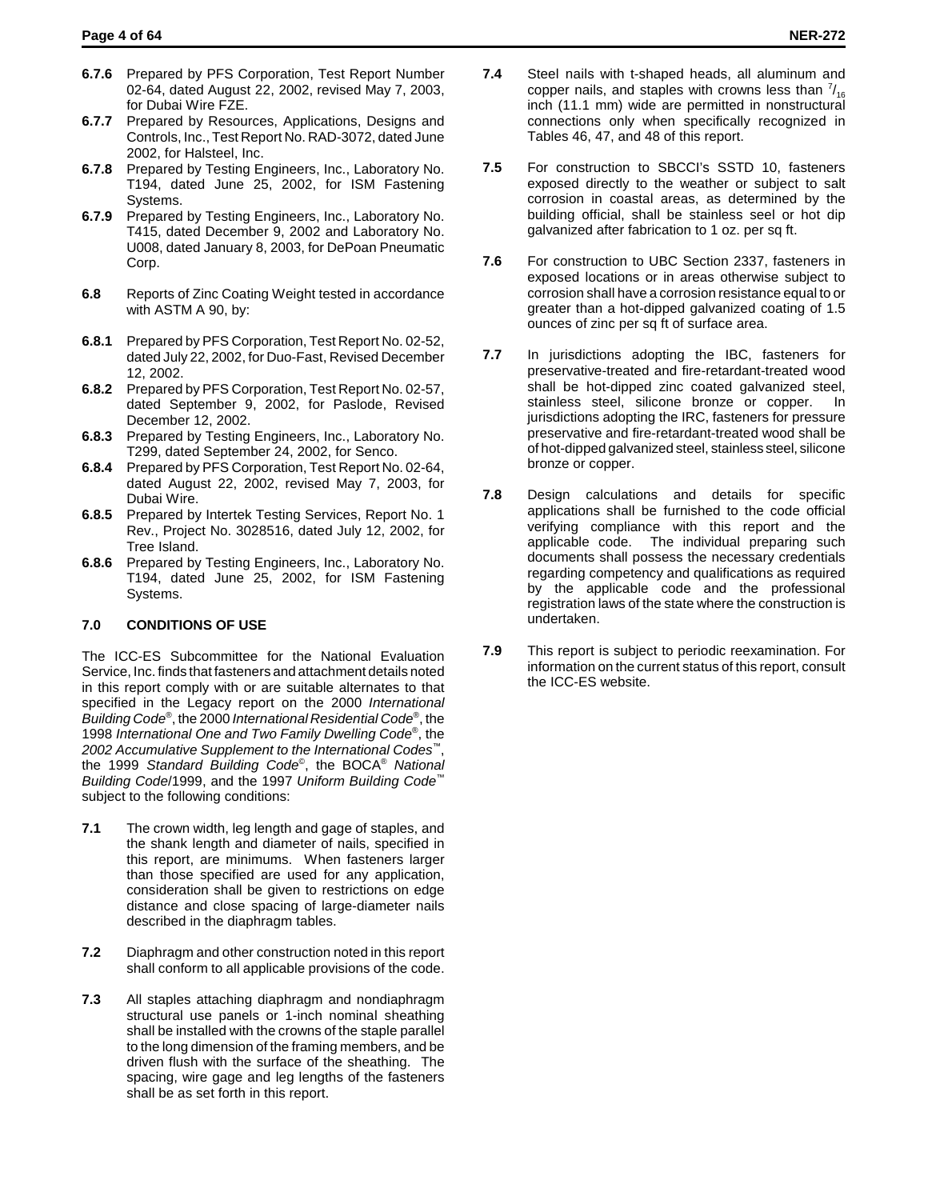**6.7.6** Prepared by PFS Corporation, Test Report Number 02-64, dated August 22, 2002, revised May 7, 2003, for Dubai Wire FZE.

**6.7.7** Prepared by Resources, Applications, Designs and Controls, Inc., Test Report No. RAD-3072, dated June 2002, for Halsteel, Inc.

**6.7.8** Prepared by Testing Engineers, Inc., Laboratory No. T194, dated June 25, 2002, for ISM Fastening Systems.

**6.7.9** Prepared by Testing Engineers, Inc., Laboratory No. T415, dated December 9, 2002 and Laboratory No. U008, dated January 8, 2003, for DePoan Pneumatic Corp.

**6.8** Reports of Zinc Coating Weight tested in accordance with ASTM A 90, by:

**6.8.1** Prepared by PFS Corporation, Test Report No. 02-52, dated July 22, 2002, for Duo-Fast, Revised December 12, 2002.

**6.8.2** Prepared by PFS Corporation, Test Report No. 02-57, dated September 9, 2002, for Paslode, Revised December 12, 2002.

**6.8.3** Prepared by Testing Engineers, Inc., Laboratory No. T299, dated September 24, 2002, for Senco.

**6.8.4** Prepared by PFS Corporation, Test Report No. 02-64, dated August 22, 2002, revised May 7, 2003, for Dubai Wire.

**6.8.5** Prepared by Intertek Testing Services, Report No. 1 Rev., Project No. 3028516, dated July 12, 2002, for Tree Island.

**6.8.6** Prepared by Testing Engineers, Inc., Laboratory No. T194, dated June 25, 2002, for ISM Fastening Systems.

## 7.0 CONDITIONS OF USE

The ICC-ES Subcommittee for the National Evaluation Service, Inc. finds that fasteners and attachment details noted in this report comply with or are suitable alternates to that specified in the Legacy report on the 2000 *International Building Code*®, the 2000 *International Residential Code*®, the 1998 *International One and Two Family Dwelling Code*®, the *2002 Accumulative Supplement to the International Codes*™, the 1999 *Standard Building Code*©, the BOCA® *National Building Code*/1999, and the 1997 *Uniform Building Code*™ subject to the following conditions:

**7.1** The crown width, leg length and gage of staples, and the shank length and diameter of nails, specified in this report, are minimums. When fasteners larger than those specified are used for any application, consideration shall be given to restrictions on edge distance and close spacing of large-diameter nails described in the diaphragm tables.

**7.2** Diaphragm and other construction noted in this report shall conform to all applicable provisions of the code.

**7.3** All staples attaching diaphragm and nondiaphragm structural use panels or 1-inch nominal sheathing shall be installed with the crowns of the staple parallel to the long dimension of the framing members, and be driven flush with the surface of the sheathing. The spacing, wire gage and leg lengths of the fasteners shall be as set forth in this report.

**7.4** Steel nails with t-shaped heads, all aluminum and copper nails, and staples with crowns less than $^{7}/_{16}$ inch (11.1 mm) wide are permitted in nonstructural connections only when specifically recognized in Tables 46, 47, and 48 of this report.

**7.5** For construction to SBCCI's SSTD 10, fasteners exposed directly to the weather or subject to salt corrosion in coastal areas, as determined by the building official, shall be stainless seel or hot dip galvanized after fabrication to 1 oz. per sq ft.

**7.6** For construction to UBC Section 2337, fasteners in exposed locations or in areas otherwise subject to corrosion shall have a corrosion resistance equal to or greater than a hot-dipped galvanized coating of 1.5 ounces of zinc per sq ft of surface area.

**7.7** In jurisdictions adopting the IBC, fasteners for preservative-treated and fire-retardant-treated wood shall be hot-dipped zinc coated galvanized steel, stainless steel, silicone bronze or copper. In jurisdictions adopting the IRC, fasteners for pressure preservative and fire-retardant-treated wood shall be of hot-dipped galvanized steel, stainless steel, silicone bronze or copper.

**7.8** Design calculations and details for specific applications shall be furnished to the code official verifying compliance with this report and the applicable code. The individual preparing such documents shall possess the necessary credentials regarding competency and qualifications as required by the applicable code and the professional registration laws of the state where the construction is undertaken.

**7.9** This report is subject to periodic reexamination. For information on the current status of this report, consult the ICC-ES website.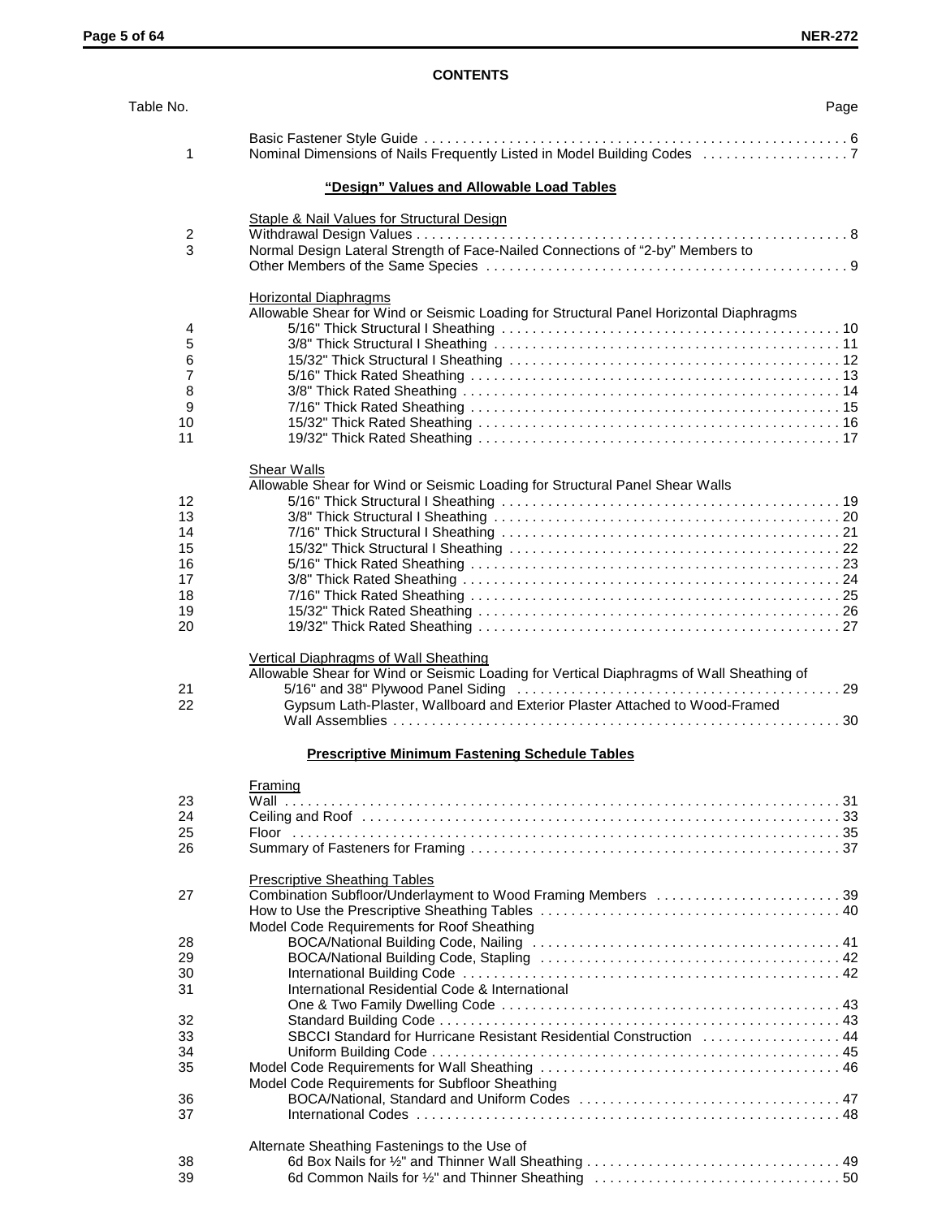# CONTENTS

| Table No. | | Page |
|---|---|---|
| | Basic Fastener Style Guide | 6 |
| 1 | Nominal Dimensions of Nails Frequently Listed in Model Building Codes | 7 |
| | **"Design" Values and Allowable Load Tables** | |
| | Staple & Nail Values for Structural Design | |
| 2 | Withdrawal Design Values | 8 |
| 3 | Normal Design Lateral Strength of Face-Nailed Connections of "2-by" Members to Other Members of the Same Species | 9 |
| | Horizontal Diaphragms | |
| | Allowable Shear for Wind or Seismic Loading for Structural Panel Horizontal Diaphragms | |
| 4 | 5/16" Thick Structural I Sheathing | 10 |
| 5 | 3/8" Thick Structural I Sheathing | 11 |
| 6 | 15/32" Thick Structural I Sheathing | 12 |
| 7 | 5/16" Thick Rated Sheathing | 13 |
| 8 | 3/8" Thick Rated Sheathing | 14 |
| 9 | 7/16" Thick Rated Sheathing | 15 |
| 10 | 15/32" Thick Rated Sheathing | 16 |
| 11 | 19/32" Thick Rated Sheathing | 17 |
| | Shear Walls | |
| | Allowable Shear for Wind or Seismic Loading for Structural Panel Shear Walls | |
| 12 | 5/16" Thick Structural I Sheathing | 19 |
| 13 | 3/8" Thick Structural I Sheathing | 20 |
| 14 | 7/16" Thick Structural I Sheathing | 21 |
| 15 | 15/32" Thick Structural I Sheathing | 22 |
| 16 | 5/16" Thick Rated Sheathing | 23 |
| 17 | 3/8" Thick Rated Sheathing | 24 |
| 18 | 7/16" Thick Rated Sheathing | 25 |
| 19 | 15/32" Thick Rated Sheathing | 26 |
| 20 | 19/32" Thick Rated Sheathing | 27 |
| | Vertical Diaphragms of Wall Sheathing | |
| | Allowable Shear for Wind or Seismic Loading for Vertical Diaphragms of Wall Sheathing of | |
| 21 | 5/16" and 38" Plywood Panel Siding | 29 |
| 22 | Gypsum Lath-Plaster, Wallboard and Exterior Plaster Attached to Wood-Framed Wall Assemblies | 30 |
| | **Prescriptive Minimum Fastening Schedule Tables** | |
| | Framing | |
| 23 | Wall | 31 |
| 24 | Ceiling and Roof | 33 |
| 25 | Floor | 35 |
| 26 | Summary of Fasteners for Framing | 37 |
| | Prescriptive Sheathing Tables | |
| 27 | Combination Subfloor/Underlayment to Wood Framing Members | 39 |
| | How to Use the Prescriptive Sheathing Tables | 40 |
| | Model Code Requirements for Roof Sheathing | |
| 28 | BOCA/National Building Code, Nailing | 41 |
| 29 | BOCA/National Building Code, Stapling | 42 |
| 30 | International Building Code | 42 |
| 31 | International Residential Code & International One & Two Family Dwelling Code | 43 |
| 32 | Standard Building Code | 43 |
| 33 | SBCCI Standard for Hurricane Resistant Residential Construction | 44 |
| 34 | Uniform Building Code | 45 |
| 35 | Model Code Requirements for Wall Sheathing | 46 |
| | Model Code Requirements for Subfloor Sheathing | |
| 36 | BOCA/National, Standard and Uniform Codes | 47 |
| 37 | International Codes | 48 |
| | Alternate Sheathing Fastenings to the Use of | |
| 38 | 6d Box Nails for ½" and Thinner Wall Sheathing | 49 |
| 39 | 6d Common Nails for ½" and Thinner Sheathing | 50 |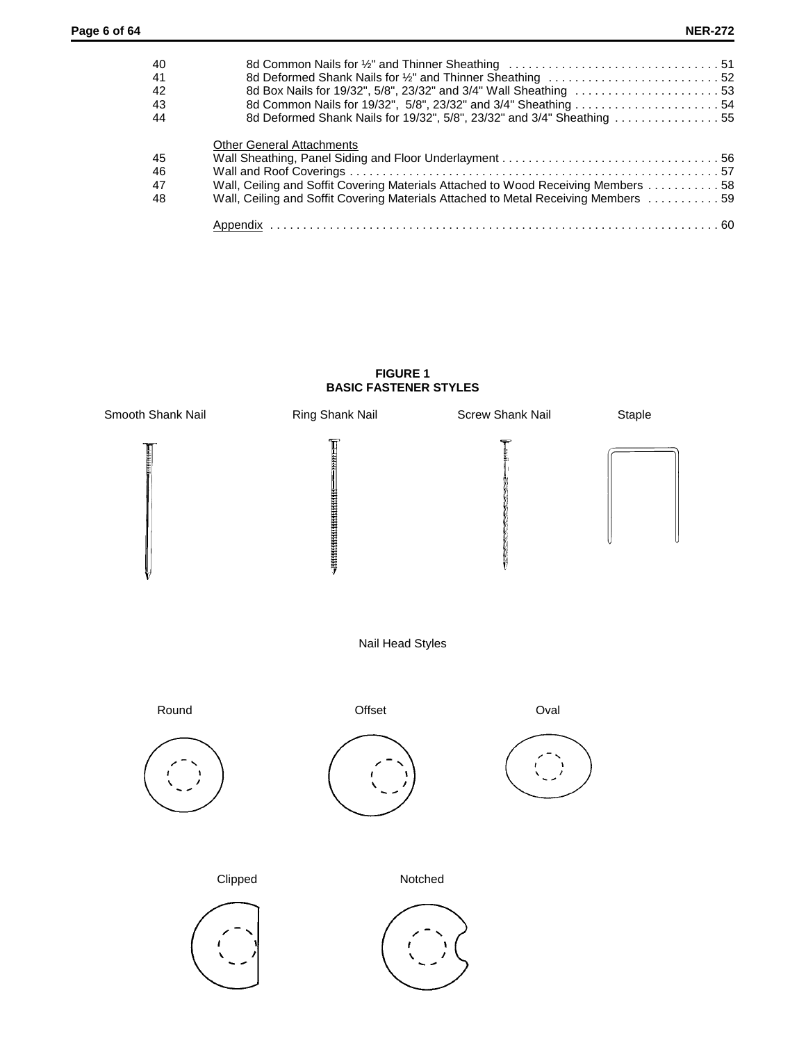| | | |
|---|---|---|
| 40 | 8d Common Nails for ½" and Thinner Sheathing | 51 |
| 41 | 8d Deformed Shank Nails for ½" and Thinner Sheathing | 52 |
| 42 | 8d Box Nails for 19/32", 5/8", 23/32" and 3/4" Wall Sheathing | 53 |
| 43 | 8d Common Nails for 19/32", 5/8", 23/32" and 3/4" Sheathing | 54 |
| 44 | 8d Deformed Shank Nails for 19/32", 5/8", 23/32" and 3/4" Sheathing | 55 |
| | Other General Attachments | |
| 45 | Wall Sheathing, Panel Siding and Floor Underlayment | 56 |
| 46 | Wall and Roof Coverings | 57 |
| 47 | Wall, Ceiling and Soffit Covering Materials Attached to Wood Receiving Members | 58 |
| 48 | Wall, Ceiling and Soffit Covering Materials Attached to Metal Receiving Members | 59 |
| | Appendix | 60 |

**FIGURE 1**
**BASIC FASTENER STYLES**

Smooth Shank Nail    Ring Shank Nail    Screw Shank Nail    Staple

Nail Head Styles

Round    Offset    Oval

Clipped    Notched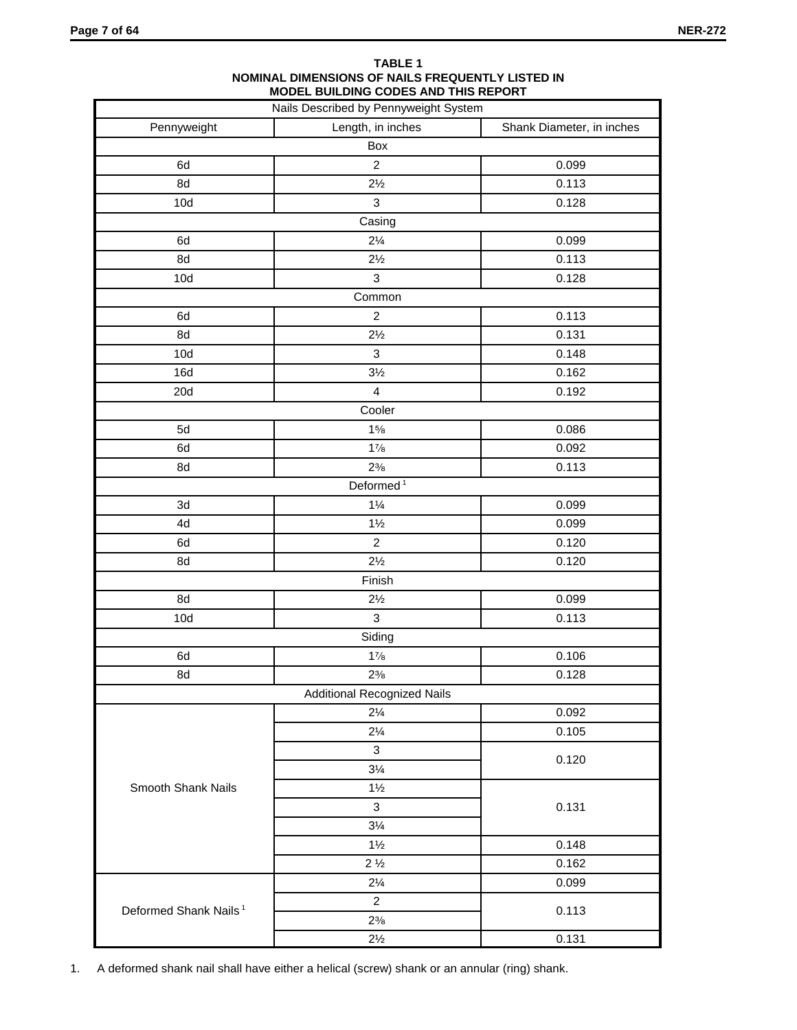**TABLE 1**
**NOMINAL DIMENSIONS OF NAILS FREQUENTLY LISTED IN MODEL BUILDING CODES AND THIS REPORT**

| Nails Described by Pennyweight System | | |
|---|---|---|
| Pennyweight | Length, in inches | Shank Diameter, in inches |
| Box | | |
| 6d | 2 | 0.099 |
| 8d | 2½ | 0.113 |
| 10d | 3 | 0.128 |
| Casing | | |
| 6d | 2¼ | 0.099 |
| 8d | 2½ | 0.113 |
| 10d | 3 | 0.128 |
| Common | | |
| 6d | 2 | 0.113 |
| 8d | 2½ | 0.131 |
| 10d | 3 | 0.148 |
| 16d | 3½ | 0.162 |
| 20d | 4 | 0.192 |
| Cooler | | |
| 5d | 1⅝ | 0.086 |
| 6d | 1⅞ | 0.092 |
| 8d | 2⅜ | 0.113 |
| Deformed [1] | | |
| 3d | 1¼ | 0.099 |
| 4d | 1½ | 0.099 |
| 6d | 2 | 0.120 |
| 8d | 2½ | 0.120 |
| Finish | | |
| 8d | 2½ | 0.099 |
| 10d | 3 | 0.113 |
| Siding | | |
| 6d | 1⅞ | 0.106 |
| 8d | 2⅜ | 0.128 |
| Additional Recognized Nails | | |
| Smooth Shank Nails | 2¼ | 0.092 |
| | 2¼ | 0.105 |
| | 3 | 0.120 |
| | 3¼ | 0.120 |
| | 1½ | 0.131 |
| | 3 | 0.131 |
| | 3¼ | 0.131 |
| | 1½ | 0.148 |
| | 2 ½ | 0.162 |
| Deformed Shank Nails [1] | 2¼ | 0.099 |
| | 2 | 0.113 |
| | 2⅜ | 0.113 |
| | 2½ | 0.131 |

1. A deformed shank nail shall have either a helical (screw) shank or an annular (ring) shank.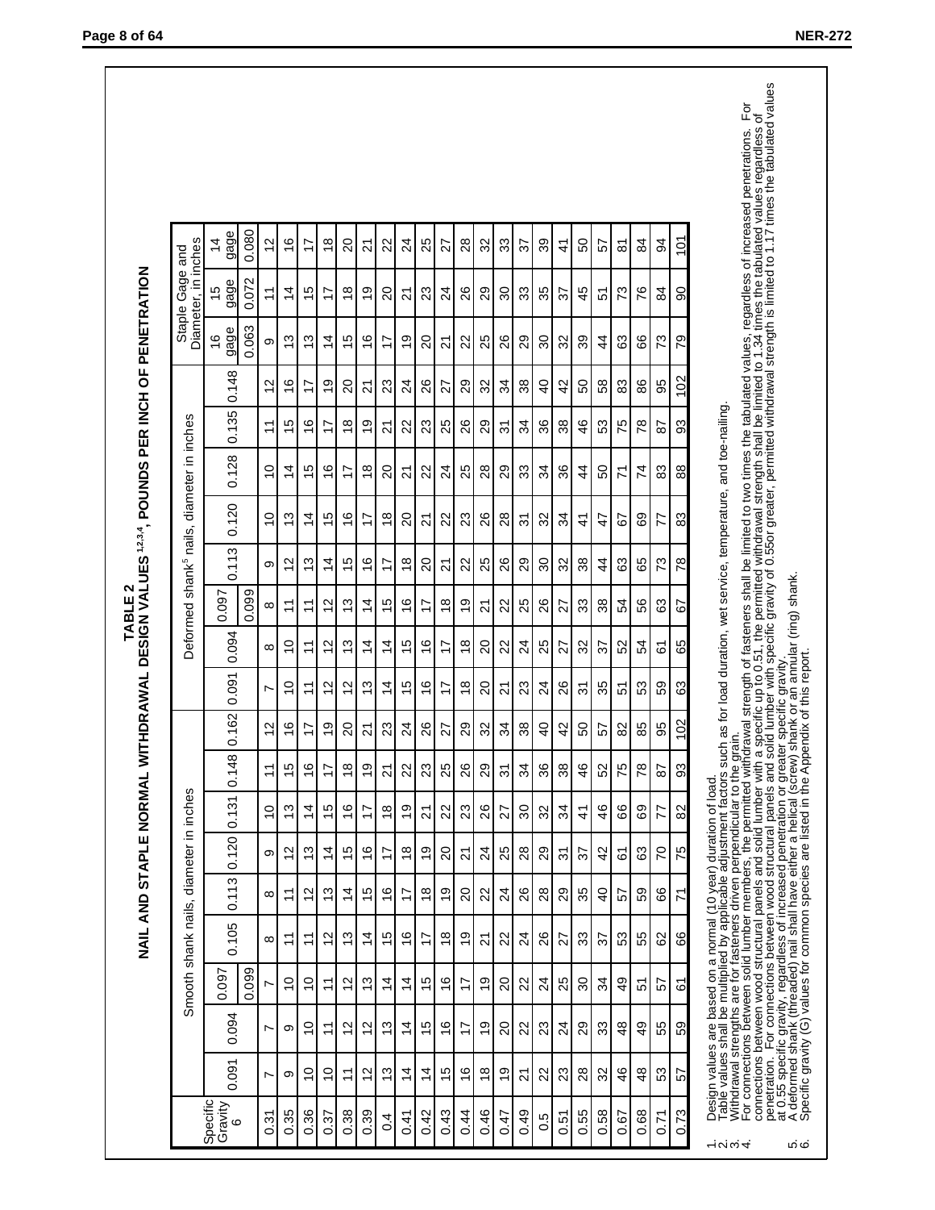# TABLE 2
## NAIL AND STAPLE NORMAL WITHDRAWAL DESIGN VALUES[1,2,3,4], POUNDS PER INCH OF PENETRATION

| Specific Gravity[6] | Smooth shank nails, diameter in inches | | | | | | | | | | Deformed shank[5] nails, diameter in inches | | | | | | | | | Staple Gage and Diameter, in inches | | |
|---|---|---|---|---|---|---|---|---|---|---|---|---|---|---|---|---|---|---|---|---|---|---|
| | 0.091 | 0.094 | 0.097 / 0.099 | 0.105 | 0.113 | 0.120 | 0.131 | 0.148 | 0.162 | | 0.091 | 0.094 | 0.097 / 0.099 | 0.113 | 0.120 | 0.128 | 0.135 | 0.148 | | 16 gage 0.063 | 15 gage 0.072 | 14 gage 0.080 |
| 0.31 | 7 | 7 | 7 | 8 | 8 | 9 | 10 | 11 | 12 | | 7 | 8 | 8 | 9 | 10 | 10 | 11 | 12 | | 9 | 11 | 12 |
| 0.35 | 9 | 9 | 10 | 11 | 11 | 12 | 13 | 15 | 16 | | 10 | 10 | 11 | 12 | 13 | 14 | 15 | 16 | | 13 | 14 | 16 |
| 0.36 | 10 | 10 | 10 | 11 | 12 | 13 | 14 | 16 | 17 | | 11 | 11 | 11 | 13 | 14 | 15 | 16 | 17 | | 13 | 15 | 17 |
| 0.37 | 10 | 11 | 11 | 12 | 13 | 14 | 15 | 17 | 19 | | 12 | 12 | 12 | 14 | 15 | 16 | 17 | 19 | | 14 | 17 | 18 |
| 0.38 | 11 | 12 | 12 | 13 | 14 | 15 | 16 | 18 | 20 | | 12 | 13 | 13 | 15 | 16 | 17 | 18 | 20 | | 15 | 18 | 20 |
| 0.39 | 12 | 12 | 13 | 14 | 15 | 16 | 17 | 19 | 21 | | 13 | 14 | 14 | 16 | 17 | 18 | 19 | 21 | | 16 | 19 | 21 |
| 0.4 | 13 | 13 | 14 | 15 | 16 | 17 | 18 | 21 | 23 | | 14 | 14 | 15 | 17 | 18 | 20 | 21 | 23 | | 17 | 20 | 22 |
| 0.41 | 14 | 14 | 14 | 16 | 17 | 18 | 19 | 22 | 24 | | 15 | 15 | 16 | 18 | 20 | 21 | 22 | 24 | | 19 | 21 | 24 |
| 0.42 | 14 | 15 | 15 | 17 | 18 | 19 | 21 | 23 | 26 | | 16 | 16 | 17 | 20 | 21 | 22 | 23 | 26 | | 20 | 23 | 25 |
| 0.43 | 15 | 16 | 16 | 18 | 19 | 20 | 22 | 25 | 27 | | 17 | 17 | 18 | 21 | 22 | 24 | 25 | 27 | | 21 | 24 | 27 |
| 0.44 | 16 | 17 | 17 | 19 | 20 | 21 | 23 | 26 | 29 | | 18 | 18 | 19 | 22 | 23 | 25 | 26 | 29 | | 22 | 26 | 28 |
| 0.46 | 18 | 19 | 19 | 21 | 22 | 24 | 26 | 29 | 32 | | 20 | 20 | 21 | 25 | 26 | 28 | 29 | 32 | | 25 | 29 | 32 |
| 0.47 | 19 | 20 | 20 | 22 | 24 | 25 | 27 | 31 | 34 | | 21 | 22 | 22 | 26 | 28 | 29 | 31 | 34 | | 26 | 30 | 33 |
| 0.49 | 21 | 22 | 22 | 24 | 26 | 28 | 30 | 34 | 38 | | 23 | 24 | 25 | 29 | 31 | 33 | 34 | 38 | | 29 | 33 | 37 |
| 0.5 | 22 | 23 | 24 | 26 | 28 | 29 | 32 | 36 | 40 | | 24 | 25 | 26 | 30 | 32 | 34 | 36 | 40 | | 30 | 35 | 39 |
| 0.51 | 23 | 24 | 25 | 27 | 29 | 31 | 34 | 38 | 42 | | 26 | 27 | 27 | 32 | 34 | 36 | 38 | 42 | | 32 | 37 | 41 |
| 0.55 | 28 | 29 | 30 | 33 | 35 | 37 | 41 | 46 | 50 | | 31 | 32 | 33 | 38 | 41 | 44 | 46 | 50 | | 39 | 45 | 50 |
| 0.58 | 32 | 33 | 34 | 37 | 40 | 42 | 46 | 52 | 57 | | 35 | 37 | 38 | 44 | 47 | 50 | 53 | 58 | | 44 | 51 | 57 |
| 0.67 | 46 | 48 | 49 | 53 | 57 | 61 | 66 | 75 | 82 | | 51 | 52 | 54 | 63 | 67 | 71 | 75 | 83 | | 63 | 73 | 81 |
| 0.68 | 48 | 49 | 51 | 55 | 59 | 63 | 69 | 78 | 85 | | 53 | 54 | 56 | 65 | 69 | 74 | 78 | 86 | | 66 | 76 | 84 |
| 0.71 | 53 | 55 | 57 | 62 | 66 | 70 | 77 | 87 | 95 | | 59 | 61 | 63 | 73 | 77 | 83 | 87 | 95 | | 73 | 84 | 94 |
| 0.73 | 57 | 59 | 61 | 66 | 71 | 75 | 82 | 93 | 102 | | 63 | 65 | 67 | 78 | 83 | 88 | 93 | 102 | | 79 | 90 | 101 |

1. Design values are based on a normal (10 year) duration of load.
2. Table values shall be multiplied by applicable adjustment factors such as for load duration, wet service, temperature, and toe-nailing.
3. Withdrawal strengths are for fasteners driven perpendicular to the grain.
4. For connections between solid lumber members, the permitted withdrawal strength of fasteners shall be limited to two times the tabulated values, regardless of increased penetrations. For connections between wood structural panels and solid lumber with a specific up to 0.51, the permitted withdrawal strength shall be limited to 1.34 times the tabulated values regardless of penetration. For connections between wood structural panels and solid lumber with specific gravity of 0.55or greater, permitted withdrawal strength is limited to 1.17 times the tabulated values at 0.55 specific gravity, regardless of increased penetration or greater specific gravity.
5. A deformed shank (threaded) nail shall have either a helical (screw) shank or an annular (ring) shank.
6. Specific gravity (G) values for common species are listed in the Appendix of this report.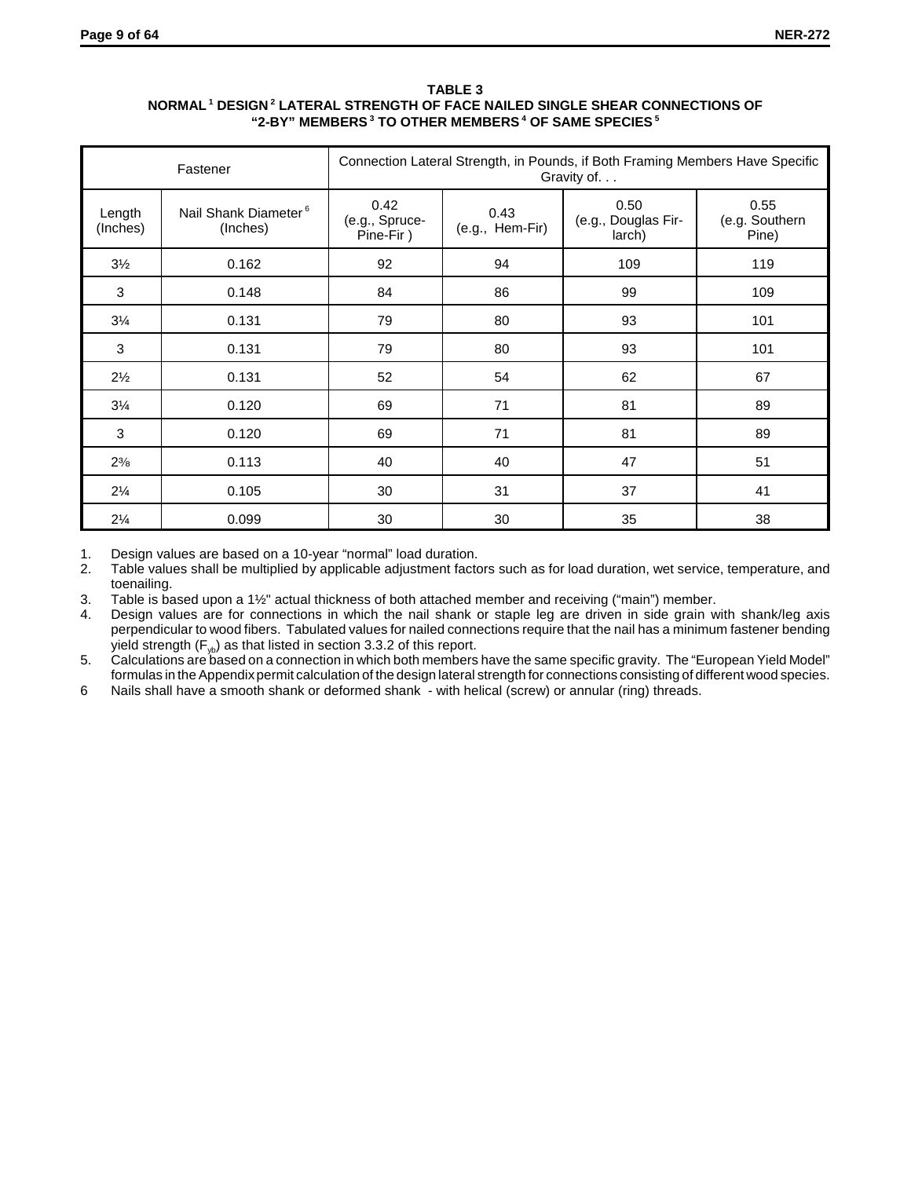**TABLE 3**
**NORMAL[1] DESIGN[2] LATERAL STRENGTH OF FACE NAILED SINGLE SHEAR CONNECTIONS OF "2-BY" MEMBERS[3] TO OTHER MEMBERS[4] OF SAME SPECIES[5]**

| Fastener | | Connection Lateral Strength, in Pounds, if Both Framing Members Have Specific Gravity of. . . | | | |
|---|---|---|---|---|---|
| Length (Inches) | Nail Shank Diameter[6] (Inches) | 0.42 (e.g., Spruce-Pine-Fir ) | 0.43 (e.g., Hem-Fir) | 0.50 (e.g., Douglas Fir-larch) | 0.55 (e.g. Southern Pine) |
| 3½ | 0.162 | 92 | 94 | 109 | 119 |
| 3 | 0.148 | 84 | 86 | 99 | 109 |
| 3¼ | 0.131 | 79 | 80 | 93 | 101 |
| 3 | 0.131 | 79 | 80 | 93 | 101 |
| 2½ | 0.131 | 52 | 54 | 62 | 67 |
| 3¼ | 0.120 | 69 | 71 | 81 | 89 |
| 3 | 0.120 | 69 | 71 | 81 | 89 |
| 2⅜ | 0.113 | 40 | 40 | 47 | 51 |
| 2¼ | 0.105 | 30 | 31 | 37 | 41 |
| 2¼ | 0.099 | 30 | 30 | 35 | 38 |

1. Design values are based on a 10-year "normal" load duration.
2. Table values shall be multiplied by applicable adjustment factors such as for load duration, wet service, temperature, and toenailing.
3. Table is based upon a 1½" actual thickness of both attached member and receiving ("main") member.
4. Design values are for connections in which the nail shank or staple leg are driven in side grain with shank/leg axis perpendicular to wood fibers. Tabulated values for nailed connections require that the nail has a minimum fastener bending yield strength ($F_{yb}$) as that listed in section 3.3.2 of this report.
5. Calculations are based on a connection in which both members have the same specific gravity. The "European Yield Model" formulas in the Appendix permit calculation of the design lateral strength for connections consisting of different wood species.
6. Nails shall have a smooth shank or deformed shank - with helical (screw) or annular (ring) threads.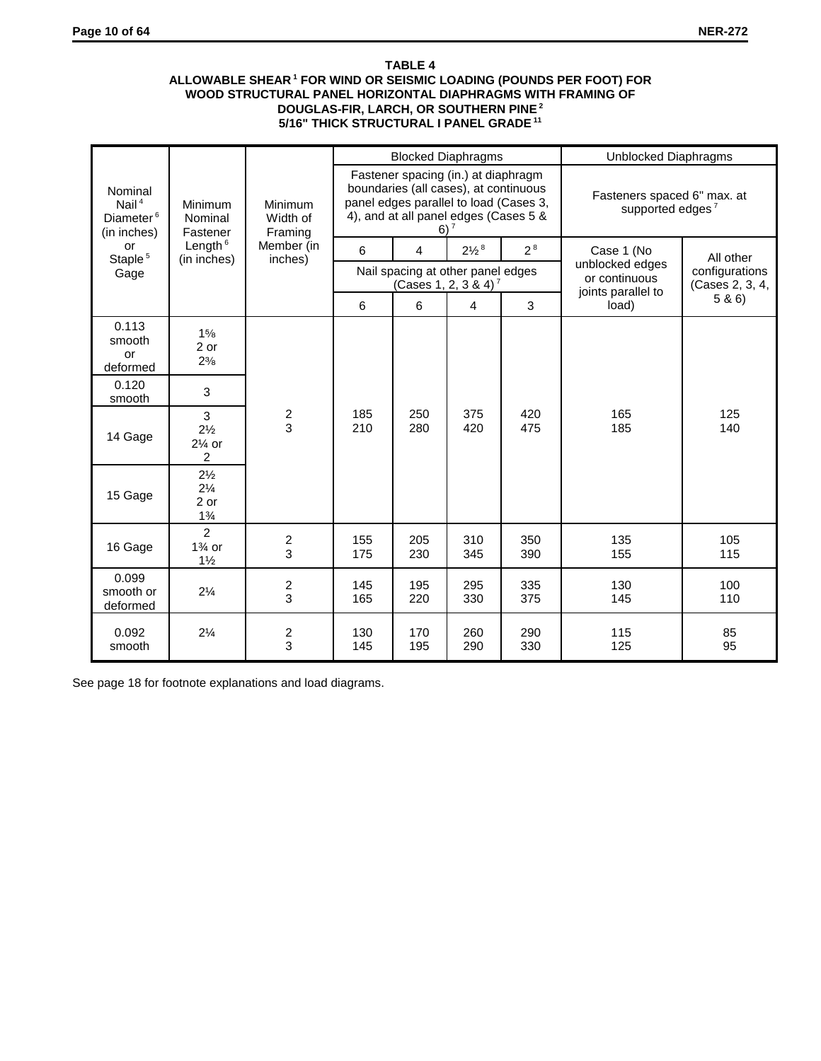**TABLE 4**
**ALLOWABLE SHEAR [1] FOR WIND OR SEISMIC LOADING (POUNDS PER FOOT) FOR WOOD STRUCTURAL PANEL HORIZONTAL DIAPHRAGMS WITH FRAMING OF DOUGLAS-FIR, LARCH, OR SOUTHERN PINE [2]**
**5/16" THICK STRUCTURAL I PANEL GRADE [11]**

| Nominal Nail [4] Diameter [6] (in inches) or Staple [5] Gage | Minimum Nominal Fastener Length [6] (in inches) | Minimum Width of Framing Member (in inches) | Blocked Diaphragms | | | | Unblocked Diaphragms | |
|---|---|---|---|---|---|---|---|---|
| | | | Fastener spacing (in.) at diaphragm boundaries (all cases), at continuous panel edges parallel to load (Cases 3, 4), and at all panel edges (Cases 5 & 6) [7] | | | | Fasteners spaced 6" max. at supported edges [7] | |
| | | | 6 | 4 | 2½ [8] | 2 [8] | Case 1 (No unblocked edges or continuous joints parallel to load) | All other configurations (Cases 2, 3, 4, 5 & 6) |
| | | | Nail spacing at other panel edges (Cases 1, 2, 3 & 4) [7] | | | | | |
| | | | 6 | 6 | 4 | 3 | | |
| 0.113 smooth or deformed | 1⅝ 2 or 2⅜ | 2 3 | 185 210 | 250 280 | 375 420 | 420 475 | 165 185 | 125 140 |
| 0.120 smooth | 3 | | | | | | | |
| 14 Gage | 3 2½ 2¼ or 2 | | | | | | | |
| 15 Gage | 2½ 2¼ 2 or 1¾ | | | | | | | |
| 16 Gage | 2 1¾ or 1½ | 2 3 | 155 175 | 205 230 | 310 345 | 350 390 | 135 155 | 105 115 |
| 0.099 smooth or deformed | 2¼ | 2 3 | 145 165 | 195 220 | 295 330 | 335 375 | 130 145 | 100 110 |
| 0.092 smooth | 2¼ | 2 3 | 130 145 | 170 195 | 260 290 | 290 330 | 115 125 | 85 95 |

See page 18 for footnote explanations and load diagrams.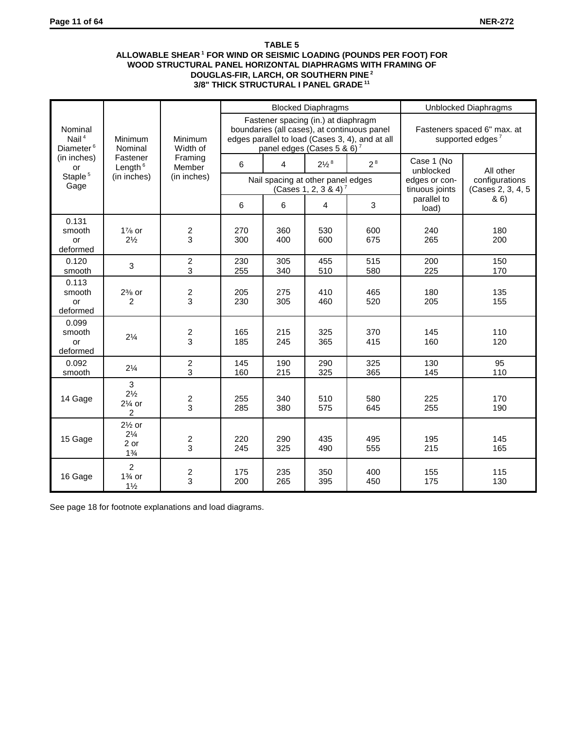**TABLE 5**
**ALLOWABLE SHEAR [1] FOR WIND OR SEISMIC LOADING (POUNDS PER FOOT) FOR WOOD STRUCTURAL PANEL HORIZONTAL DIAPHRAGMS WITH FRAMING OF DOUGLAS-FIR, LARCH, OR SOUTHERN PINE [2]**
**3/8" THICK STRUCTURAL I PANEL GRADE [11]**

| Nominal Nail [4] Diameter [6] (in inches) or Staple [5] Gage | Minimum Nominal Fastener Length [6] (in inches) | Minimum Width of Framing Member (in inches) | Blocked Diaphragms | | | | Unblocked Diaphragms | |
|---|---|---|---|---|---|---|---|---|
| | | | Fastener spacing (in.) at diaphragm boundaries (all cases), at continuous panel edges parallel to load (Cases 3, 4), and at all panel edges (Cases 5 & 6) [7] | | | | Fasteners spaced 6" max. at supported edges [7] | |
| | | | 6 | 4 | 2½ [8] | 2 [8] | Case 1 (No unblocked edges or continuous joints parallel to load) | All other configurations (Cases 2, 3, 4, 5 & 6) |
| | | | Nail spacing at other panel edges (Cases 1, 2, 3 & 4) [7] | | | | | |
| | | | 6 | 6 | 4 | 3 | | |
| 0.131 smooth or deformed | 1⅞ or 2½ | 2<br>3 | 270<br>300 | 360<br>400 | 530<br>600 | 600<br>675 | 240<br>265 | 180<br>200 |
| 0.120 smooth | 3 | 2<br>3 | 230<br>255 | 305<br>340 | 455<br>510 | 515<br>580 | 200<br>225 | 150<br>170 |
| 0.113 smooth or deformed | 2⅜ or 2 | 2<br>3 | 205<br>230 | 275<br>305 | 410<br>460 | 465<br>520 | 180<br>205 | 135<br>155 |
| 0.099 smooth or deformed | 2¼ | 2<br>3 | 165<br>185 | 215<br>245 | 325<br>365 | 370<br>415 | 145<br>160 | 110<br>120 |
| 0.092 smooth | 2¼ | 2<br>3 | 145<br>160 | 190<br>215 | 290<br>325 | 325<br>365 | 130<br>145 | 95<br>110 |
| 14 Gage | 3<br>2½<br>2¼ or<br>2 | 2<br>3 | 255<br>285 | 340<br>380 | 510<br>575 | 580<br>645 | 225<br>255 | 170<br>190 |
| 15 Gage | 2½ or<br>2¼<br>2 or<br>1¾ | 2<br>3 | 220<br>245 | 290<br>325 | 435<br>490 | 495<br>555 | 195<br>215 | 145<br>165 |
| 16 Gage | 2<br>1¾ or<br>1½ | 2<br>3 | 175<br>200 | 235<br>265 | 350<br>395 | 400<br>450 | 155<br>175 | 115<br>130 |

See page 18 for footnote explanations and load diagrams.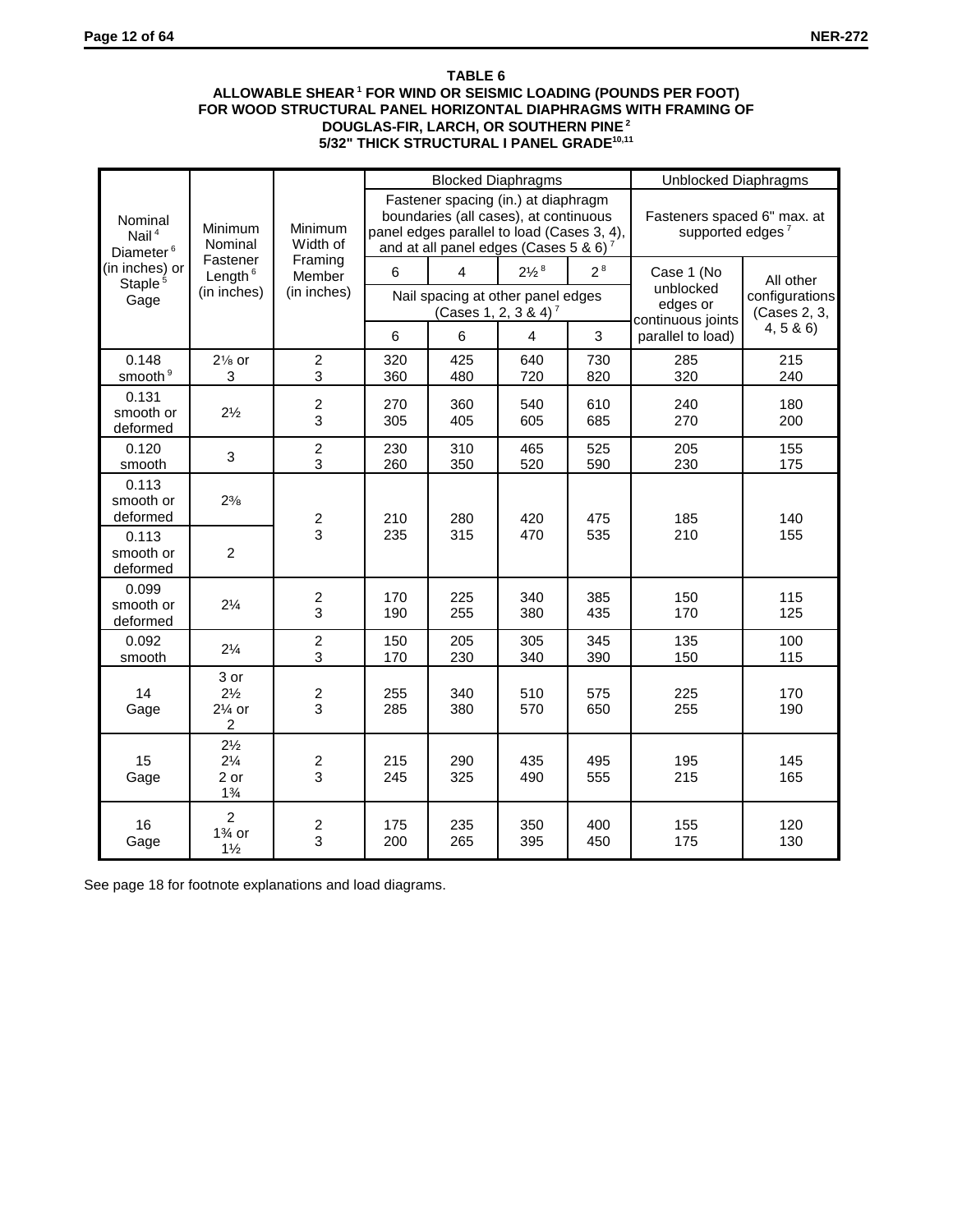**TABLE 6**
**ALLOWABLE SHEAR[1] FOR WIND OR SEISMIC LOADING (POUNDS PER FOOT) FOR WOOD STRUCTURAL PANEL HORIZONTAL DIAPHRAGMS WITH FRAMING OF DOUGLAS-FIR, LARCH, OR SOUTHERN PINE[2]**
**5/32" THICK STRUCTURAL I PANEL GRADE[10,11]**

| Nominal Nail[4] Diameter[6] (in inches) or Staple[5] Gage | Minimum Nominal Fastener Length[6] (in inches) | Minimum Width of Framing Member (in inches) | Blocked Diaphragms | | | | Unblocked Diaphragms | |
|---|---|---|---|---|---|---|---|---|
| | | | Fastener spacing (in.) at diaphragm boundaries (all cases), at continuous panel edges parallel to load (Cases 3, 4), and at all panel edges (Cases 5 & 6)[7] | | | | Fasteners spaced 6" max. at supported edges[7] | |
| | | | 6 | 4 | 2½[8] | 2[8] | Case 1 (No unblocked edges or continuous joints parallel to load) | All other configurations (Cases 2, 3, 4, 5 & 6) |
| | | | Nail spacing at other panel edges (Cases 1, 2, 3 & 4)[7] | | | | | |
| | | | 6 | 6 | 4 | 3 | | |
| 0.148 smooth[9] | 2⅛ or 3 | 2<br>3 | 320<br>360 | 425<br>480 | 640<br>720 | 730<br>820 | 285<br>320 | 215<br>240 |
| 0.131 smooth or deformed | 2½ | 2<br>3 | 270<br>305 | 360<br>405 | 540<br>605 | 610<br>685 | 240<br>270 | 180<br>200 |
| 0.120 smooth | 3 | 2<br>3 | 230<br>260 | 310<br>350 | 465<br>520 | 525<br>590 | 205<br>230 | 155<br>175 |
| 0.113 smooth or deformed | 2⅜ | 2<br>3 | 210<br>235 | 280<br>315 | 420<br>470 | 475<br>535 | 185<br>210 | 140<br>155 |
| 0.113 smooth or deformed | 2 | | | | | | | |
| 0.099 smooth or deformed | 2¼ | 2<br>3 | 170<br>190 | 225<br>255 | 340<br>380 | 385<br>435 | 150<br>170 | 115<br>125 |
| 0.092 smooth | 2¼ | 2<br>3 | 150<br>170 | 205<br>230 | 305<br>340 | 345<br>390 | 135<br>150 | 100<br>115 |
| 14 Gage | 3 or 2½ 2¼ or 2 | 2<br>3 | 255<br>285 | 340<br>380 | 510<br>570 | 575<br>650 | 225<br>255 | 170<br>190 |
| 15 Gage | 2½ 2¼ 2 or 1¾ | 2<br>3 | 215<br>245 | 290<br>325 | 435<br>490 | 495<br>555 | 195<br>215 | 145<br>165 |
| 16 Gage | 2 1¾ or 1½ | 2<br>3 | 175<br>200 | 235<br>265 | 350<br>395 | 400<br>450 | 155<br>175 | 120<br>130 |

See page 18 for footnote explanations and load diagrams.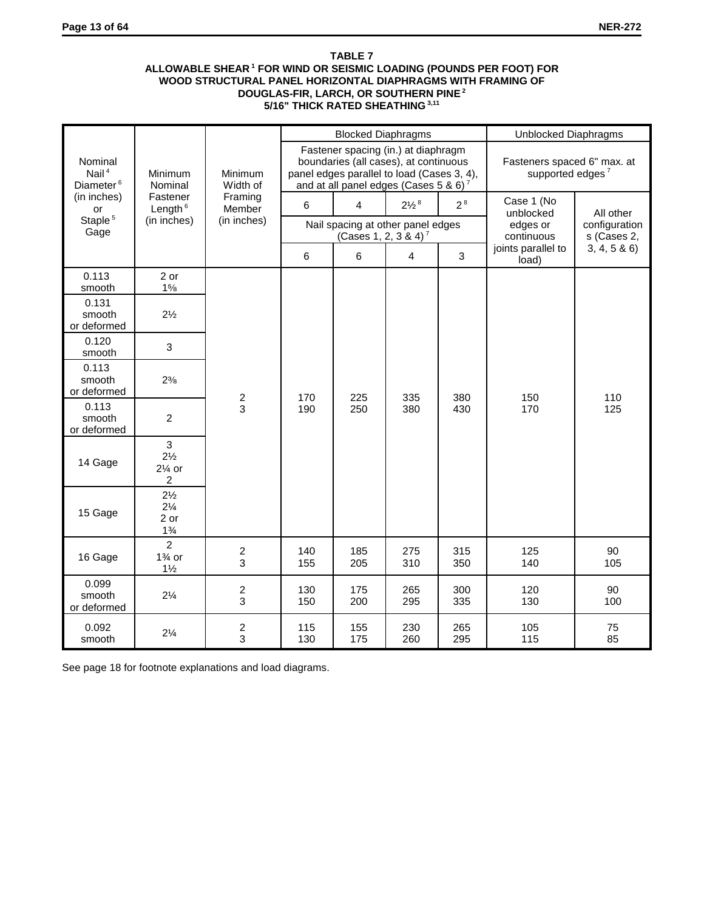**TABLE 7**
**ALLOWABLE SHEAR [1] FOR WIND OR SEISMIC LOADING (POUNDS PER FOOT) FOR WOOD STRUCTURAL PANEL HORIZONTAL DIAPHRAGMS WITH FRAMING OF DOUGLAS-FIR, LARCH, OR SOUTHERN PINE [2]**
**5/16" THICK RATED SHEATHING [3,11]**

| Nominal Nail [4] Diameter [6] (in inches) or Staple [5] Gage | Minimum Nominal Fastener Length [6] (in inches) | Minimum Width of Framing Member (in inches) | Blocked Diaphragms | | | | Unblocked Diaphragms | |
|---|---|---|---|---|---|---|---|---|
| | | | Fastener spacing (in.) at diaphragm boundaries (all cases), at continuous panel edges parallel to load (Cases 3, 4), and at all panel edges (Cases 5 & 6) [7] | | | | Fasteners spaced 6" max. at supported edges [7] | |
| | | | 6 | 4 | 2½ [8] | 2 [8] | Case 1 (No unblocked edges or continuous joints parallel to load) | All other configurations (Cases 2, 3, 4, 5 & 6) |
| | | | Nail spacing at other panel edges (Cases 1, 2, 3 & 4) [7] | | | | | |
| | | | 6 | 6 | 4 | 3 | | |
| 0.113 smooth | 2 or 1⅝ | 2<br>3 | 170<br>190 | 225<br>250 | 335<br>380 | 380<br>430 | 150<br>170 | 110<br>125 |
| 0.131 smooth or deformed | 2½ | | | | | | | |
| 0.120 smooth | 3 | | | | | | | |
| 0.113 smooth or deformed | 2⅜ | | | | | | | |
| 0.113 smooth or deformed | 2 | | | | | | | |
| 14 Gage | 3<br>2½<br>2¼ or<br>2 | | | | | | | |
| 15 Gage | 2½<br>2¼<br>2 or<br>1¾ | | | | | | | |
| 16 Gage | 2<br>1¾ or<br>1½ | 2<br>3 | 140<br>155 | 185<br>205 | 275<br>310 | 315<br>350 | 125<br>140 | 90<br>105 |
| 0.099 smooth or deformed | 2¼ | 2<br>3 | 130<br>150 | 175<br>200 | 265<br>295 | 300<br>335 | 120<br>130 | 90<br>100 |
| 0.092 smooth | 2¼ | 2<br>3 | 115<br>130 | 155<br>175 | 230<br>260 | 265<br>295 | 105<br>115 | 75<br>85 |

See page 18 for footnote explanations and load diagrams.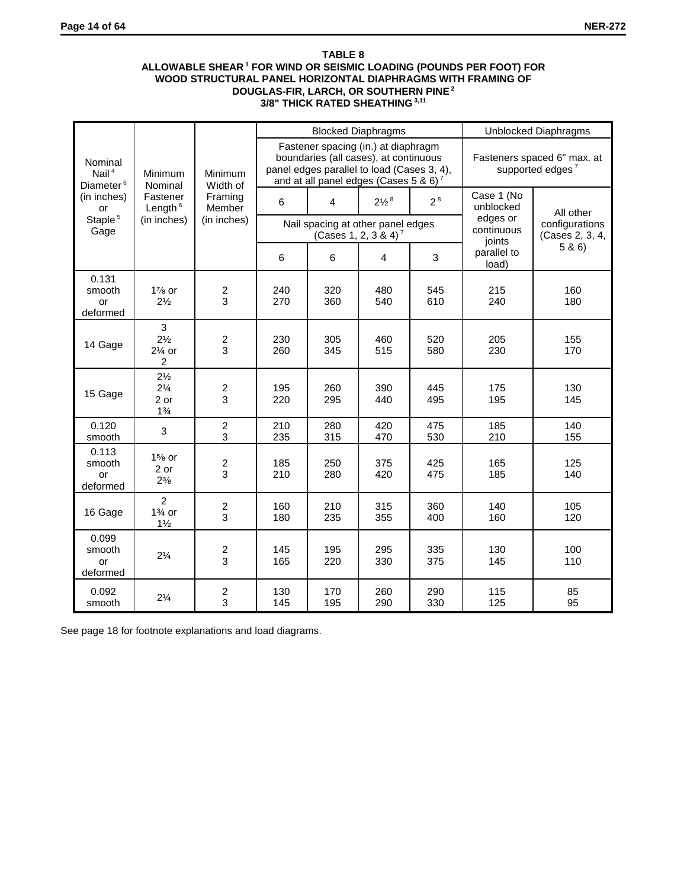**TABLE 8**
**ALLOWABLE SHEAR [1] FOR WIND OR SEISMIC LOADING (POUNDS PER FOOT) FOR WOOD STRUCTURAL PANEL HORIZONTAL DIAPHRAGMS WITH FRAMING OF DOUGLAS-FIR, LARCH, OR SOUTHERN PINE [2]**
**3/8" THICK RATED SHEATHING [3,11]**

| Nominal Nail [4] Diameter [6] (in inches) or Staple [5] Gage | Minimum Nominal Fastener Length [6] (in inches) | Minimum Width of Framing Member (in inches) | Blocked Diaphragms | | | | Unblocked Diaphragms | |
|---|---|---|---|---|---|---|---|---|
| | | | Fastener spacing (in.) at diaphragm boundaries (all cases), at continuous panel edges parallel to load (Cases 3, 4), and at all panel edges (Cases 5 & 6) [7] | | | | Fasteners spaced 6" max. at supported edges [7] | |
| | | | 6 | 4 | 2½ [8] | 2 [8] | Case 1 (No unblocked edges or continuous joints parallel to load) | All other configurations (Cases 2, 3, 4, 5 & 6) |
| | | | Nail spacing at other panel edges (Cases 1, 2, 3 & 4) [7] | | | | | |
| | | | 6 | 6 | 4 | 3 | | |
| 0.131 smooth or deformed | 1⅞ or 2½ | 2<br>3 | 240<br>270 | 320<br>360 | 480<br>540 | 545<br>610 | 215<br>240 | 160<br>180 |
| 14 Gage | 3<br>2½<br>2¼ or<br>2 | 2<br>3 | 230<br>260 | 305<br>345 | 460<br>515 | 520<br>580 | 205<br>230 | 155<br>170 |
| 15 Gage | 2½<br>2¼<br>2 or<br>1¾ | 2<br>3 | 195<br>220 | 260<br>295 | 390<br>440 | 445<br>495 | 175<br>195 | 130<br>145 |
| 0.120 smooth | 3 | 2<br>3 | 210<br>235 | 280<br>315 | 420<br>470 | 475<br>530 | 185<br>210 | 140<br>155 |
| 0.113 smooth or deformed | 1⅝ or<br>2 or<br>2⅜ | 2<br>3 | 185<br>210 | 250<br>280 | 375<br>420 | 425<br>475 | 165<br>185 | 125<br>140 |
| 16 Gage | 2<br>1¾ or<br>1½ | 2<br>3 | 160<br>180 | 210<br>235 | 315<br>355 | 360<br>400 | 140<br>160 | 105<br>120 |
| 0.099 smooth or deformed | 2¼ | 2<br>3 | 145<br>165 | 195<br>220 | 295<br>330 | 335<br>375 | 130<br>145 | 100<br>110 |
| 0.092 smooth | 2¼ | 2<br>3 | 130<br>145 | 170<br>195 | 260<br>290 | 290<br>330 | 115<br>125 | 85<br>95 |

See page 18 for footnote explanations and load diagrams.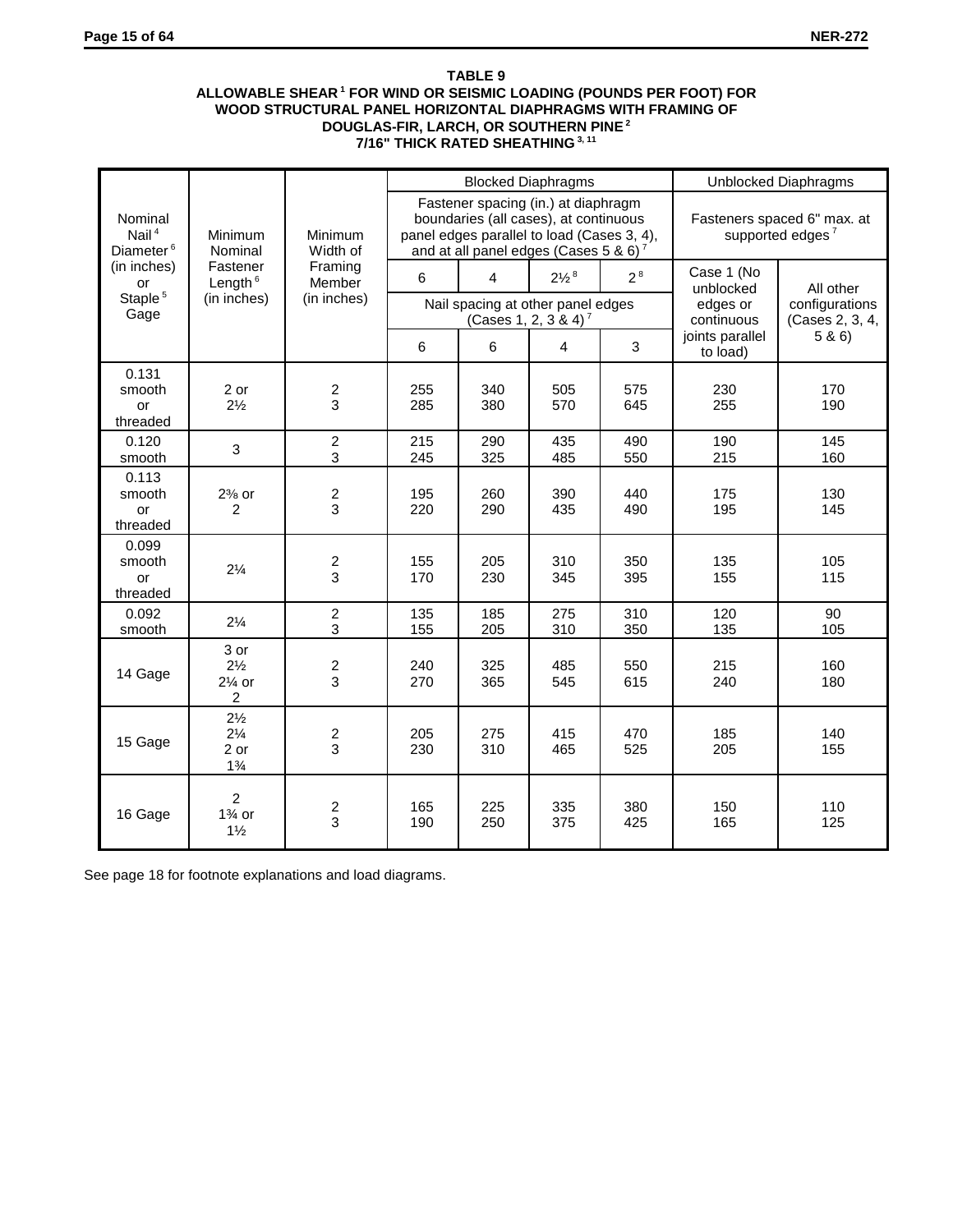**TABLE 9**
**ALLOWABLE SHEAR [1] FOR WIND OR SEISMIC LOADING (POUNDS PER FOOT) FOR WOOD STRUCTURAL PANEL HORIZONTAL DIAPHRAGMS WITH FRAMING OF DOUGLAS-FIR, LARCH, OR SOUTHERN PINE [2]**
**7/16" THICK RATED SHEATHING [3, 11]**

| Nominal Nail [4] Diameter [6] (in inches) or Staple [5] Gage | Minimum Nominal Fastener Length [6] (in inches) | Minimum Width of Framing Member (in inches) | Blocked Diaphragms | | | | Unblocked Diaphragms | |
|---|---|---|---|---|---|---|---|---|
| | | | Fastener spacing (in.) at diaphragm boundaries (all cases), at continuous panel edges parallel to load (Cases 3, 4), and at all panel edges (Cases 5 & 6) [7] | | | | Fasteners spaced 6" max. at supported edges [7] | |
| | | | 6 | 4 | 2½ [8] | 2 [8] | Case 1 (No unblocked edges or continuous joints parallel to load) | All other configurations (Cases 2, 3, 4, 5 & 6) |
| | | | Nail spacing at other panel edges (Cases 1, 2, 3 & 4) [7] | | | | | |
| | | | 6 | 6 | 4 | 3 | | |
| 0.131 smooth or threaded | 2 or 2½ | 2<br>3 | 255<br>285 | 340<br>380 | 505<br>570 | 575<br>645 | 230<br>255 | 170<br>190 |
| 0.120 smooth | 3 | 2<br>3 | 215<br>245 | 290<br>325 | 435<br>485 | 490<br>550 | 190<br>215 | 145<br>160 |
| 0.113 smooth or threaded | 2⅜ or 2 | 2<br>3 | 195<br>220 | 260<br>290 | 390<br>435 | 440<br>490 | 175<br>195 | 130<br>145 |
| 0.099 smooth or threaded | 2¼ | 2<br>3 | 155<br>170 | 205<br>230 | 310<br>345 | 350<br>395 | 135<br>155 | 105<br>115 |
| 0.092 smooth | 2¼ | 2<br>3 | 135<br>155 | 185<br>205 | 275<br>310 | 310<br>350 | 120<br>135 | 90<br>105 |
| 14 Gage | 3 or 2½ 2¼ or 2 | 2<br>3 | 240<br>270 | 325<br>365 | 485<br>545 | 550<br>615 | 215<br>240 | 160<br>180 |
| 15 Gage | 2½ 2¼ 2 or 1¾ | 2<br>3 | 205<br>230 | 275<br>310 | 415<br>465 | 470<br>525 | 185<br>205 | 140<br>155 |
| 16 Gage | 2 1¾ or 1½ | 2<br>3 | 165<br>190 | 225<br>250 | 335<br>375 | 380<br>425 | 150<br>165 | 110<br>125 |

See page 18 for footnote explanations and load diagrams.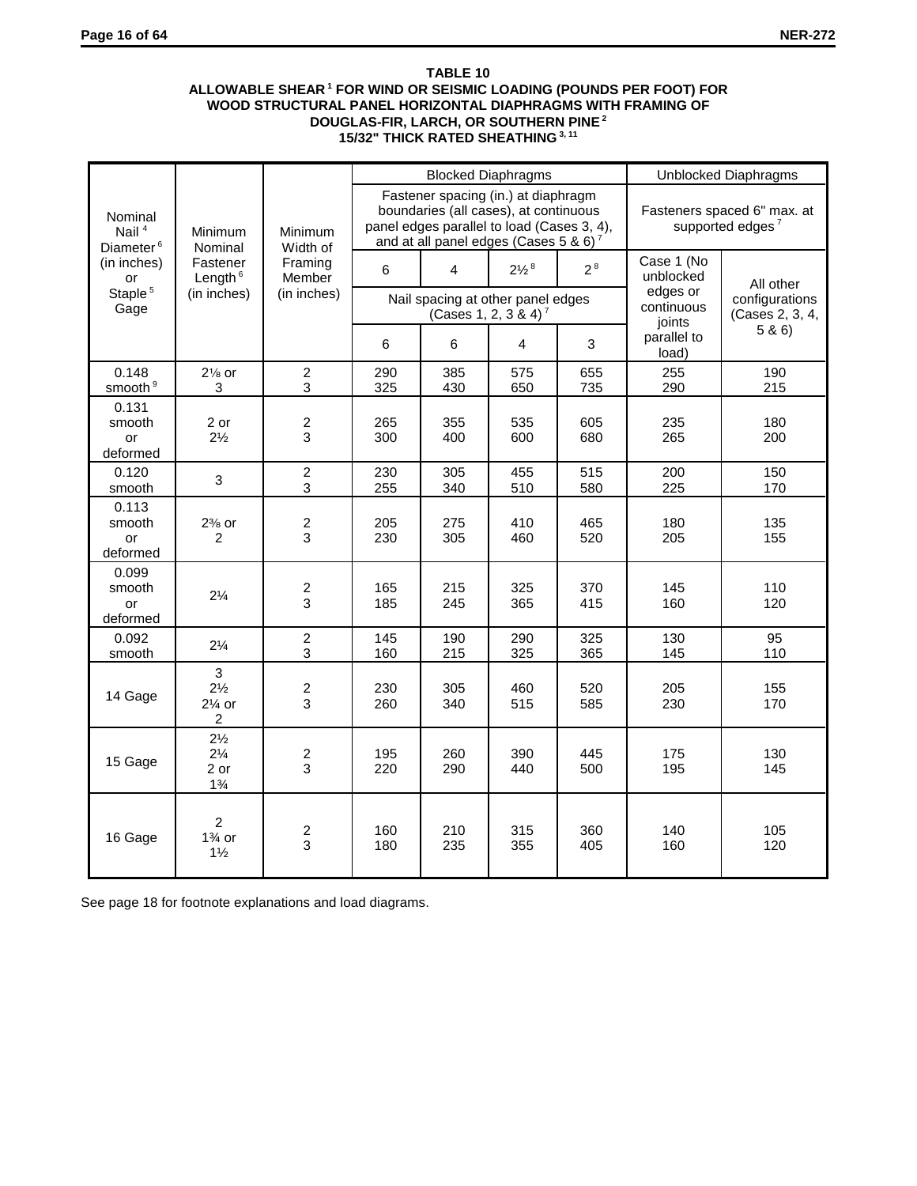**TABLE 10**

**ALLOWABLE SHEAR [1] FOR WIND OR SEISMIC LOADING (POUNDS PER FOOT) FOR WOOD STRUCTURAL PANEL HORIZONTAL DIAPHRAGMS WITH FRAMING OF DOUGLAS-FIR, LARCH, OR SOUTHERN PINE [2]**

**15/32" THICK RATED SHEATHING [3, 11]**

| Nominal Nail [4] Diameter [6] (in inches) or Staple [5] Gage | Minimum Nominal Fastener Length [6] (in inches) | Minimum Width of Framing Member (in inches) | Blocked Diaphragms | | | | Unblocked Diaphragms | |
|---|---|---|---|---|---|---|---|---|
| | | | Fastener spacing (in.) at diaphragm boundaries (all cases), at continuous panel edges parallel to load (Cases 3, 4), and at all panel edges (Cases 5 & 6) [7] | | | | Fasteners spaced 6" max. at supported edges [7] | |
| | | | 6 | 4 | 2½ [8] | 2 [8] | Case 1 (No unblocked edges or continuous joints parallel to load) | All other configurations (Cases 2, 3, 4, 5 & 6) |
| | | | Nail spacing at other panel edges (Cases 1, 2, 3 & 4) [7] | | | | | |
| | | | 6 | 6 | 4 | 3 | | |
| 0.148 smooth [9] | 2⅛ or 3 | 2<br>3 | 290<br>325 | 385<br>430 | 575<br>650 | 655<br>735 | 255<br>290 | 190<br>215 |
| 0.131 smooth or deformed | 2 or 2½ | 2<br>3 | 265<br>300 | 355<br>400 | 535<br>600 | 605<br>680 | 235<br>265 | 180<br>200 |
| 0.120 smooth | 3 | 2<br>3 | 230<br>255 | 305<br>340 | 455<br>510 | 515<br>580 | 200<br>225 | 150<br>170 |
| 0.113 smooth or deformed | 2⅜ or 2 | 2<br>3 | 205<br>230 | 275<br>305 | 410<br>460 | 465<br>520 | 180<br>205 | 135<br>155 |
| 0.099 smooth or deformed | 2¼ | 2<br>3 | 165<br>185 | 215<br>245 | 325<br>365 | 370<br>415 | 145<br>160 | 110<br>120 |
| 0.092 smooth | 2¼ | 2<br>3 | 145<br>160 | 190<br>215 | 290<br>325 | 325<br>365 | 130<br>145 | 95<br>110 |
| 14 Gage | 3<br>2½<br>2¼ or<br>2 | 2<br>3 | 230<br>260 | 305<br>340 | 460<br>515 | 520<br>585 | 205<br>230 | 155<br>170 |
| 15 Gage | 2½<br>2¼<br>2 or<br>1¾ | 2<br>3 | 195<br>220 | 260<br>290 | 390<br>440 | 445<br>500 | 175<br>195 | 130<br>145 |
| 16 Gage | 2<br>1¾ or<br>1½ | 2<br>3 | 160<br>180 | 210<br>235 | 315<br>355 | 360<br>405 | 140<br>160 | 105<br>120 |

See page 18 for footnote explanations and load diagrams.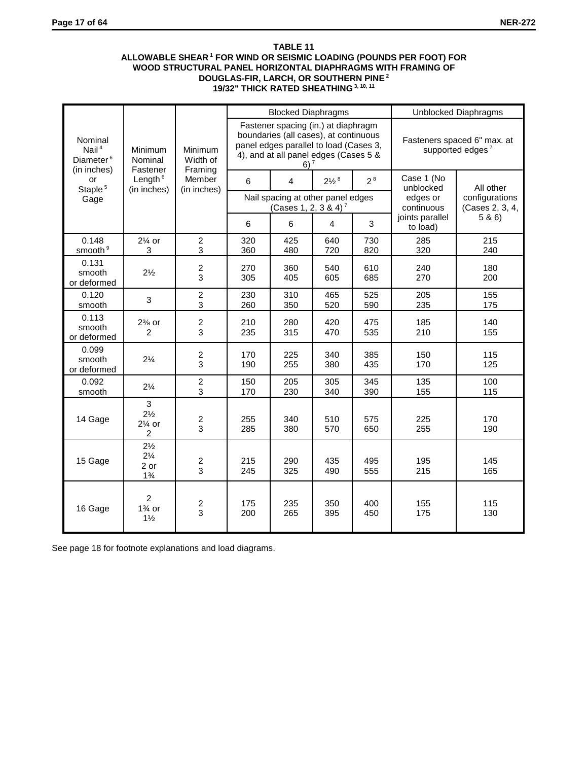**TABLE 11**
**ALLOWABLE SHEAR [1] FOR WIND OR SEISMIC LOADING (POUNDS PER FOOT) FOR WOOD STRUCTURAL PANEL HORIZONTAL DIAPHRAGMS WITH FRAMING OF DOUGLAS-FIR, LARCH, OR SOUTHERN PINE [2]**
**19/32" THICK RATED SHEATHING [3, 10, 11]**

| Nominal Nail [4] Diameter [6] (in inches) or Staple [5] Gage | Minimum Nominal Fastener Length [6] (in inches) | Minimum Width of Framing Member (in inches) | Blocked Diaphragms | | | | Unblocked Diaphragms | |
|---|---|---|---|---|---|---|---|---|
| | | | Fastener spacing (in.) at diaphragm boundaries (all cases), at continuous panel edges parallel to load (Cases 3, 4), and at all panel edges (Cases 5 & 6) [7] | | | | Fasteners spaced 6" max. at supported edges [7] | |
| | | | 6 | 4 | 2½ [8] | 2 [8] | Case 1 (No unblocked edges or continuous joints parallel to load) | All other configurations (Cases 2, 3, 4, 5 & 6) |
| | | | Nail spacing at other panel edges (Cases 1, 2, 3 & 4) [7] | | | | | |
| | | | 6 | 6 | 4 | 3 | | |
| 0.148 smooth [9] | 2¼ or 3 | 2<br>3 | 320<br>360 | 425<br>480 | 640<br>720 | 730<br>820 | 285<br>320 | 215<br>240 |
| 0.131 smooth or deformed | 2½ | 2<br>3 | 270<br>305 | 360<br>405 | 540<br>605 | 610<br>685 | 240<br>270 | 180<br>200 |
| 0.120 smooth | 3 | 2<br>3 | 230<br>260 | 310<br>350 | 465<br>520 | 525<br>590 | 205<br>235 | 155<br>175 |
| 0.113 smooth or deformed | 2⅜ or 2 | 2<br>3 | 210<br>235 | 280<br>315 | 420<br>470 | 475<br>535 | 185<br>210 | 140<br>155 |
| 0.099 smooth or deformed | 2¼ | 2<br>3 | 170<br>190 | 225<br>255 | 340<br>380 | 385<br>435 | 150<br>170 | 115<br>125 |
| 0.092 smooth | 2¼ | 2<br>3 | 150<br>170 | 205<br>230 | 305<br>340 | 345<br>390 | 135<br>155 | 100<br>115 |
| 14 Gage | 3<br>2½<br>2¼ or<br>2 | 2<br>3 | 255<br>285 | 340<br>380 | 510<br>570 | 575<br>650 | 225<br>255 | 170<br>190 |
| 15 Gage | 2½<br>2¼<br>2 or<br>1¾ | 2<br>3 | 215<br>245 | 290<br>325 | 435<br>490 | 495<br>555 | 195<br>215 | 145<br>165 |
| 16 Gage | 2<br>1¾ or<br>1½ | 2<br>3 | 175<br>200 | 235<br>265 | 350<br>395 | 400<br>450 | 155<br>175 | 115<br>130 |

See page 18 for footnote explanations and load diagrams.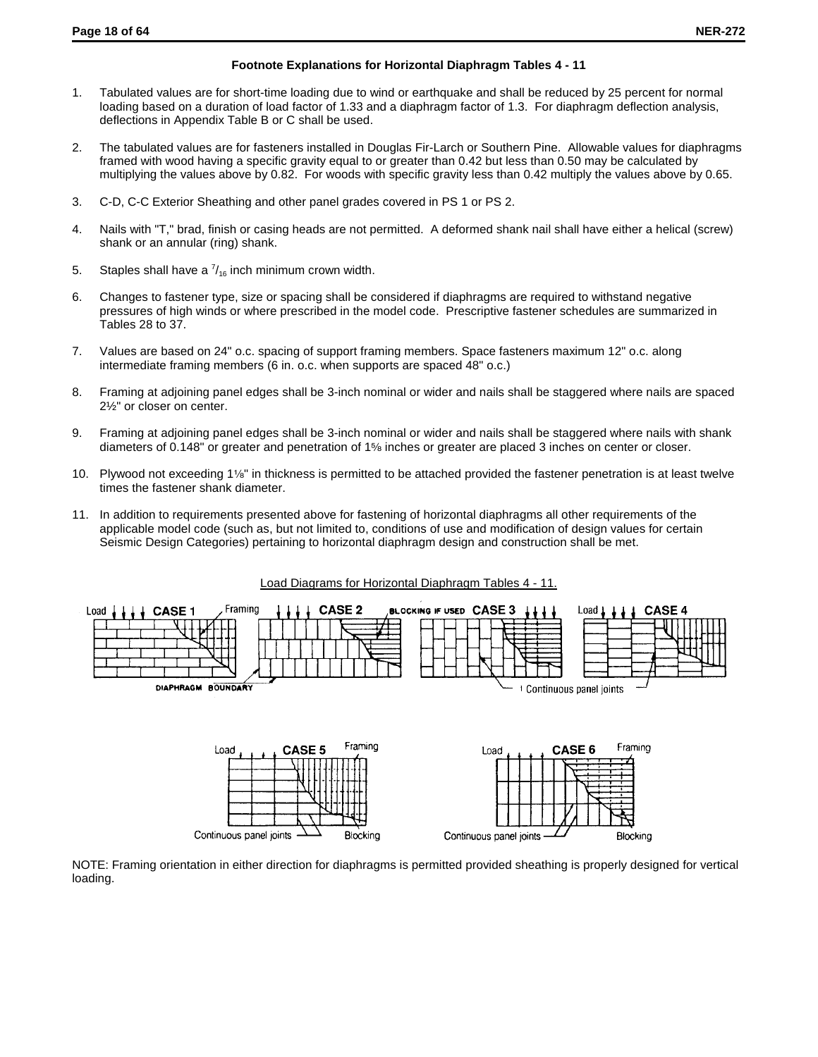### Footnote Explanations for Horizontal Diaphragm Tables 4 - 11

1. Tabulated values are for short-time loading due to wind or earthquake and shall be reduced by 25 percent for normal loading based on a duration of load factor of 1.33 and a diaphragm factor of 1.3. For diaphragm deflection analysis, deflections in Appendix Table B or C shall be used.

2. The tabulated values are for fasteners installed in Douglas Fir-Larch or Southern Pine. Allowable values for diaphragms framed with wood having a specific gravity equal to or greater than 0.42 but less than 0.50 may be calculated by multiplying the values above by 0.82. For woods with specific gravity less than 0.42 multiply the values above by 0.65.

3. C-D, C-C Exterior Sheathing and other panel grades covered in PS 1 or PS 2.

4. Nails with "T," brad, finish or casing heads are not permitted. A deformed shank nail shall have either a helical (screw) shank or an annular (ring) shank.

5. Staples shall have a $^{7}/_{16}$ inch minimum crown width.

6. Changes to fastener type, size or spacing shall be considered if diaphragms are required to withstand negative pressures of high winds or where prescribed in the model code. Prescriptive fastener schedules are summarized in Tables 28 to 37.

7. Values are based on 24" o.c. spacing of support framing members. Space fasteners maximum 12" o.c. along intermediate framing members (6 in. o.c. when supports are spaced 48" o.c.)

8. Framing at adjoining panel edges shall be 3-inch nominal or wider and nails shall be staggered where nails are spaced 2½" or closer on center.

9. Framing at adjoining panel edges shall be 3-inch nominal or wider and nails shall be staggered where nails with shank diameters of 0.148" or greater and penetration of 1⅝ inches or greater are placed 3 inches on center or closer.

10. Plywood not exceeding 1⅛" in thickness is permitted to be attached provided the fastener penetration is at least twelve times the fastener shank diameter.

11. In addition to requirements presented above for fastening of horizontal diaphragms all other requirements of the applicable model code (such as, but not limited to, conditions of use and modification of design values for certain Seismic Design Categories) pertaining to horizontal diaphragm design and construction shall be met.

Load Diagrams for Horizontal Diaphragm Tables 4 - 11.

Load CASE 1 Framing — CASE 2 — BLOCKING IF USED CASE 3 — Load CASE 4

DIAPHRAGM BOUNDARY — Continuous panel joints

Load CASE 5 Framing — Continuous panel joints — Blocking

Load CASE 6 Framing — Continuous panel joints — Blocking

NOTE: Framing orientation in either direction for diaphragms is permitted provided sheathing is properly designed for vertical loading.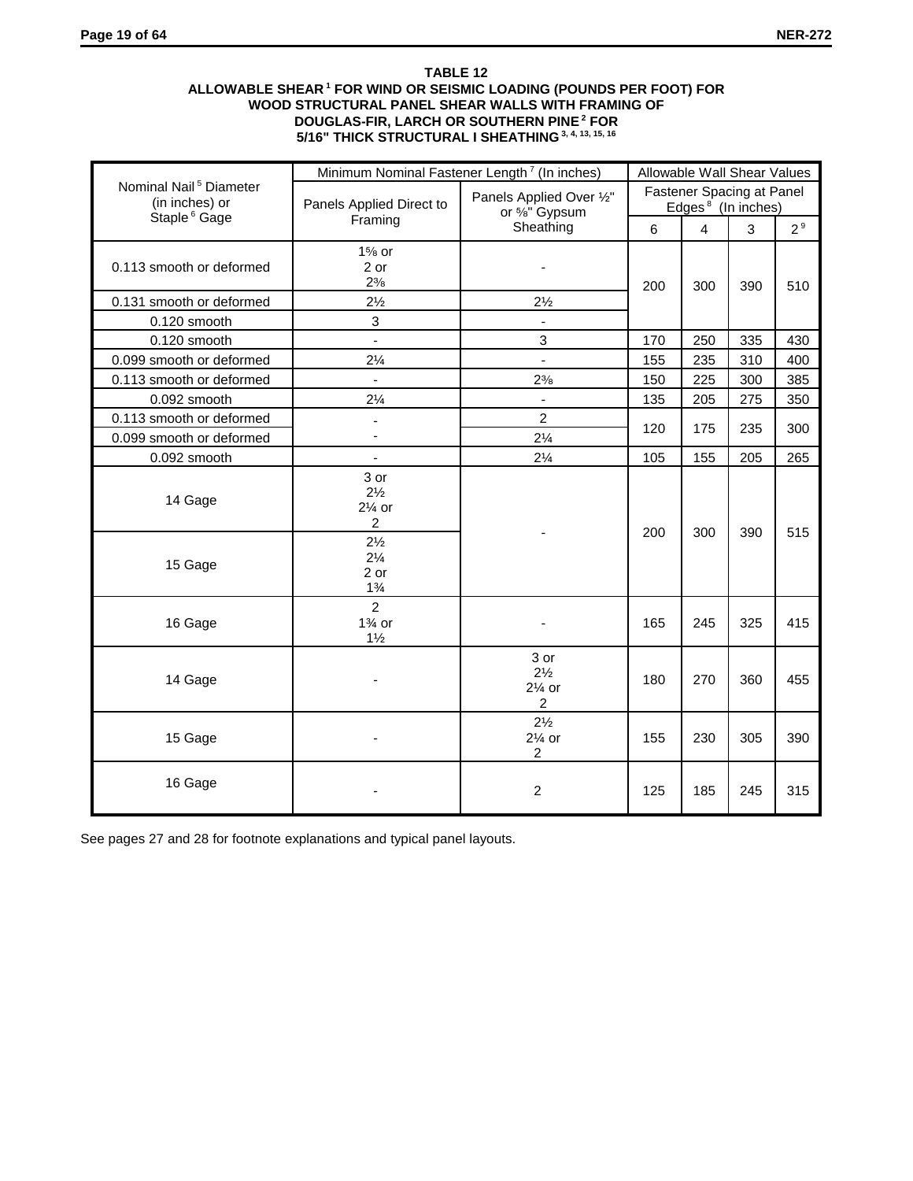**TABLE 12**
**ALLOWABLE SHEAR [1] FOR WIND OR SEISMIC LOADING (POUNDS PER FOOT) FOR WOOD STRUCTURAL PANEL SHEAR WALLS WITH FRAMING OF DOUGLAS-FIR, LARCH OR SOUTHERN PINE [2] FOR 5/16" THICK STRUCTURAL I SHEATHING [3, 4, 13, 15, 16]**

| Nominal Nail [5] Diameter (in inches) or Staple [6] Gage | Minimum Nominal Fastener Length [7] (In inches) | | Allowable Wall Shear Values | | | |
|---|---|---|---|---|---|---|
| | Panels Applied Direct to Framing | Panels Applied Over ½" or ⅝" Gypsum Sheathing | Fastener Spacing at Panel Edges [8] (In inches) | | | |
| | | | 6 | 4 | 3 | 2 [9] |
| 0.113 smooth or deformed | 1⅝ or 2 or 2⅜ | - | 200 | 300 | 390 | 510 |
| 0.131 smooth or deformed | 2½ | 2½ | | | | |
| 0.120 smooth | 3 | - | | | | |
| 0.120 smooth | - | 3 | 170 | 250 | 335 | 430 |
| 0.099 smooth or deformed | 2¼ | - | 155 | 235 | 310 | 400 |
| 0.113 smooth or deformed | - | 2⅜ | 150 | 225 | 300 | 385 |
| 0.092 smooth | 2¼ | - | 135 | 205 | 275 | 350 |
| 0.113 smooth or deformed | - | 2 | 120 | 175 | 235 | 300 |
| 0.099 smooth or deformed | - | 2¼ | | | | |
| 0.092 smooth | - | 2¼ | 105 | 155 | 205 | 265 |
| 14 Gage | 3 or 2½ 2¼ or 2 | - | 200 | 300 | 390 | 515 |
| 15 Gage | 2½ 2¼ 2 or 1¾ | | | | | |
| 16 Gage | 2 1¾ or 1½ | - | 165 | 245 | 325 | 415 |
| 14 Gage | - | 3 or 2½ 2¼ or 2 | 180 | 270 | 360 | 455 |
| 15 Gage | - | 2½ 2¼ or 2 | 155 | 230 | 305 | 390 |
| 16 Gage | - | 2 | 125 | 185 | 245 | 315 |

See pages 27 and 28 for footnote explanations and typical panel layouts.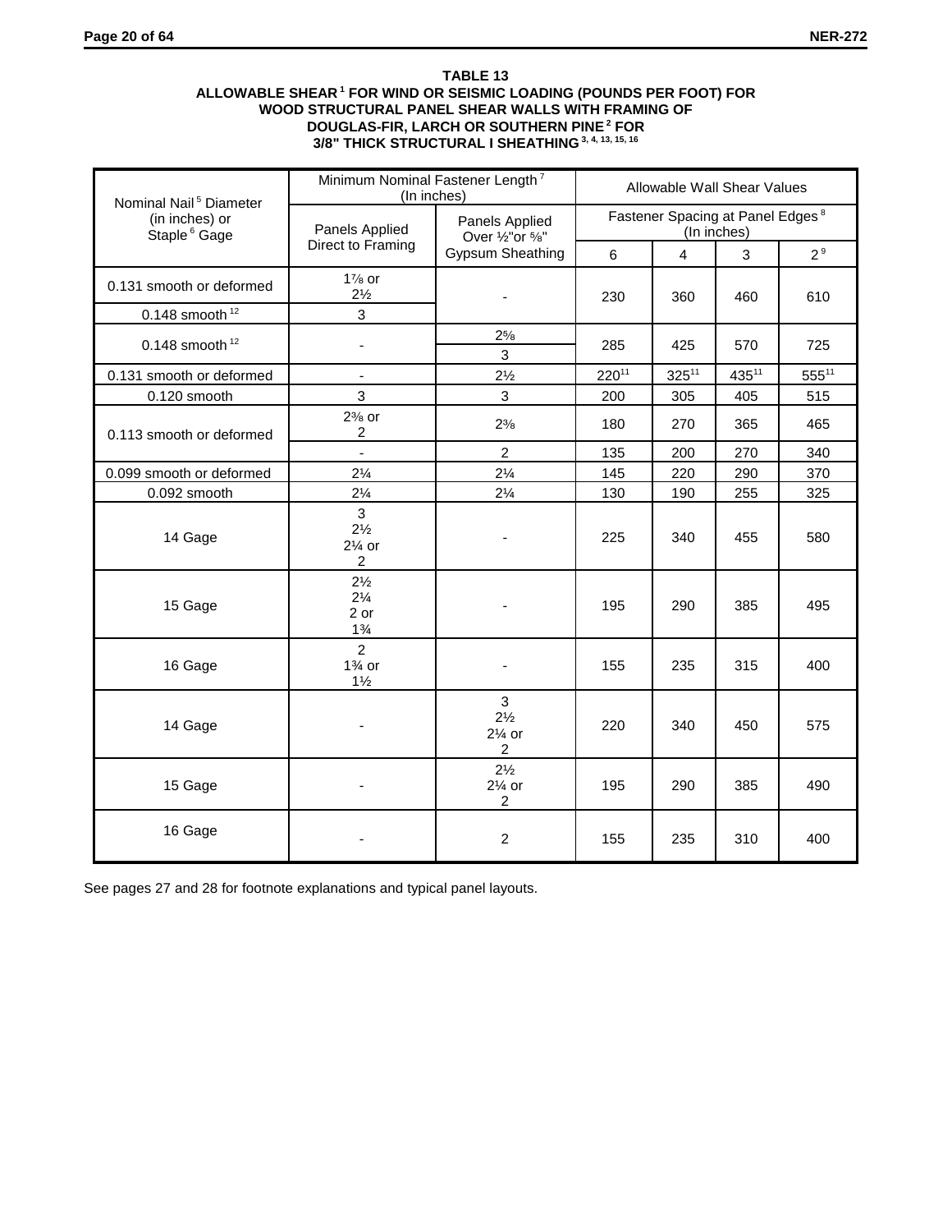**TABLE 13**
**ALLOWABLE SHEAR [1] FOR WIND OR SEISMIC LOADING (POUNDS PER FOOT) FOR WOOD STRUCTURAL PANEL SHEAR WALLS WITH FRAMING OF DOUGLAS-FIR, LARCH OR SOUTHERN PINE [2] FOR 3/8" THICK STRUCTURAL I SHEATHING [3, 4, 13, 15, 16]**

| Nominal Nail [5] Diameter (in inches) or Staple [6] Gage | Minimum Nominal Fastener Length [7] (In inches) | | Allowable Wall Shear Values | | | |
|---|---|---|---|---|---|---|
| | | | Fastener Spacing at Panel Edges [8] (In inches) | | | |
| | Panels Applied Direct to Framing | Panels Applied Over ½" or ⅝" Gypsum Sheathing | 6 | 4 | 3 | 2 [9] |
| 0.131 smooth or deformed | 1⅞ or 2½ | - | 230 | 360 | 460 | 610 |
| 0.148 smooth [12] | 3 | | | | | |
| 0.148 smooth [12] | - | 2⅝ / 3 | 285 | 425 | 570 | 725 |
| 0.131 smooth or deformed | - | 2½ | 220 [11] | 325 [11] | 435 [11] | 555 [11] |
| 0.120 smooth | 3 | 3 | 200 | 305 | 405 | 515 |
| 0.113 smooth or deformed | 2⅜ or 2 | 2⅜ | 180 | 270 | 365 | 465 |
| | - | 2 | 135 | 200 | 270 | 340 |
| 0.099 smooth or deformed | 2¼ | 2¼ | 145 | 220 | 290 | 370 |
| 0.092 smooth | 2¼ | 2¼ | 130 | 190 | 255 | 325 |
| 14 Gage | 3, 2½, 2¼ or 2 | - | 225 | 340 | 455 | 580 |
| 15 Gage | 2½, 2¼, 2 or 1¾ | - | 195 | 290 | 385 | 495 |
| 16 Gage | 2, 1¾ or 1½ | - | 155 | 235 | 315 | 400 |
| 14 Gage | - | 3, 2½, 2¼ or 2 | 220 | 340 | 450 | 575 |
| 15 Gage | - | 2½, 2¼ or 2 | 195 | 290 | 385 | 490 |
| 16 Gage | - | 2 | 155 | 235 | 310 | 400 |

See pages 27 and 28 for footnote explanations and typical panel layouts.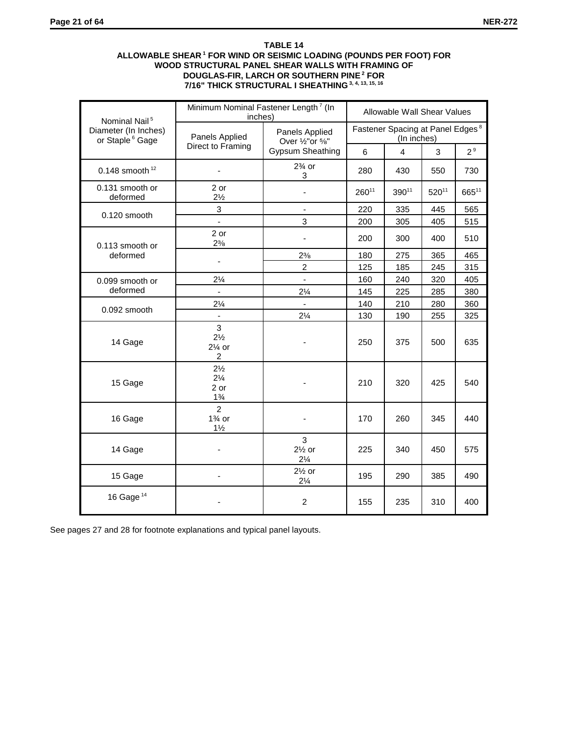**TABLE 14**
**ALLOWABLE SHEAR [1] FOR WIND OR SEISMIC LOADING (POUNDS PER FOOT) FOR WOOD STRUCTURAL PANEL SHEAR WALLS WITH FRAMING OF DOUGLAS-FIR, LARCH OR SOUTHERN PINE [2] FOR 7/16" THICK STRUCTURAL I SHEATHING [3, 4, 13, 15, 16]**

| Nominal Nail [5] Diameter (In Inches) or Staple [6] Gage | Minimum Nominal Fastener Length [7] (In inches) | | Allowable Wall Shear Values | | | |
|---|---|---|---|---|---|---|
| | Panels Applied Direct to Framing | Panels Applied Over ½"or ⅝" Gypsum Sheathing | Fastener Spacing at Panel Edges [8] (In inches) | | | |
| | | | 6 | 4 | 3 | 2 [9] |
| 0.148 smooth [12] | - | 2¾ or 3 | 280 | 430 | 550 | 730 |
| 0.131 smooth or deformed | 2 or 2½ | - | 260[11] | 390[11] | 520[11] | 665[11] |
| 0.120 smooth | 3 | - | 220 | 335 | 445 | 565 |
| | - | 3 | 200 | 305 | 405 | 515 |
| 0.113 smooth or deformed | 2 or 2⅜ | - | 200 | 300 | 400 | 510 |
| | - | 2⅜ | 180 | 275 | 365 | 465 |
| | | 2 | 125 | 185 | 245 | 315 |
| 0.099 smooth or deformed | 2¼ | - | 160 | 240 | 320 | 405 |
| | - | 2¼ | 145 | 225 | 285 | 380 |
| 0.092 smooth | 2¼ | - | 140 | 210 | 280 | 360 |
| | - | 2¼ | 130 | 190 | 255 | 325 |
| 14 Gage | 3<br>2½<br>2¼ or<br>2 | - | 250 | 375 | 500 | 635 |
| 15 Gage | 2½<br>2¼<br>2 or<br>1¾ | - | 210 | 320 | 425 | 540 |
| 16 Gage | 2<br>1¾ or<br>1½ | - | 170 | 260 | 345 | 440 |
| 14 Gage | - | 3<br>2½ or<br>2¼ | 225 | 340 | 450 | 575 |
| 15 Gage | - | 2½ or<br>2¼ | 195 | 290 | 385 | 490 |
| 16 Gage [14] | - | 2 | 155 | 235 | 310 | 400 |

See pages 27 and 28 for footnote explanations and typical panel layouts.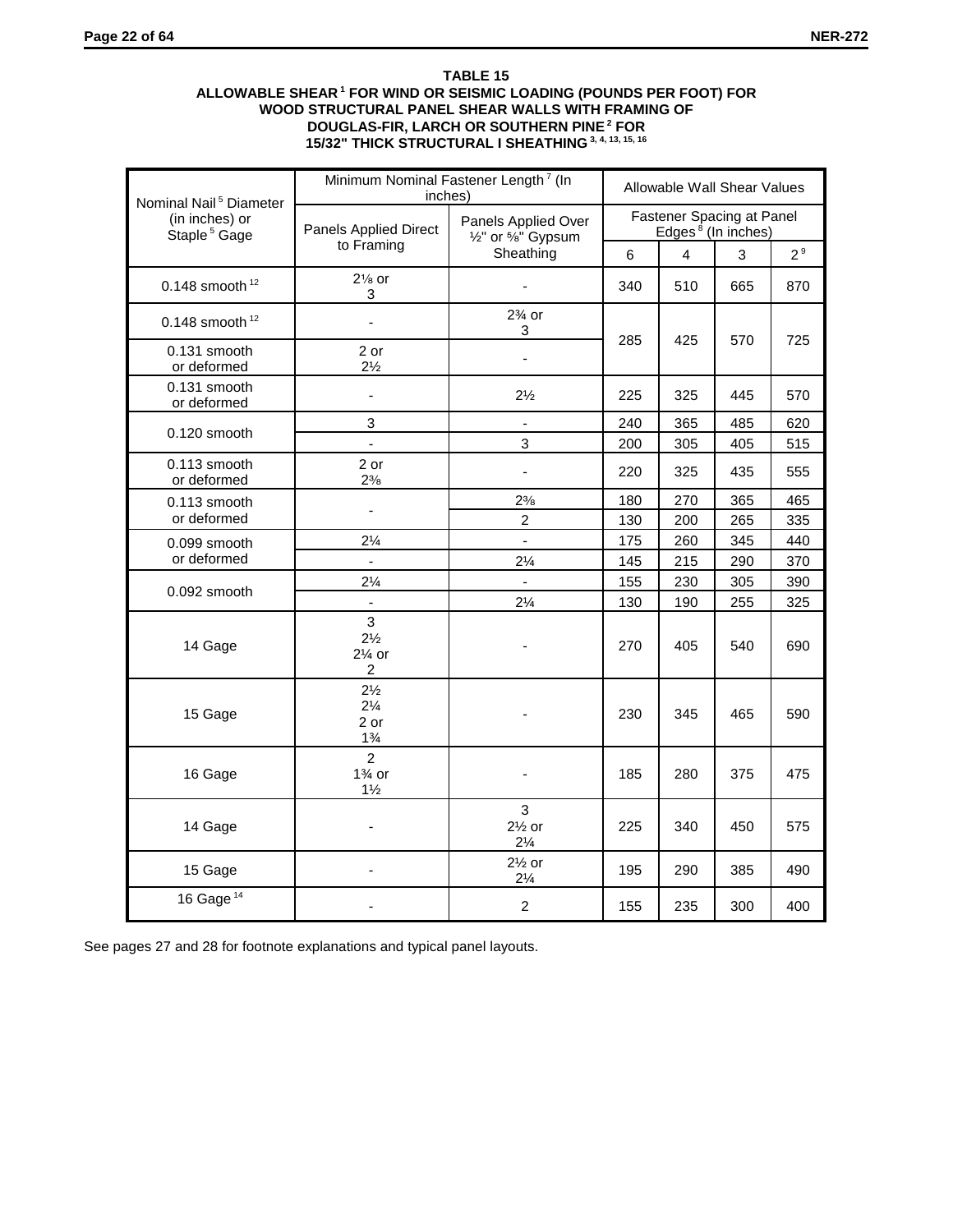**TABLE 15**
**ALLOWABLE SHEAR [1] FOR WIND OR SEISMIC LOADING (POUNDS PER FOOT) FOR WOOD STRUCTURAL PANEL SHEAR WALLS WITH FRAMING OF DOUGLAS-FIR, LARCH OR SOUTHERN PINE [2] FOR 15/32" THICK STRUCTURAL I SHEATHING [3, 4, 13, 15, 16]**

| Nominal Nail [5] Diameter (in inches) or Staple [5] Gage | Minimum Nominal Fastener Length [7] (In inches) | | Allowable Wall Shear Values | | | |
|---|---|---|---|---|---|---|
| | Panels Applied Direct to Framing | Panels Applied Over ½" or ⅝" Gypsum Sheathing | Fastener Spacing at Panel Edges [8] (In inches) | | | |
| | | | 6 | 4 | 3 | 2 [9] |
| 0.148 smooth [12] | 2⅛ or 3 | - | 340 | 510 | 665 | 870 |
| 0.148 smooth [12] | - | 2¾ or 3 | 285 | 425 | 570 | 725 |
| 0.131 smooth or deformed | 2 or 2½ | - | 285 | 425 | 570 | 725 |
| 0.131 smooth or deformed | - | 2½ | 225 | 325 | 445 | 570 |
| 0.120 smooth | 3 | - | 240 | 365 | 485 | 620 |
| | - | 3 | 200 | 305 | 405 | 515 |
| 0.113 smooth or deformed | 2 or 2⅜ | - | 220 | 325 | 435 | 555 |
| 0.113 smooth or deformed | - | 2⅜ | 180 | 270 | 365 | 465 |
| | | 2 | 130 | 200 | 265 | 335 |
| 0.099 smooth or deformed | 2¼ | - | 175 | 260 | 345 | 440 |
| | - | 2¼ | 145 | 215 | 290 | 370 |
| 0.092 smooth | 2¼ | - | 155 | 230 | 305 | 390 |
| | - | 2¼ | 130 | 190 | 255 | 325 |
| 14 Gage | 3<br>2½<br>2¼ or<br>2 | - | 270 | 405 | 540 | 690 |
| 15 Gage | 2½<br>2¼<br>2 or<br>1¾ | - | 230 | 345 | 465 | 590 |
| 16 Gage | 2<br>1¾ or<br>1½ | - | 185 | 280 | 375 | 475 |
| 14 Gage | - | 3<br>2½ or<br>2¼ | 225 | 340 | 450 | 575 |
| 15 Gage | - | 2½ or<br>2¼ | 195 | 290 | 385 | 490 |
| 16 Gage [14] | - | 2 | 155 | 235 | 300 | 400 |

See pages 27 and 28 for footnote explanations and typical panel layouts.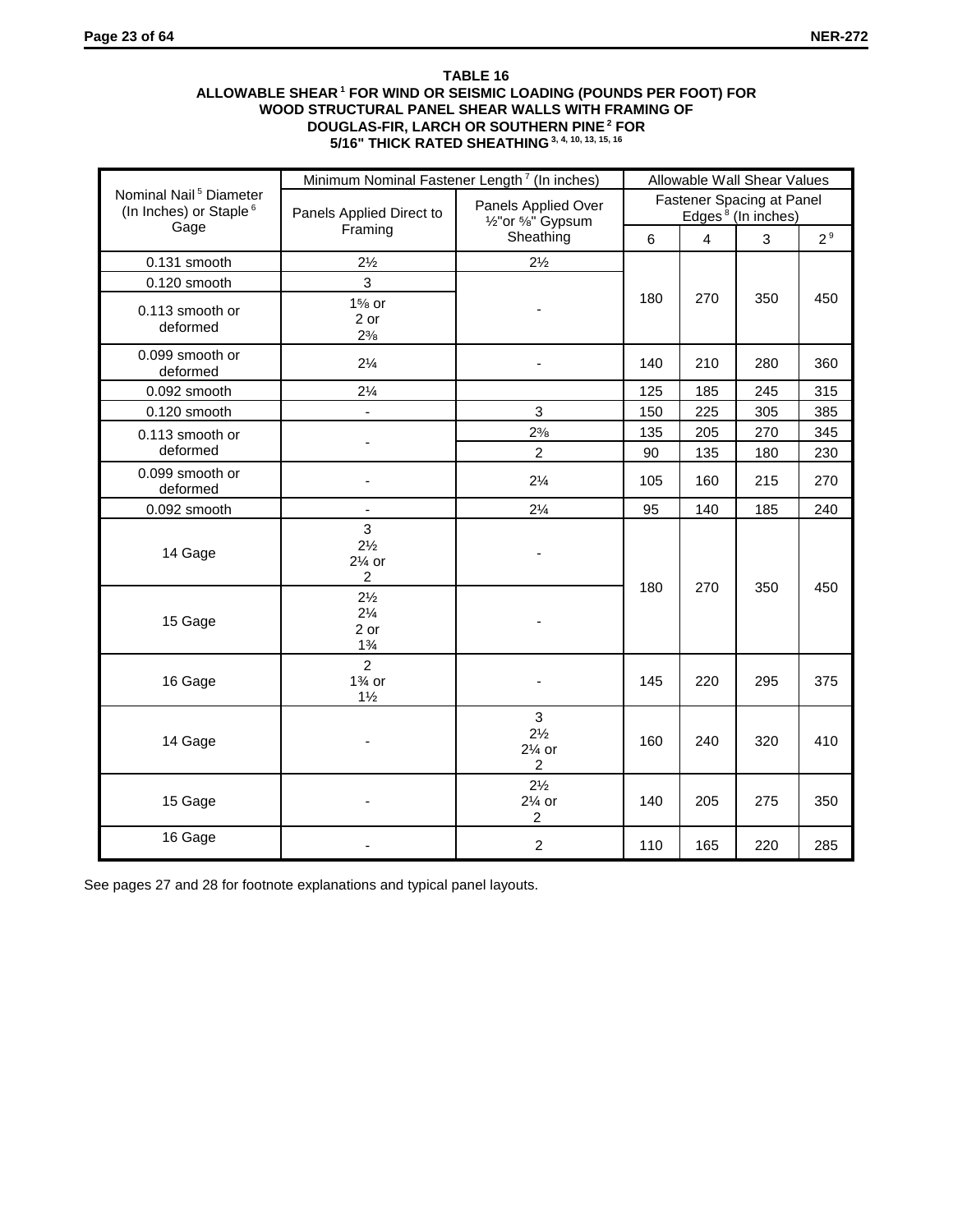**TABLE 16**
**ALLOWABLE SHEAR [1] FOR WIND OR SEISMIC LOADING (POUNDS PER FOOT) FOR WOOD STRUCTURAL PANEL SHEAR WALLS WITH FRAMING OF DOUGLAS-FIR, LARCH OR SOUTHERN PINE [2] FOR 5/16" THICK RATED SHEATHING [3, 4, 10, 13, 15, 16]**

| Nominal Nail [5] Diameter (In Inches) or Staple [6] Gage | Minimum Nominal Fastener Length [7] (In inches) | | Allowable Wall Shear Values | | | |
|---|---|---|---|---|---|---|
| | Panels Applied Direct to Framing | Panels Applied Over ½"or ⅝" Gypsum Sheathing | Fastener Spacing at Panel Edges [8] (In inches) | | | |
| | | | 6 | 4 | 3 | 2 [9] |
| 0.131 smooth | 2½ | 2½ | 180 | 270 | 350 | 450 |
| 0.120 smooth | 3 | - | 180 | 270 | 350 | 450 |
| 0.113 smooth or deformed | 1⅝ or 2 or 2⅜ | - | 180 | 270 | 350 | 450 |
| 0.099 smooth or deformed | 2¼ | - | 140 | 210 | 280 | 360 |
| 0.092 smooth | 2¼ | | 125 | 185 | 245 | 315 |
| 0.120 smooth | - | 3 | 150 | 225 | 305 | 385 |
| 0.113 smooth or deformed | - | 2⅜ | 135 | 205 | 270 | 345 |
| | | 2 | 90 | 135 | 180 | 230 |
| 0.099 smooth or deformed | - | 2¼ | 105 | 160 | 215 | 270 |
| 0.092 smooth | - | 2¼ | 95 | 140 | 185 | 240 |
| 14 Gage | 3 2½ 2¼ or 2 | - | 180 | 270 | 350 | 450 |
| 15 Gage | 2½ 2¼ 2 or 1¾ | - | 180 | 270 | 350 | 450 |
| 16 Gage | 2 1¾ or 1½ | - | 145 | 220 | 295 | 375 |
| 14 Gage | - | 3 2½ 2¼ or 2 | 160 | 240 | 320 | 410 |
| 15 Gage | - | 2½ 2¼ or 2 | 140 | 205 | 275 | 350 |
| 16 Gage | - | 2 | 110 | 165 | 220 | 285 |

See pages 27 and 28 for footnote explanations and typical panel layouts.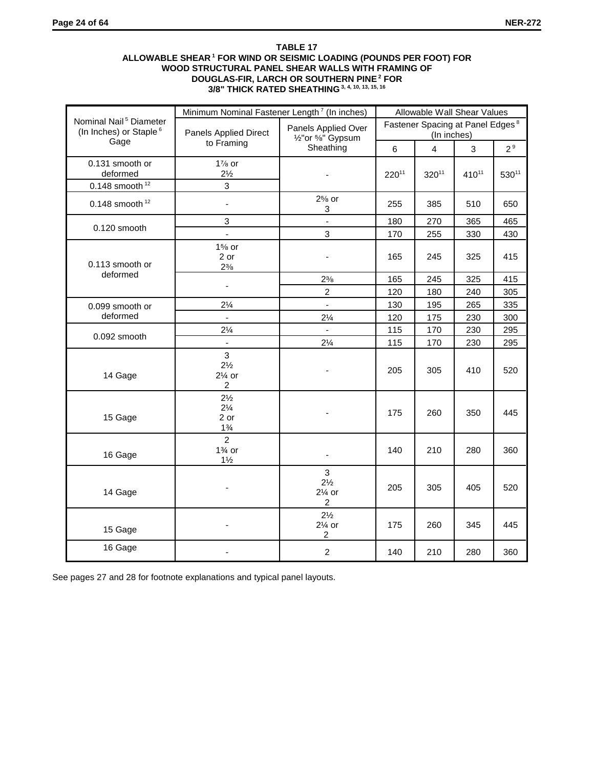**TABLE 17**
**ALLOWABLE SHEAR [1] FOR WIND OR SEISMIC LOADING (POUNDS PER FOOT) FOR WOOD STRUCTURAL PANEL SHEAR WALLS WITH FRAMING OF DOUGLAS-FIR, LARCH OR SOUTHERN PINE [2] FOR 3/8" THICK RATED SHEATHING [3, 4, 10, 13, 15, 16]**

| Nominal Nail [5] Diameter (In Inches) or Staple [6] Gage | Minimum Nominal Fastener Length [7] (In inches) | | Allowable Wall Shear Values | | | |
|---|---|---|---|---|---|---|
| | Panels Applied Direct to Framing | Panels Applied Over ½"or ⅝" Gypsum Sheathing | Fastener Spacing at Panel Edges [8] (In inches) | | | |
| | | | 6 | 4 | 3 | 2 [9] |
| 0.131 smooth or deformed | 1⅞ or 2½ | - | 220[11] | 320[11] | 410[11] | 530[11] |
| 0.148 smooth [12] | 3 | | | | | |
| 0.148 smooth [12] | - | 2⅝ or 3 | 255 | 385 | 510 | 650 |
| 0.120 smooth | 3 | - | 180 | 270 | 365 | 465 |
| | - | 3 | 170 | 255 | 330 | 430 |
| 0.113 smooth or deformed | 1⅝ or 2 or 2⅜ | - | 165 | 245 | 325 | 415 |
| | - | 2⅜ | 165 | 245 | 325 | 415 |
| | | 2 | 120 | 180 | 240 | 305 |
| 0.099 smooth or deformed | 2¼ | - | 130 | 195 | 265 | 335 |
| | - | 2¼ | 120 | 175 | 230 | 300 |
| 0.092 smooth | 2¼ | - | 115 | 170 | 230 | 295 |
| | - | 2¼ | 115 | 170 | 230 | 295 |
| 14 Gage | 3 2½ 2¼ or 2 | - | 205 | 305 | 410 | 520 |
| 15 Gage | 2½ 2¼ 2 or 1¾ | - | 175 | 260 | 350 | 445 |
| 16 Gage | 2 1¾ or 1½ | - | 140 | 210 | 280 | 360 |
| 14 Gage | - | 3 2½ 2¼ or 2 | 205 | 305 | 405 | 520 |
| 15 Gage | - | 2½ 2¼ or 2 | 175 | 260 | 345 | 445 |
| 16 Gage | - | 2 | 140 | 210 | 280 | 360 |

See pages 27 and 28 for footnote explanations and typical panel layouts.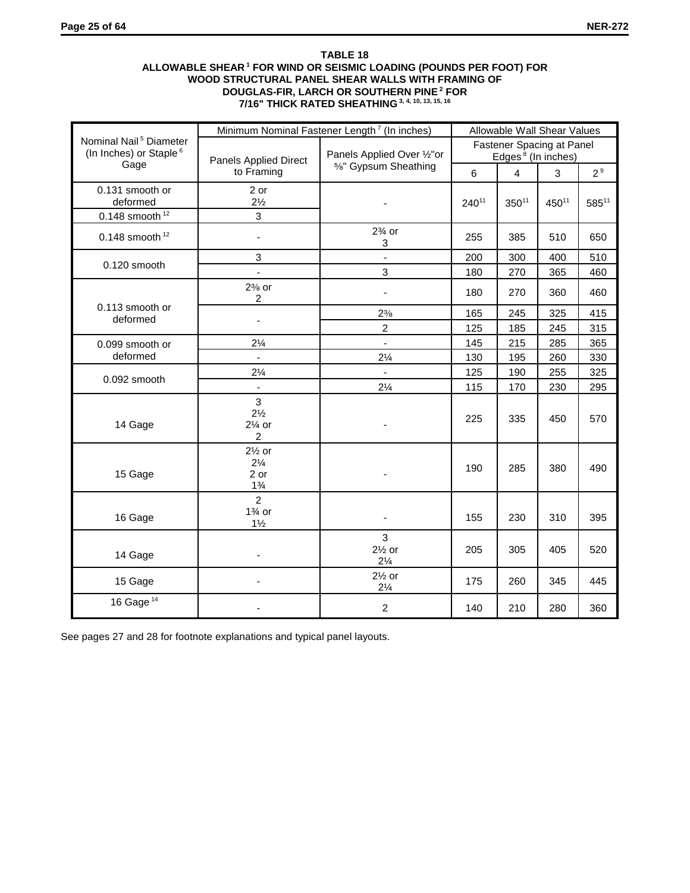**TABLE 18**
**ALLOWABLE SHEAR [1] FOR WIND OR SEISMIC LOADING (POUNDS PER FOOT) FOR WOOD STRUCTURAL PANEL SHEAR WALLS WITH FRAMING OF DOUGLAS-FIR, LARCH OR SOUTHERN PINE [2] FOR 7/16" THICK RATED SHEATHING [3, 4, 10, 13, 15, 16]**

| Nominal Nail [5] Diameter (In Inches) or Staple [6] Gage | Minimum Nominal Fastener Length [7] (In inches) | | Allowable Wall Shear Values | | | |
|---|---|---|---|---|---|---|
| | Panels Applied Direct to Framing | Panels Applied Over ½"or ⅝" Gypsum Sheathing | Fastener Spacing at Panel Edges [8] (In inches) | | | |
| | | | 6 | 4 | 3 | 2 [9] |
| 0.131 smooth or deformed | 2 or 2½ | - | 240[11] | 350[11] | 450[11] | 585[11] |
| 0.148 smooth [12] | 3 | | | | | |
| 0.148 smooth [12] | - | 2¾ or 3 | 255 | 385 | 510 | 650 |
| 0.120 smooth | 3 | - | 200 | 300 | 400 | 510 |
| | - | 3 | 180 | 270 | 365 | 460 |
| 0.113 smooth or deformed | 2⅜ or 2 | - | 180 | 270 | 360 | 460 |
| | - | 2⅜ | 165 | 245 | 325 | 415 |
| | | 2 | 125 | 185 | 245 | 315 |
| 0.099 smooth or deformed | 2¼ | - | 145 | 215 | 285 | 365 |
| | - | 2¼ | 130 | 195 | 260 | 330 |
| 0.092 smooth | 2¼ | - | 125 | 190 | 255 | 325 |
| | - | 2¼ | 115 | 170 | 230 | 295 |
| 14 Gage | 3 2½ 2¼ or 2 | - | 225 | 335 | 450 | 570 |
| 15 Gage | 2½ or 2¼ 2 or 1¾ | - | 190 | 285 | 380 | 490 |
| 16 Gage | 2 1¾ or 1½ | - | 155 | 230 | 310 | 395 |
| 14 Gage | - | 3 2½ or 2¼ | 205 | 305 | 405 | 520 |
| 15 Gage | - | 2½ or 2¼ | 175 | 260 | 345 | 445 |
| 16 Gage [14] | - | 2 | 140 | 210 | 280 | 360 |

See pages 27 and 28 for footnote explanations and typical panel layouts.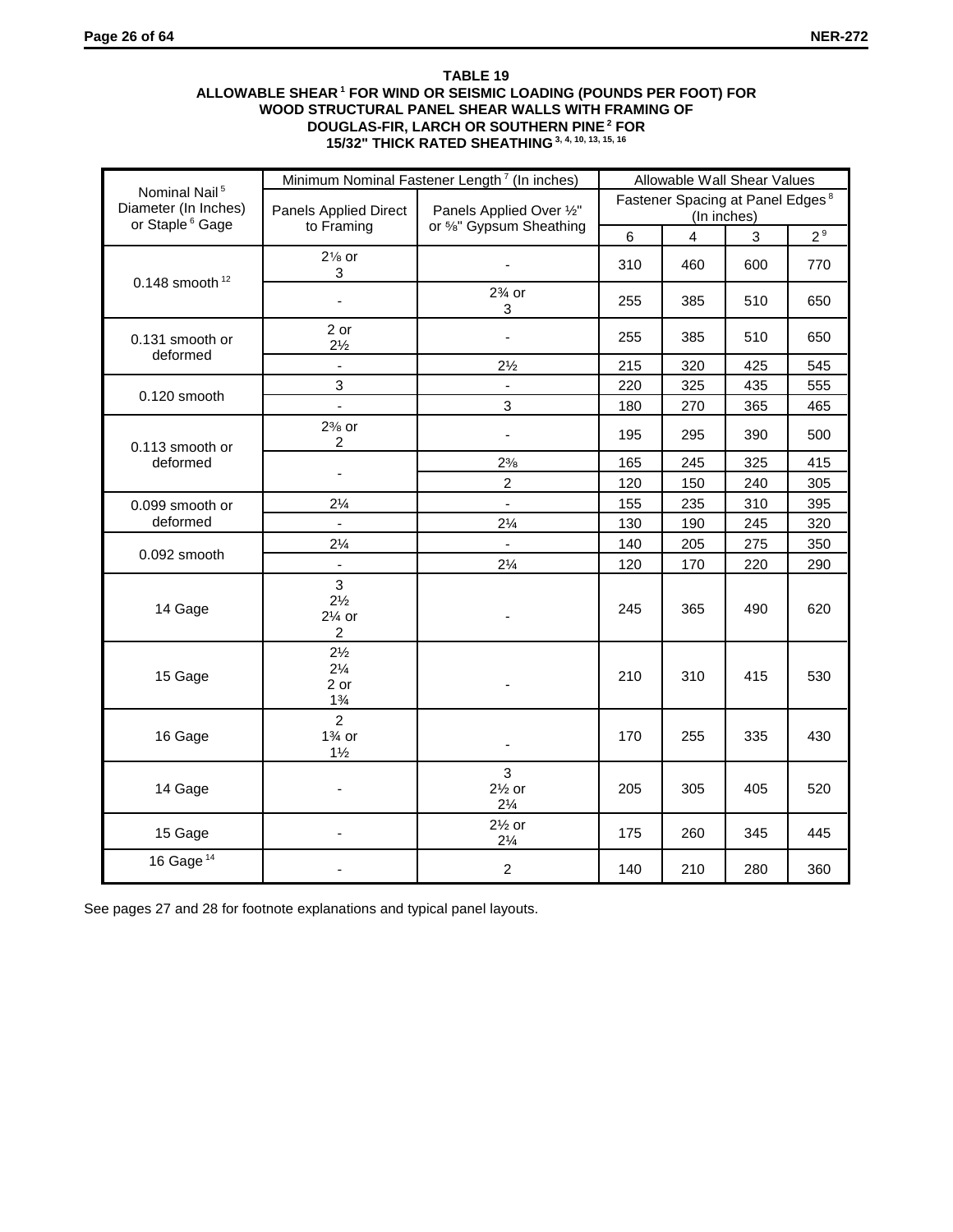**TABLE 19**
**ALLOWABLE SHEAR [1] FOR WIND OR SEISMIC LOADING (POUNDS PER FOOT) FOR WOOD STRUCTURAL PANEL SHEAR WALLS WITH FRAMING OF DOUGLAS-FIR, LARCH OR SOUTHERN PINE [2] FOR 15/32" THICK RATED SHEATHING [3, 4, 10, 13, 15, 16]**

| Nominal Nail [5] Diameter (In Inches) or Staple [6] Gage | Minimum Nominal Fastener Length [7] (In inches) | | Allowable Wall Shear Values | | | |
|---|---|---|---|---|---|---|
| | Panels Applied Direct to Framing | Panels Applied Over ½" or ⅝" Gypsum Sheathing | Fastener Spacing at Panel Edges [8] (In inches) | | | |
| | | | 6 | 4 | 3 | 2 [9] |
| 0.148 smooth [12] | 2⅛ or 3 | - | 310 | 460 | 600 | 770 |
| | - | 2¾ or 3 | 255 | 385 | 510 | 650 |
| 0.131 smooth or deformed | 2 or 2½ | - | 255 | 385 | 510 | 650 |
| | - | 2½ | 215 | 320 | 425 | 545 |
| 0.120 smooth | 3 | - | 220 | 325 | 435 | 555 |
| | - | 3 | 180 | 270 | 365 | 465 |
| 0.113 smooth or deformed | 2⅜ or 2 | - | 195 | 295 | 390 | 500 |
| | - | 2⅜ | 165 | 245 | 325 | 415 |
| | | 2 | 120 | 150 | 240 | 305 |
| 0.099 smooth or deformed | 2¼ | - | 155 | 235 | 310 | 395 |
| | - | 2¼ | 130 | 190 | 245 | 320 |
| 0.092 smooth | 2¼ | - | 140 | 205 | 275 | 350 |
| | - | 2¼ | 120 | 170 | 220 | 290 |
| 14 Gage | 3<br>2½<br>2¼ or<br>2 | - | 245 | 365 | 490 | 620 |
| 15 Gage | 2½<br>2¼<br>2 or<br>1¾ | - | 210 | 310 | 415 | 530 |
| 16 Gage | 2<br>1¾ or<br>1½ | - | 170 | 255 | 335 | 430 |
| 14 Gage | - | 3<br>2½ or<br>2¼ | 205 | 305 | 405 | 520 |
| 15 Gage | - | 2½ or<br>2¼ | 175 | 260 | 345 | 445 |
| 16 Gage [14] | - | 2 | 140 | 210 | 280 | 360 |

See pages 27 and 28 for footnote explanations and typical panel layouts.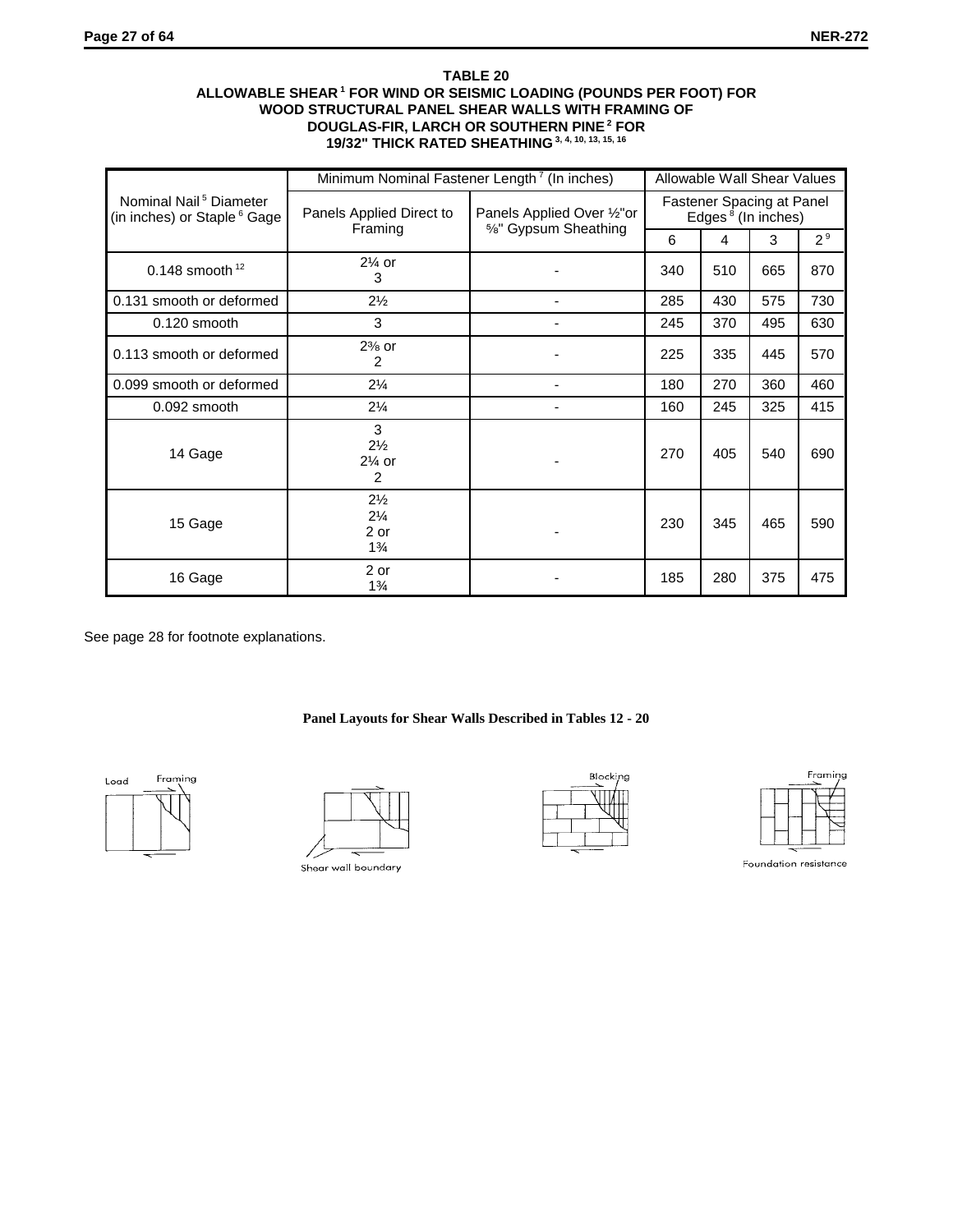**TABLE 20**
**ALLOWABLE SHEAR [1] FOR WIND OR SEISMIC LOADING (POUNDS PER FOOT) FOR WOOD STRUCTURAL PANEL SHEAR WALLS WITH FRAMING OF DOUGLAS-FIR, LARCH OR SOUTHERN PINE [2] FOR 19/32" THICK RATED SHEATHING [3, 4, 10, 13, 15, 16]**

| Nominal Nail [5] Diameter (in inches) or Staple [6] Gage | Minimum Nominal Fastener Length [7] (In inches) | | Allowable Wall Shear Values | | | |
|---|---|---|---|---|---|---|
| | Panels Applied Direct to Framing | Panels Applied Over ½"or ⅝" Gypsum Sheathing | Fastener Spacing at Panel Edges [8] (In inches) | | | |
| | | | 6 | 4 | 3 | 2 [9] |
| 0.148 smooth [12] | 2¼ or 3 | - | 340 | 510 | 665 | 870 |
| 0.131 smooth or deformed | 2½ | - | 285 | 430 | 575 | 730 |
| 0.120 smooth | 3 | - | 245 | 370 | 495 | 630 |
| 0.113 smooth or deformed | 2⅜ or 2 | - | 225 | 335 | 445 | 570 |
| 0.099 smooth or deformed | 2¼ | - | 180 | 270 | 360 | 460 |
| 0.092 smooth | 2¼ | - | 160 | 245 | 325 | 415 |
| 14 Gage | 3<br>2½<br>2¼ or<br>2 | - | 270 | 405 | 540 | 690 |
| 15 Gage | 2½<br>2¼<br>2 or<br>1¾ | - | 230 | 345 | 465 | 590 |
| 16 Gage | 2 or<br>1¾ | - | 185 | 280 | 375 | 475 |

See page 28 for footnote explanations.

**Panel Layouts for Shear Walls Described in Tables 12 - 20**

Load Framing

Shear wall boundary

Blocking

Framing

Foundation resistance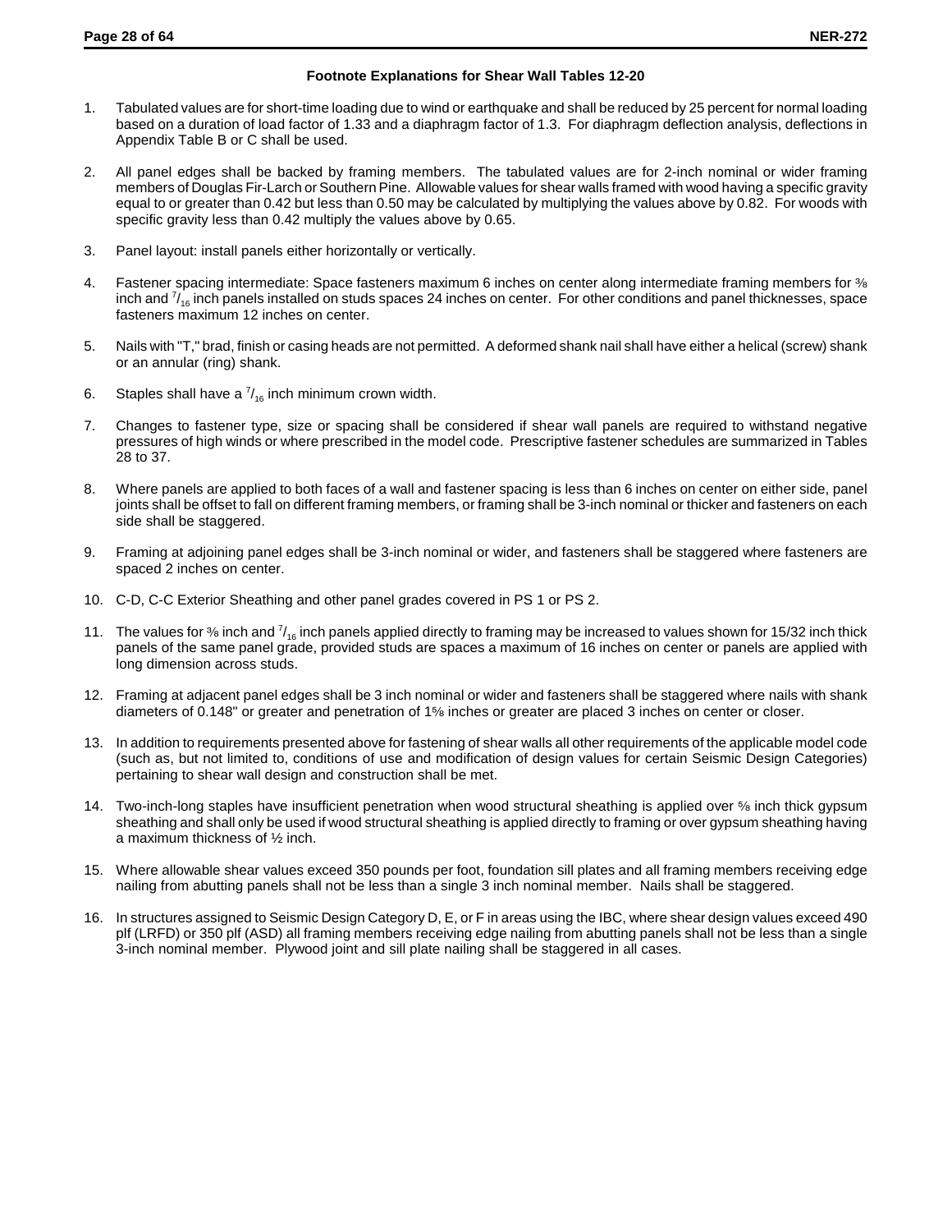### Footnote Explanations for Shear Wall Tables 12-20

1. Tabulated values are for short-time loading due to wind or earthquake and shall be reduced by 25 percent for normal loading based on a duration of load factor of 1.33 and a diaphragm factor of 1.3. For diaphragm deflection analysis, deflections in Appendix Table B or C shall be used.
2. All panel edges shall be backed by framing members. The tabulated values are for 2-inch nominal or wider framing members of Douglas Fir-Larch or Southern Pine. Allowable values for shear walls framed with wood having a specific gravity equal to or greater than 0.42 but less than 0.50 may be calculated by multiplying the values above by 0.82. For woods with specific gravity less than 0.42 multiply the values above by 0.65.
3. Panel layout: install panels either horizontally or vertically.
4. Fastener spacing intermediate: Space fasteners maximum 6 inches on center along intermediate framing members for ⅜ inch and 7/16 inch panels installed on studs spaces 24 inches on center. For other conditions and panel thicknesses, space fasteners maximum 12 inches on center.
5. Nails with "T," brad, finish or casing heads are not permitted. A deformed shank nail shall have either a helical (screw) shank or an annular (ring) shank.
6. Staples shall have a 7/16 inch minimum crown width.
7. Changes to fastener type, size or spacing shall be considered if shear wall panels are required to withstand negative pressures of high winds or where prescribed in the model code. Prescriptive fastener schedules are summarized in Tables 28 to 37.
8. Where panels are applied to both faces of a wall and fastener spacing is less than 6 inches on center on either side, panel joints shall be offset to fall on different framing members, or framing shall be 3-inch nominal or thicker and fasteners on each side shall be staggered.
9. Framing at adjoining panel edges shall be 3-inch nominal or wider, and fasteners shall be staggered where fasteners are spaced 2 inches on center.
10. C-D, C-C Exterior Sheathing and other panel grades covered in PS 1 or PS 2.
11. The values for ⅜ inch and 7/16 inch panels applied directly to framing may be increased to values shown for 15/32 inch thick panels of the same panel grade, provided studs are spaces a maximum of 16 inches on center or panels are applied with long dimension across studs.
12. Framing at adjacent panel edges shall be 3 inch nominal or wider and fasteners shall be staggered where nails with shank diameters of 0.148" or greater and penetration of 1⅝ inches or greater are placed 3 inches on center or closer.
13. In addition to requirements presented above for fastening of shear walls all other requirements of the applicable model code (such as, but not limited to, conditions of use and modification of design values for certain Seismic Design Categories) pertaining to shear wall design and construction shall be met.
14. Two-inch-long staples have insufficient penetration when wood structural sheathing is applied over ⅝ inch thick gypsum sheathing and shall only be used if wood structural sheathing is applied directly to framing or over gypsum sheathing having a maximum thickness of ½ inch.
15. Where allowable shear values exceed 350 pounds per foot, foundation sill plates and all framing members receiving edge nailing from abutting panels shall not be less than a single 3 inch nominal member. Nails shall be staggered.
16. In structures assigned to Seismic Design Category D, E, or F in areas using the IBC, where shear design values exceed 490 plf (LRFD) or 350 plf (ASD) all framing members receiving edge nailing from abutting panels shall not be less than a single 3-inch nominal member. Plywood joint and sill plate nailing shall be staggered in all cases.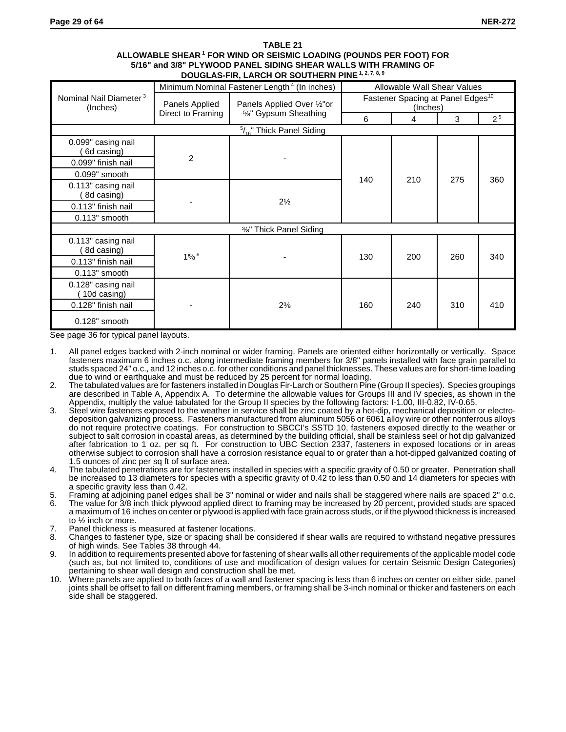**TABLE 21**

**ALLOWABLE SHEAR [1] FOR WIND OR SEISMIC LOADING (POUNDS PER FOOT) FOR 5/16" and 3/8" PLYWOOD PANEL SIDING SHEAR WALLS WITH FRAMING OF DOUGLAS-FIR, LARCH OR SOUTHERN PINE [1, 2, 7, 8, 9]**

| Nominal Nail Diameter [3] (Inches) | Minimum Nominal Fastener Length [4] (In inches) | | Allowable Wall Shear Values | | | |
|---|---|---|---|---|---|---|
| | Panels Applied Direct to Framing | Panels Applied Over ½"or ⅝" Gypsum Sheathing | Fastener Spacing at Panel Edges[10] (Inches) | | | |
| | | | 6 | 4 | 3 | 2 [5] |
| **5/16" Thick Panel Siding** | | | | | | |
| 0.099" casing nail (6d casing) | 2 | - | 140 | 210 | 275 | 360 |
| 0.099" finish nail | | | | | | |
| 0.099" smooth | | | | | | |
| 0.113" casing nail (8d casing) | - | 2½ | | | | |
| 0.113" finish nail | | | | | | |
| 0.113" smooth | | | | | | |
| **⅜" Thick Panel Siding** | | | | | | |
| 0.113" casing nail (8d casing) | 1⅝ [6] | - | 130 | 200 | 260 | 340 |
| 0.113" finish nail | | | | | | |
| 0.113" smooth | | | | | | |
| 0.128" casing nail (10d casing) | - | 2⅜ | 160 | 240 | 310 | 410 |
| 0.128" finish nail | | | | | | |
| 0.128" smooth | | | | | | |

See page 36 for typical panel layouts.

1. All panel edges backed with 2-inch nominal or wider framing. Panels are oriented either horizontally or vertically. Space fasteners maximum 6 inches o.c. along intermediate framing members for 3/8" panels installed with face grain parallel to studs spaced 24" o.c., and 12 inches o.c. for other conditions and panel thicknesses. These values are for short-time loading due to wind or earthquake and must be reduced by 25 percent for normal loading.
2. The tabulated values are for fasteners installed in Douglas Fir-Larch or Southern Pine (Group II species). Species groupings are described in Table A, Appendix A. To determine the allowable values for Groups III and IV species, as shown in the Appendix, multiply the value tabulated for the Group II species by the following factors: I-1.00, III-0.82, IV-0.65.
3. Steel wire fasteners exposed to the weather in service shall be zinc coated by a hot-dip, mechanical deposition or electro-deposition galvanizing process. Fasteners manufactured from aluminum 5056 or 6061 alloy wire or other nonferrous alloys do not require protective coatings. For construction to SBCCI's SSTD 10, fasteners exposed directly to the weather or subject to salt corrosion in coastal areas, as determined by the building official, shall be stainless seel or hot dip galvanized after fabrication to 1 oz. per sq ft. For construction to UBC Section 2337, fasteners in exposed locations or in areas otherwise subject to corrosion shall have a corrosion resistance equal to or grater than a hot-dipped galvanized coating of 1.5 ounces of zinc per sq ft of surface area.
4. The tabulated penetrations are for fasteners installed in species with a specific gravity of 0.50 or greater. Penetration shall be increased to 13 diameters for species with a specific gravity of 0.42 to less than 0.50 and 14 diameters for species with a specific gravity less than 0.42.
5. Framing at adjoining panel edges shall be 3" nominal or wider and nails shall be staggered where nails are spaced 2" o.c.
6. The value for 3/8 inch thick plywood applied direct to framing may be increased by 20 percent, provided studs are spaced a maximum of 16 inches on center or plywood is applied with face grain across studs, or if the plywood thickness is increased to ½ inch or more.
7. Panel thickness is measured at fastener locations.
8. Changes to fastener type, size or spacing shall be considered if shear walls are required to withstand negative pressures of high winds. See Tables 38 through 44.
9. In addition to requirements presented above for fastening of shear walls all other requirements of the applicable model code (such as, but not limited to, conditions of use and modification of design values for certain Seismic Design Categories) pertaining to shear wall design and construction shall be met.
10. Where panels are applied to both faces of a wall and fastener spacing is less than 6 inches on center on either side, panel joints shall be offset to fall on different framing members, or framing shall be 3-inch nominal or thicker and fasteners on each side shall be staggered.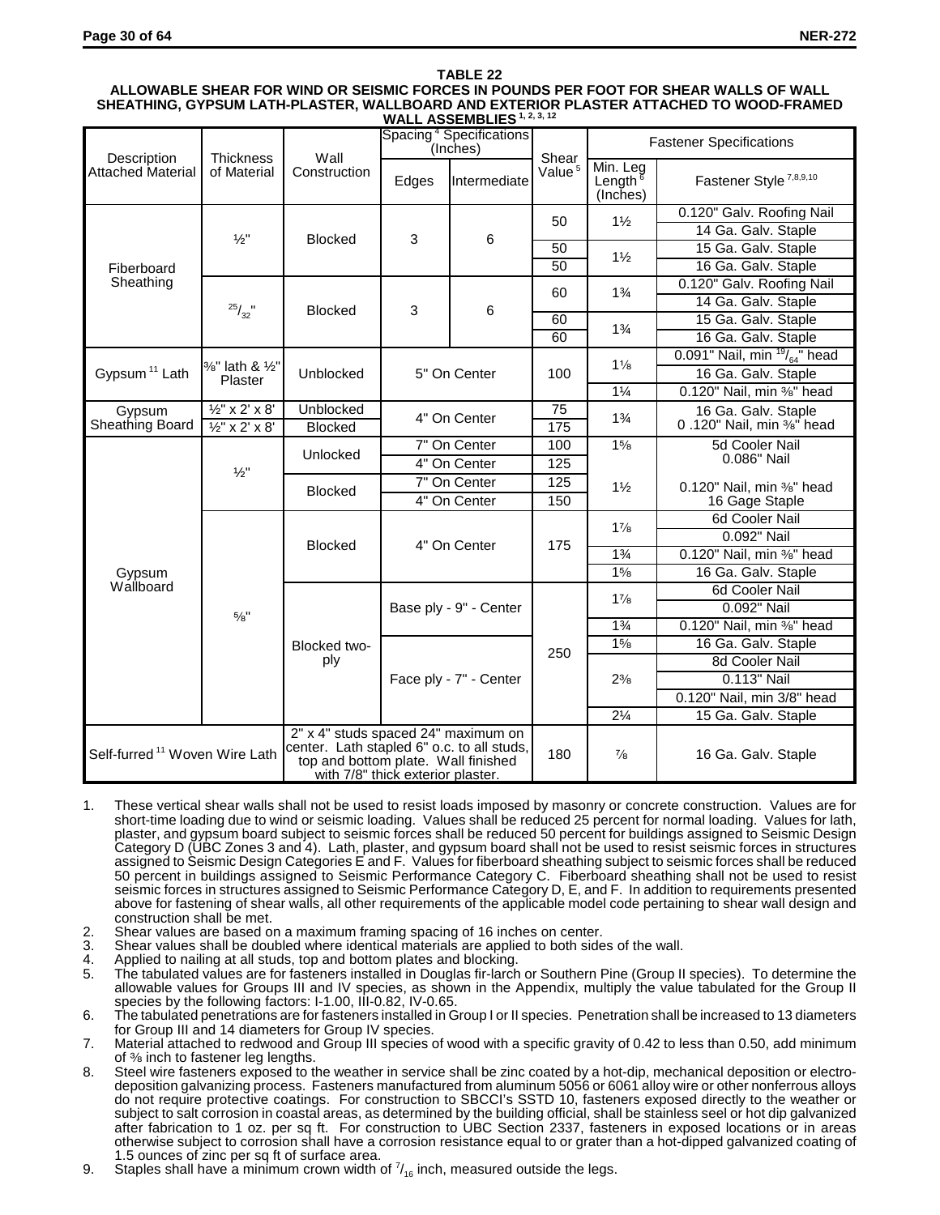**TABLE 22**

**ALLOWABLE SHEAR FOR WIND OR SEISMIC FORCES IN POUNDS PER FOOT FOR SHEAR WALLS OF WALL SHEATHING, GYPSUM LATH-PLASTER, WALLBOARD AND EXTERIOR PLASTER ATTACHED TO WOOD-FRAMED WALL ASSEMBLIES [1, 2, 3, 12]**

| Description Attached Material | Thickness of Material | Wall Construction | Spacing [4] Specifications (Inches) | | Shear Value [5] | Fastener Specifications | |
|---|---|---|---|---|---|---|---|
| | | | Edges | Intermediate | | Min. Leg Length [6] (Inches) | Fastener Style [7,8,9,10] |
| Fiberboard Sheathing | ½" | Blocked | 3 | 6 | 50 | 1½ | 0.120" Galv. Roofing Nail |
| | | | | | | | 14 Ga. Galv. Staple |
| | | | | | 50 | 1½ | 15 Ga. Galv. Staple |
| | | | | | 50 | | 16 Ga. Galv. Staple |
| | 25/32" | Blocked | 3 | 6 | 60 | 1¾ | 0.120" Galv. Roofing Nail |
| | | | | | | | 14 Ga. Galv. Staple |
| | | | | | 60 | 1¾ | 15 Ga. Galv. Staple |
| | | | | | 60 | | 16 Ga. Galv. Staple |
| Gypsum [11] Lath | ⅜" lath & ½" Plaster | Unblocked | 5" On Center | | 100 | 1⅛ | 0.091" Nail, min 19/64" head |
| | | | | | | | 16 Ga. Galv. Staple |
| | | | | | | 1¼ | 0.120" Nail, min ⅜" head |
| Gypsum Sheathing Board | ½" x 2' x 8' | Unblocked | 4" On Center | | 75 | 1¾ | 16 Ga. Galv. Staple |
| | ½" x 2' x 8' | Blocked | | | 175 | | 0 .120" Nail, min ⅜" head |
| Gypsum Wallboard | ½" | Unlocked | 7" On Center | | 100 | 1⅝ | 5d Cooler Nail |
| | | | 4" On Center | | 125 | | 0.086" Nail |
| | | Blocked | 7" On Center | | 125 | 1½ | 0.120" Nail, min ⅜" head |
| | | | 4" On Center | | 150 | | 16 Gage Staple |
| | ⅝" | Blocked | 4" On Center | | 175 | 1⅞ | 6d Cooler Nail |
| | | | | | | | 0.092" Nail |
| | | | | | | 1¾ | 0.120" Nail, min ⅜" head |
| | | | | | | 1⅝ | 16 Ga. Galv. Staple |
| | | Blocked two-ply | Base ply - 9" - Center | | 250 | 1⅞ | 6d Cooler Nail |
| | | | | | | | 0.092" Nail |
| | | | | | | 1¾ | 0.120" Nail, min ⅜" head |
| | | | Face ply - 7" - Center | | | 1⅝ | 16 Ga. Galv. Staple |
| | | | | | | 2⅜ | 8d Cooler Nail |
| | | | | | | | 0.113" Nail |
| | | | | | | | 0.120" Nail, min 3/8" head |
| | | | | | | 2¼ | 15 Ga. Galv. Staple |
| Self-furred [11] Woven Wire Lath | | 2" x 4" studs spaced 24" maximum on center. Lath stapled 6" o.c. to all studs, top and bottom plate. Wall finished with 7/8" thick exterior plaster. | | | 180 | ⅞ | 16 Ga. Galv. Staple |

1. These vertical shear walls shall not be used to resist loads imposed by masonry or concrete construction. Values are for short-time loading due to wind or seismic loading. Values shall be reduced 25 percent for normal loading. Values for lath, plaster, and gypsum board subject to seismic forces shall be reduced 50 percent for buildings assigned to Seismic Design Category D (UBC Zones 3 and 4). Lath, plaster, and gypsum board shall not be used to resist seismic forces in structures assigned to Seismic Design Categories E and F. Values for fiberboard sheathing subject to seismic forces shall be reduced 50 percent in buildings assigned to Seismic Performance Category C. Fiberboard sheathing shall not be used to resist seismic forces in structures assigned to Seismic Performance Category D, E, and F. In addition to requirements presented above for fastening of shear walls, all other requirements of the applicable model code pertaining to shear wall design and construction shall be met.
2. Shear values are based on a maximum framing spacing of 16 inches on center.
3. Shear values shall be doubled where identical materials are applied to both sides of the wall.
4. Applied to nailing at all studs, top and bottom plates and blocking.
5. The tabulated values are for fasteners installed in Douglas fir-larch or Southern Pine (Group II species). To determine the allowable values for Groups III and IV species, as shown in the Appendix, multiply the value tabulated for the Group II species by the following factors: I-1.00, III-0.82, IV-0.65.
6. The tabulated penetrations are for fasteners installed in Group I or II species. Penetration shall be increased to 13 diameters for Group III and 14 diameters for Group IV species.
7. Material attached to redwood and Group III species of wood with a specific gravity of 0.42 to less than 0.50, add minimum of ⅜ inch to fastener leg lengths.
8. Steel wire fasteners exposed to the weather in service shall be zinc coated by a hot-dip, mechanical deposition or electro-deposition galvanizing process. Fasteners manufactured from aluminum 5056 or 6061 alloy wire or other nonferrous alloys do not require protective coatings. For construction to SBCCI's SSTD 10, fasteners exposed directly to the weather or subject to salt corrosion in coastal areas, as determined by the building official, shall be stainless seel or hot dip galvanized after fabrication to 1 oz. per sq ft. For construction to UBC Section 2337, fasteners in exposed locations or in areas otherwise subject to corrosion shall have a corrosion resistance equal to or grater than a hot-dipped galvanized coating of 1.5 ounces of zinc per sq ft of surface area.
9. Staples shall have a minimum crown width of 7/16 inch, measured outside the legs.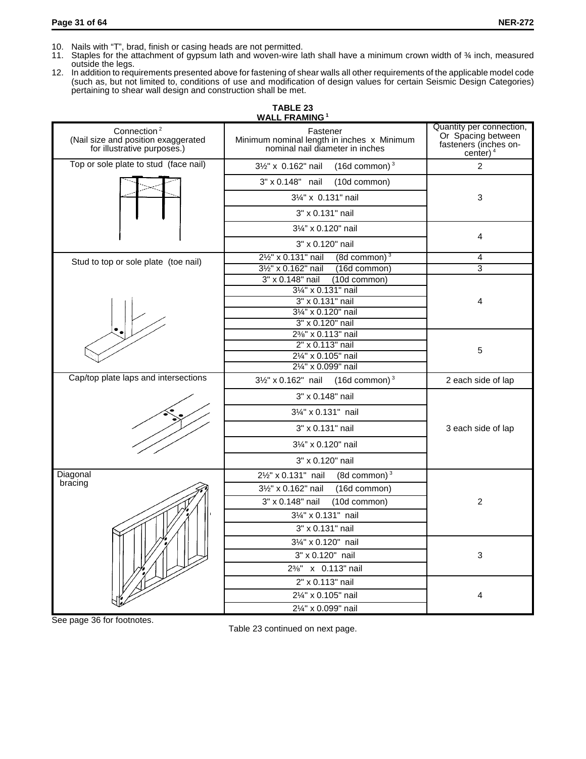10. Nails with "T", brad, finish or casing heads are not permitted.
11. Staples for the attachment of gypsum lath and woven-wire lath shall have a minimum crown width of ¾ inch, measured outside the legs.
12. In addition to requirements presented above for fastening of shear walls all other requirements of the applicable model code (such as, but not limited to, conditions of use and modification of design values for certain Seismic Design Categories) pertaining to shear wall design and construction shall be met.

**TABLE 23**
**WALL FRAMING [1]**

| Connection [2] (Nail size and position exaggerated for illustrative purposes.) | Fastener Minimum nominal length in inches x Minimum nominal nail diameter in inches | Quantity per connection, Or Spacing between fasteners (inches on-center) [4] |
|---|---|---|
| Top or sole plate to stud (face nail) | 3½" x 0.162" nail (16d common) [3] | 2 |
| | 3" x 0.148" nail (10d common) | 3 |
| | 3¼" x 0.131" nail | |
| | 3" x 0.131" nail | |
| | 3¼" x 0.120" nail | 4 |
| | 3" x 0.120" nail | |
| Stud to top or sole plate (toe nail) | 2½" x 0.131" nail (8d common) [3] | 4 |
| | 3½" x 0.162" nail (16d common) | 3 |
| | 3" x 0.148" nail (10d common) | 4 |
| | 3¼" x 0.131" nail | |
| | 3" x 0.131" nail | |
| | 3¼" x 0.120" nail | |
| | 3" x 0.120" nail | |
| | 2⅜" x 0.113" nail | 5 |
| | 2" x 0.113" nail | |
| | 2¼" x 0.105" nail | |
| | 2¼" x 0.099" nail | |
| Cap/top plate laps and intersections | 3½" x 0.162" nail (16d common) [3] | 2 each side of lap |
| | 3" x 0.148" nail | 3 each side of lap |
| | 3¼" x 0.131" nail | |
| | 3" x 0.131" nail | |
| | 3¼" x 0.120" nail | |
| | 3" x 0.120" nail | |
| Diagonal bracing | 2½" x 0.131" nail (8d common) [3] | 2 |
| | 3½" x 0.162" nail (16d common) | |
| | 3" x 0.148" nail (10d common) | |
| | 3¼" x 0.131" nail | |
| | 3" x 0.131" nail | |
| | 3¼" x 0.120" nail | 3 |
| | 3" x 0.120" nail | |
| | 2⅜" x 0.113" nail | |
| | 2" x 0.113" nail | 4 |
| | 2¼" x 0.105" nail | |
| | 2¼" x 0.099" nail | |

See page 36 for footnotes.

Table 23 continued on next page.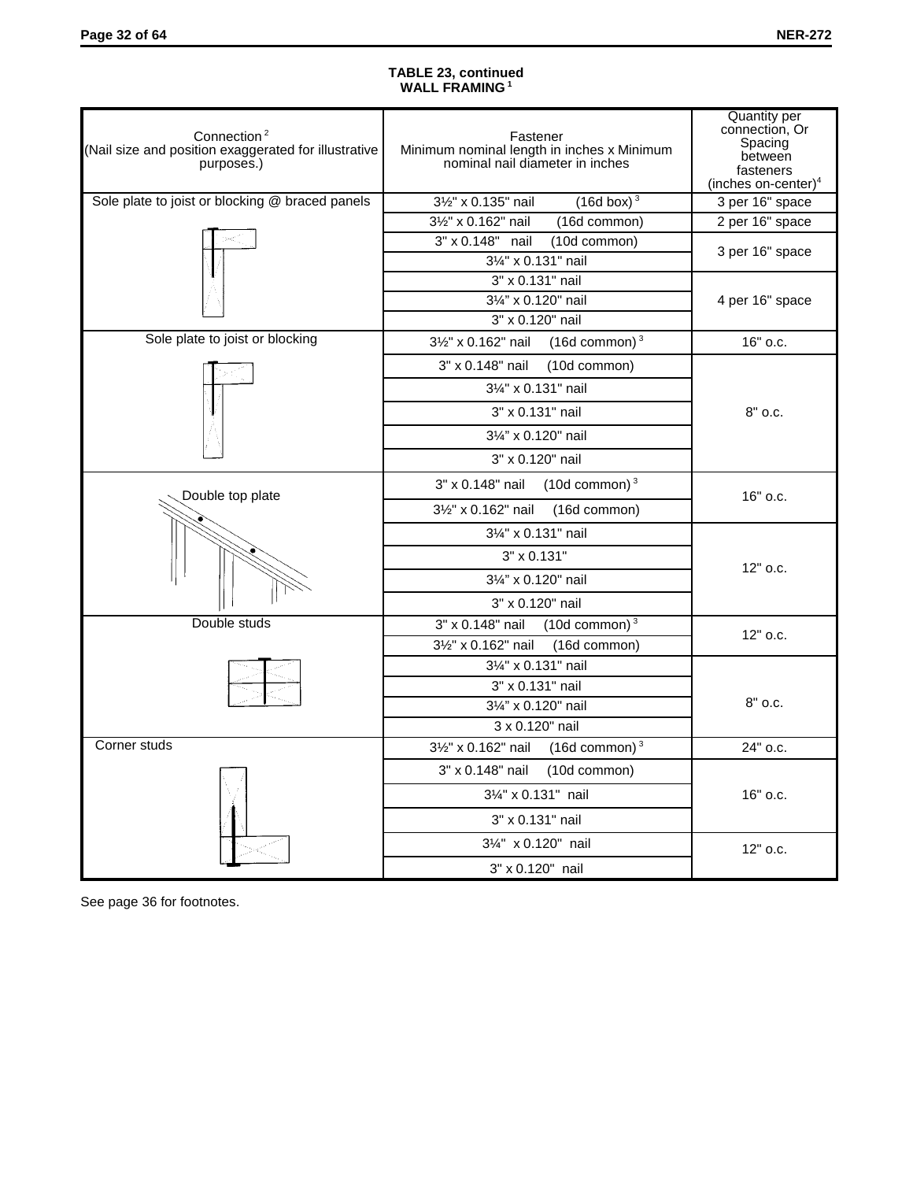**TABLE 23, continued**
**WALL FRAMING [1]**

| Connection [2] (Nail size and position exaggerated for illustrative purposes.) | Fastener Minimum nominal length in inches x Minimum nominal nail diameter in inches | Quantity per connection, Or Spacing between fasteners (inches on-center)[4] |
|---|---|---|
| Sole plate to joist or blocking @ braced panels | 3½" x 0.135" nail (16d box) [3] | 3 per 16" space |
| | 3½" x 0.162" nail (16d common) | 2 per 16" space |
| | 3" x 0.148" nail (10d common) | 3 per 16" space |
| | 3¼" x 0.131" nail | |
| | 3" x 0.131" nail | 4 per 16" space |
| | 3¼" x 0.120" nail | |
| | 3" x 0.120" nail | |
| Sole plate to joist or blocking | 3½" x 0.162" nail (16d common) [3] | 16" o.c. |
| | 3" x 0.148" nail (10d common) | 8" o.c. |
| | 3¼" x 0.131" nail | |
| | 3" x 0.131" nail | |
| | 3¼" x 0.120" nail | |
| | 3" x 0.120" nail | |
| Double top plate | 3" x 0.148" nail (10d common) [3] | 16" o.c. |
| | 3½" x 0.162" nail (16d common) | |
| | 3¼" x 0.131" nail | 12" o.c. |
| | 3" x 0.131" | |
| | 3¼" x 0.120" nail | |
| | 3" x 0.120" nail | |
| Double studs | 3" x 0.148" nail (10d common) [3] | 12" o.c. |
| | 3½" x 0.162" nail (16d common) | |
| | 3¼" x 0.131" nail | 8" o.c. |
| | 3" x 0.131" nail | |
| | 3¼" x 0.120" nail | |
| | 3 x 0.120" nail | |
| Corner studs | 3½" x 0.162" nail (16d common) [3] | 24" o.c. |
| | 3" x 0.148" nail (10d common) | 16" o.c. |
| | 3¼" x 0.131" nail | |
| | 3" x 0.131" nail | |
| | 3¼" x 0.120" nail | 12" o.c. |
| | 3" x 0.120" nail | |

See page 36 for footnotes.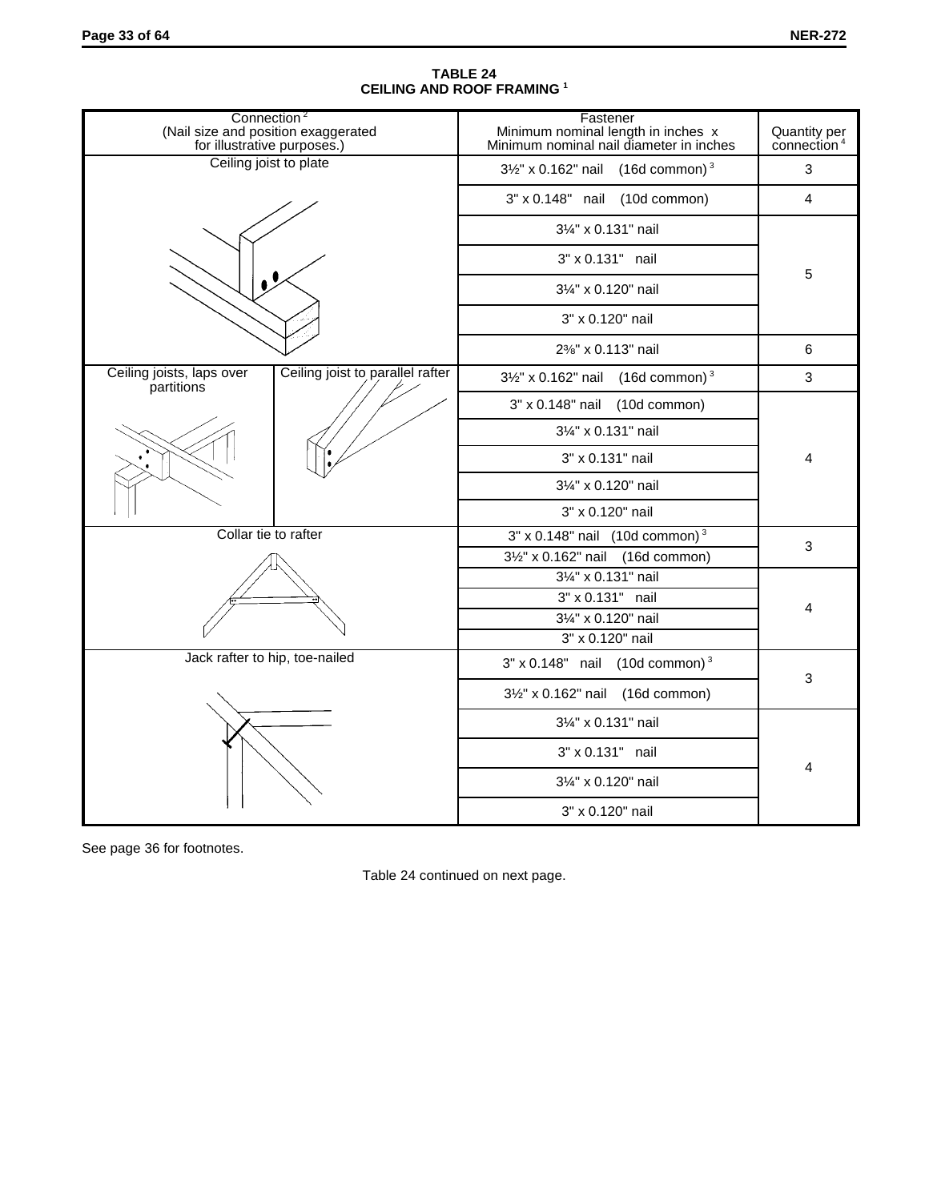**TABLE 24**
**CEILING AND ROOF FRAMING [1]**

| Connection [2] (Nail size and position exaggerated for illustrative purposes.) | | Fastener Minimum nominal length in inches x Minimum nominal nail diameter in inches | Quantity per connection [4] |
|---|---|---|---|
| Ceiling joist to plate | | 3½" x 0.162" nail (16d common) [3] | 3 |
| | | 3" x 0.148" nail (10d common) | 4 |
| | | 3¼" x 0.131" nail | 5 |
| | | 3" x 0.131" nail | |
| | | 3¼" x 0.120" nail | |
| | | 3" x 0.120" nail | |
| | | 2⅜" x 0.113" nail | 6 |
| Ceiling joists, laps over partitions | Ceiling joist to parallel rafter | 3½" x 0.162" nail (16d common) [3] | 3 |
| | | 3" x 0.148" nail (10d common) | 4 |
| | | 3¼" x 0.131" nail | |
| | | 3" x 0.131" nail | |
| | | 3¼" x 0.120" nail | |
| | | 3" x 0.120" nail | |
| Collar tie to rafter | | 3" x 0.148" nail (10d common) [3] | 3 |
| | | 3½" x 0.162" nail (16d common) | |
| | | 3¼" x 0.131" nail | 4 |
| | | 3" x 0.131" nail | |
| | | 3¼" x 0.120" nail | |
| | | 3" x 0.120" nail | |
| Jack rafter to hip, toe-nailed | | 3" x 0.148" nail (10d common) [3] | 3 |
| | | 3½" x 0.162" nail (16d common) | |
| | | 3¼" x 0.131" nail | 4 |
| | | 3" x 0.131" nail | |
| | | 3¼" x 0.120" nail | |
| | | 3" x 0.120" nail | |

See page 36 for footnotes.

Table 24 continued on next page.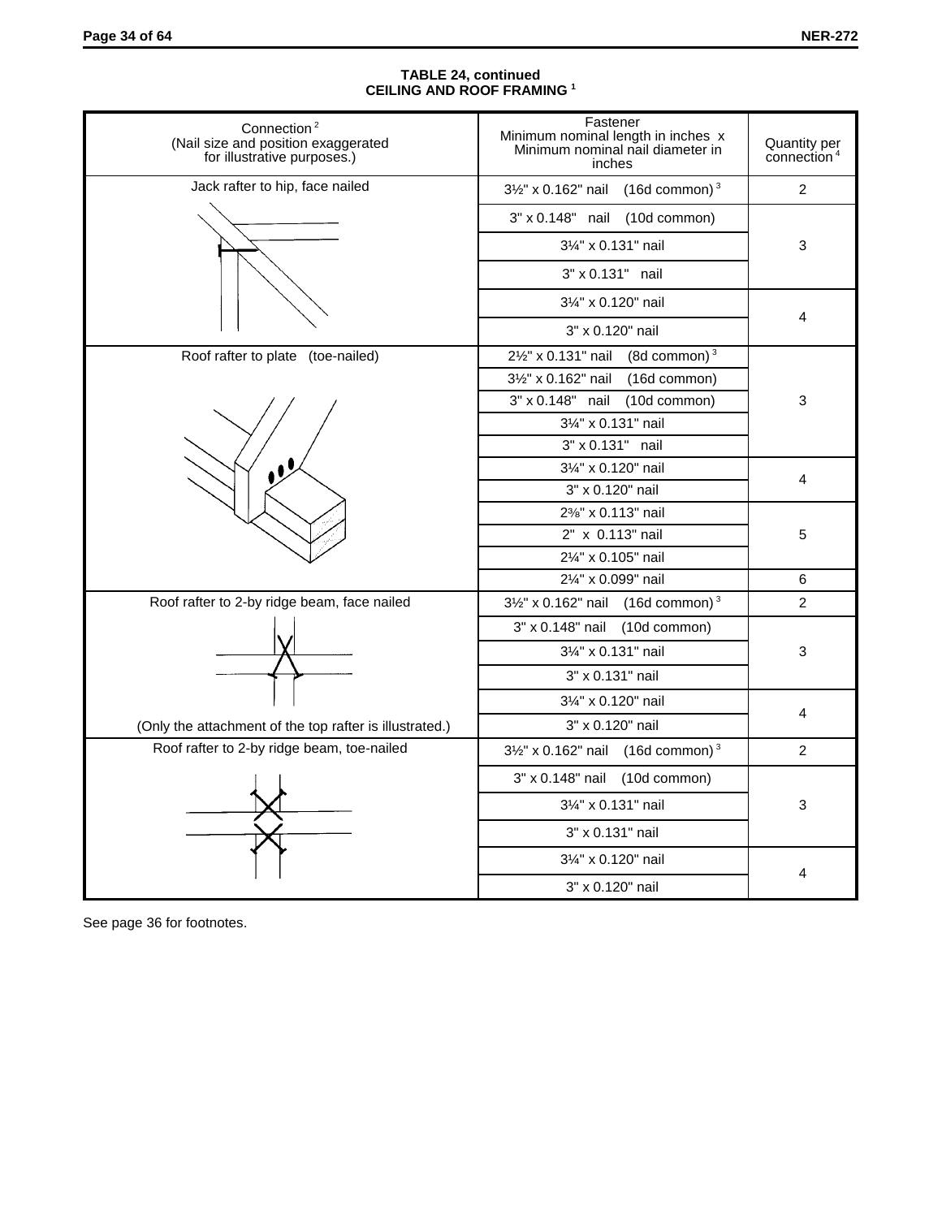**TABLE 24, continued**
**CEILING AND ROOF FRAMING [1]**

| Connection [2] (Nail size and position exaggerated for illustrative purposes.) | Fastener Minimum nominal length in inches x Minimum nominal nail diameter in inches | Quantity per connection [4] |
|---|---|---|
| Jack rafter to hip, face nailed | 3½" x 0.162" nail (16d common) [3] | 2 |
| | 3" x 0.148" nail (10d common) | 3 |
| | 3¼" x 0.131" nail | |
| | 3" x 0.131" nail | |
| | 3¼" x 0.120" nail | 4 |
| | 3" x 0.120" nail | |
| Roof rafter to plate (toe-nailed) | 2½" x 0.131" nail (8d common) [3] | 3 |
| | 3½" x 0.162" nail (16d common) | |
| | 3" x 0.148" nail (10d common) | |
| | 3¼" x 0.131" nail | |
| | 3" x 0.131" nail | |
| | 3¼" x 0.120" nail | 4 |
| | 3" x 0.120" nail | |
| | 2⅜" x 0.113" nail | 5 |
| | 2" x 0.113" nail | |
| | 2¼" x 0.105" nail | |
| | 2¼" x 0.099" nail | 6 |
| Roof rafter to 2-by ridge beam, face nailed | 3½" x 0.162" nail (16d common) [3] | 2 |
| | 3" x 0.148" nail (10d common) | 3 |
| | 3¼" x 0.131" nail | |
| | 3" x 0.131" nail | |
| | 3¼" x 0.120" nail | 4 |
| (Only the attachment of the top rafter is illustrated.) | 3" x 0.120" nail | |
| Roof rafter to 2-by ridge beam, toe-nailed | 3½" x 0.162" nail (16d common) [3] | 2 |
| | 3" x 0.148" nail (10d common) | 3 |
| | 3¼" x 0.131" nail | |
| | 3" x 0.131" nail | |
| | 3¼" x 0.120" nail | 4 |
| | 3" x 0.120" nail | |

See page 36 for footnotes.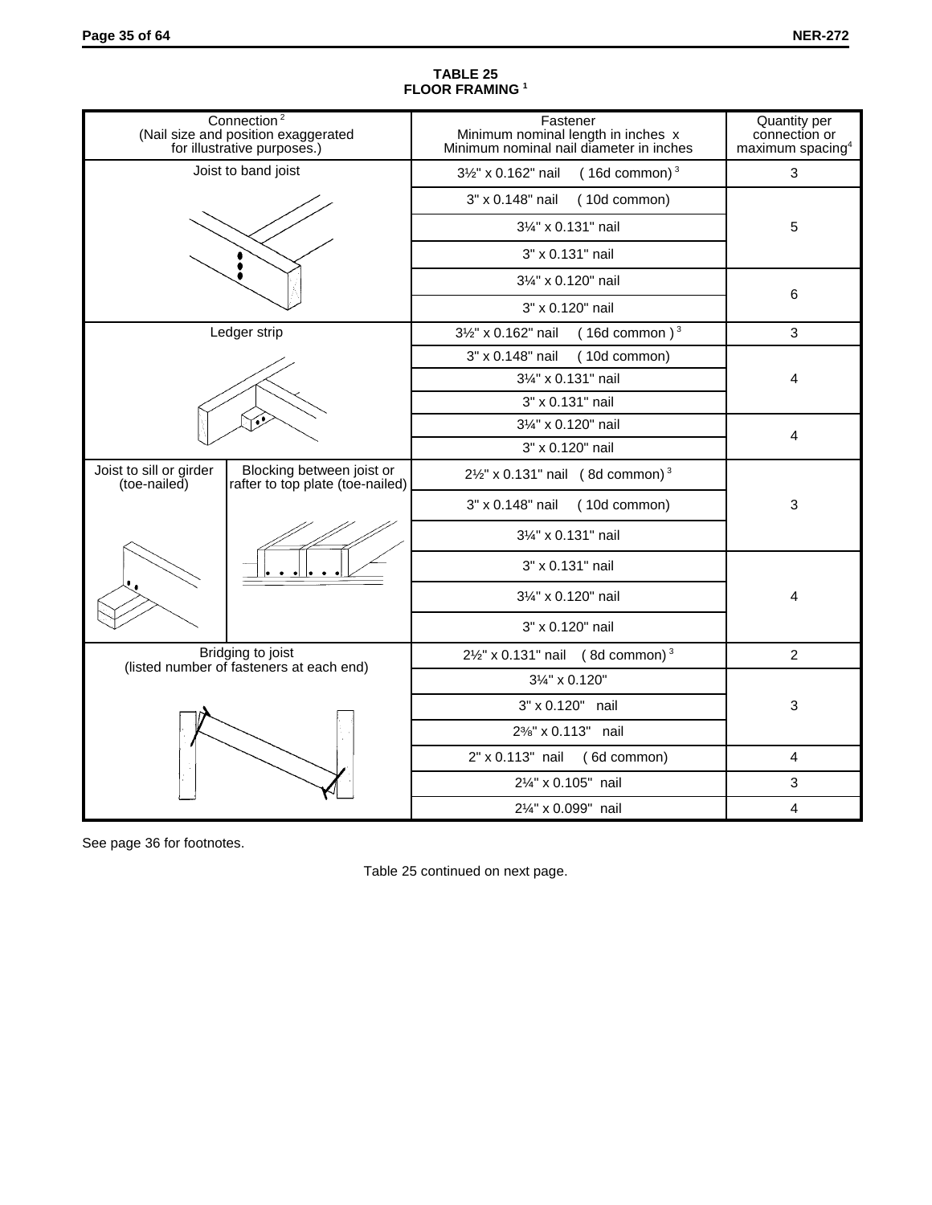**TABLE 25**
**FLOOR FRAMING [1]**

| Connection [2] (Nail size and position exaggerated for illustrative purposes.) | | Fastener Minimum nominal length in inches x Minimum nominal nail diameter in inches | Quantity per connection or maximum spacing[4] |
|---|---|---|---|
| Joist to band joist | | 3½" x 0.162" nail (16d common) [3] | 3 |
| | | 3" x 0.148" nail (10d common) | 5 |
| | | 3¼" x 0.131" nail | |
| | | 3" x 0.131" nail | |
| | | 3¼" x 0.120" nail | 6 |
| | | 3" x 0.120" nail | |
| Ledger strip | | 3½" x 0.162" nail (16d common) [3] | 3 |
| | | 3" x 0.148" nail (10d common) | 4 |
| | | 3¼" x 0.131" nail | |
| | | 3" x 0.131" nail | |
| | | 3¼" x 0.120" nail | 4 |
| | | 3" x 0.120" nail | |
| Joist to sill or girder (toe-nailed) | Blocking between joist or rafter to top plate (toe-nailed) | 2½" x 0.131" nail (8d common) [3] | 3 |
| | | 3" x 0.148" nail (10d common) | |
| | | 3¼" x 0.131" nail | |
| | | 3" x 0.131" nail | 4 |
| | | 3¼" x 0.120" nail | |
| | | 3" x 0.120" nail | |
| Bridging to joist (listed number of fasteners at each end) | | 2½" x 0.131" nail (8d common) [3] | 2 |
| | | 3¼" x 0.120" | 3 |
| | | 3" x 0.120" nail | |
| | | 2⅜" x 0.113" nail | |
| | | 2" x 0.113" nail (6d common) | 4 |
| | | 2¼" x 0.105" nail | 3 |
| | | 2¼" x 0.099" nail | 4 |

See page 36 for footnotes.

Table 25 continued on next page.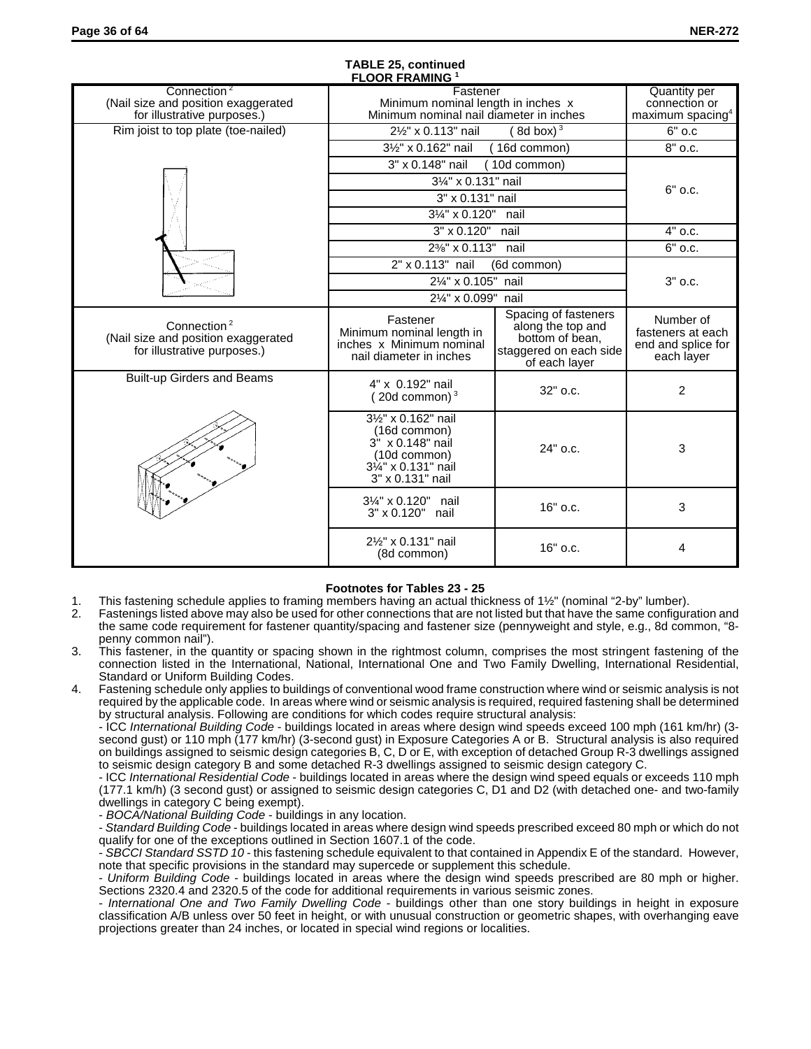**TABLE 25, continued**
**FLOOR FRAMING [1]**

| Connection [2] (Nail size and position exaggerated for illustrative purposes.) | Fastener Minimum nominal length in inches x Minimum nominal nail diameter in inches | | Quantity per connection or maximum spacing[4] |
|---|---|---|---|
| Rim joist to top plate (toe-nailed) | 2½" x 0.113" nail (8d box)[3] | | 6" o.c |
| | 3½" x 0.162" nail (16d common) | | 8" o.c. |
| | 3" x 0.148" nail (10d common) | | 6" o.c. |
| | 3¼" x 0.131" nail | | |
| | 3" x 0.131" nail | | |
| | 3¼" x 0.120" nail | | |
| | 3" x 0.120" nail | | 4" o.c. |
| | 2⅜" x 0.113" nail | | 6" o.c. |
| | 2" x 0.113" nail (6d common) | | 3" o.c. |
| | 2¼" x 0.105" nail | | |
| | 2¼" x 0.099" nail | | |
| Connection [2] (Nail size and position exaggerated for illustrative purposes.) | Fastener Minimum nominal length in inches x Minimum nominal nail diameter in inches | Spacing of fasteners along the top and bottom of bean, staggered on each side of each layer | Number of fasteners at each end and splice for each layer |
| Built-up Girders and Beams | 4" x 0.192" nail (20d common)[3] | 32" o.c. | 2 |
| | 3½" x 0.162" nail (16d common) 3" x 0.148" nail (10d common) 3¼" x 0.131" nail 3" x 0.131" nail | 24" o.c. | 3 |
| | 3¼" x 0.120" nail 3" x 0.120" nail | 16" o.c. | 3 |
| | 2½" x 0.131" nail (8d common) | 16" o.c. | 4 |

**Footnotes for Tables 23 - 25**

1. This fastening schedule applies to framing members having an actual thickness of 1½" (nominal "2-by" lumber).
2. Fastenings listed above may also be used for other connections that are not listed but that have the same configuration and the same code requirement for fastener quantity/spacing and fastener size (pennyweight and style, e.g., 8d common, "8-penny common nail").
3. This fastener, in the quantity or spacing shown in the rightmost column, comprises the most stringent fastening of the connection listed in the International, National, International One and Two Family Dwelling, International Residential, Standard or Uniform Building Codes.
4. Fastening schedule only applies to buildings of conventional wood frame construction where wind or seismic analysis is not required by the applicable code. In areas where wind or seismic analysis is required, required fastening shall be determined by structural analysis. Following are conditions for which codes require structural analysis:
   - ICC *International Building Code* - buildings located in areas where design wind speeds exceed 100 mph (161 km/hr) (3-second gust) or 110 mph (177 km/hr) (3-second gust) in Exposure Categories A or B. Structural analysis is also required on buildings assigned to seismic design categories B, C, D or E, with exception of detached Group R-3 dwellings assigned to seismic design category B and some detached R-3 dwellings assigned to seismic design category C.
   - ICC *International Residential Code* - buildings located in areas where the design wind speed equals or exceeds 110 mph (177.1 km/h) (3 second gust) or assigned to seismic design categories C, D1 and D2 (with detached one- and two-family dwellings in category C being exempt).
   - *BOCA/National Building Code* - buildings in any location.
   - *Standard Building Code* - buildings located in areas where design wind speeds prescribed exceed 80 mph or which do not qualify for one of the exceptions outlined in Section 1607.1 of the code.
   - *SBCCI Standard SSTD 10* - this fastening schedule equivalent to that contained in Appendix E of the standard. However, note that specific provisions in the standard may supercede or supplement this schedule.
   - *Uniform Building Code* - buildings located in areas where the design wind speeds prescribed are 80 mph or higher. Sections 2320.4 and 2320.5 of the code for additional requirements in various seismic zones.
   - *International One and Two Family Dwelling Code* - buildings other than one story buildings in height in exposure classification A/B unless over 50 feet in height, or with unusual construction or geometric shapes, with overhanging eave projections greater than 24 inches, or located in special wind regions or localities.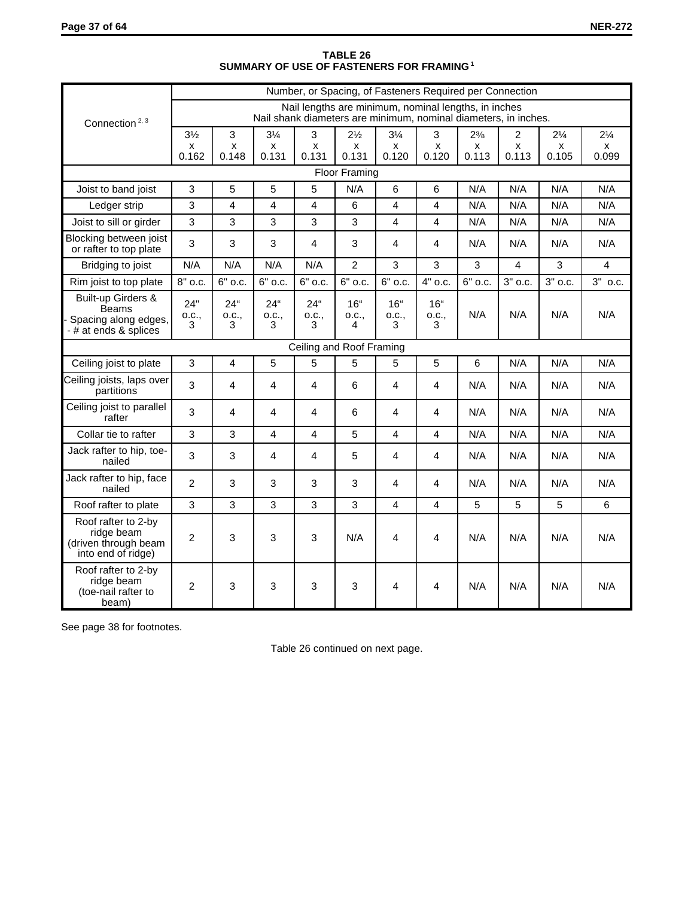**TABLE 26**
**SUMMARY OF USE OF FASTENERS FOR FRAMING [1]**

| Connection [2, 3] | Number, or Spacing, of Fasteners Required per Connection | | | | | | | | | | |
|---|---|---|---|---|---|---|---|---|---|---|---|
| | Nail lengths are minimum, nominal lengths, in inches. Nail shank diameters are minimum, nominal diameters, in inches. | | | | | | | | | | |
| | 3½ x 0.162 | 3 x 0.148 | 3¼ x 0.131 | 3 x 0.131 | 2½ x 0.131 | 3¼ x 0.120 | 3 x 0.120 | 2⅜ x 0.113 | 2 x 0.113 | 2¼ x 0.105 | 2¼ x 0.099 |
| **Floor Framing** | | | | | | | | | | | |
| Joist to band joist | 3 | 5 | 5 | 5 | N/A | 6 | 6 | N/A | N/A | N/A | N/A |
| Ledger strip | 3 | 4 | 4 | 4 | 6 | 4 | 4 | N/A | N/A | N/A | N/A |
| Joist to sill or girder | 3 | 3 | 3 | 3 | 3 | 4 | 4 | N/A | N/A | N/A | N/A |
| Blocking between joist or rafter to top plate | 3 | 3 | 3 | 4 | 3 | 4 | 4 | N/A | N/A | N/A | N/A |
| Bridging to joist | N/A | N/A | N/A | N/A | 2 | 3 | 3 | 3 | 4 | 3 | 4 |
| Rim joist to top plate | 8" o.c. | 6" o.c. | 6" o.c. | 6" o.c. | 6" o.c. | 6" o.c. | 4" o.c. | 6" o.c. | 3" o.c. | 3" o.c. | 3" o.c. |
| Built-up Girders & Beams - Spacing along edges, - # at ends & splices | 24" o.c., 3 | 24" o.c., 3 | 24" o.c., 3 | 24" o.c., 3 | 16" o.c., 4 | 16" o.c., 3 | 16" o.c., 3 | N/A | N/A | N/A | N/A |
| **Ceiling and Roof Framing** | | | | | | | | | | | |
| Ceiling joist to plate | 3 | 4 | 5 | 5 | 5 | 5 | 5 | 6 | N/A | N/A | N/A |
| Ceiling joists, laps over partitions | 3 | 4 | 4 | 4 | 6 | 4 | 4 | N/A | N/A | N/A | N/A |
| Ceiling joist to parallel rafter | 3 | 4 | 4 | 4 | 6 | 4 | 4 | N/A | N/A | N/A | N/A |
| Collar tie to rafter | 3 | 3 | 4 | 4 | 5 | 4 | 4 | N/A | N/A | N/A | N/A |
| Jack rafter to hip, toe-nailed | 3 | 3 | 4 | 4 | 5 | 4 | 4 | N/A | N/A | N/A | N/A |
| Jack rafter to hip, face nailed | 2 | 3 | 3 | 3 | 3 | 4 | 4 | N/A | N/A | N/A | N/A |
| Roof rafter to plate | 3 | 3 | 3 | 3 | 3 | 4 | 4 | 5 | 5 | 5 | 6 |
| Roof rafter to 2-by ridge beam (driven through beam into end of ridge) | 2 | 3 | 3 | 3 | N/A | 4 | 4 | N/A | N/A | N/A | N/A |
| Roof rafter to 2-by ridge beam (toe-nail rafter to beam) | 2 | 3 | 3 | 3 | 3 | 4 | 4 | N/A | N/A | N/A | N/A |

See page 38 for footnotes.

Table 26 continued on next page.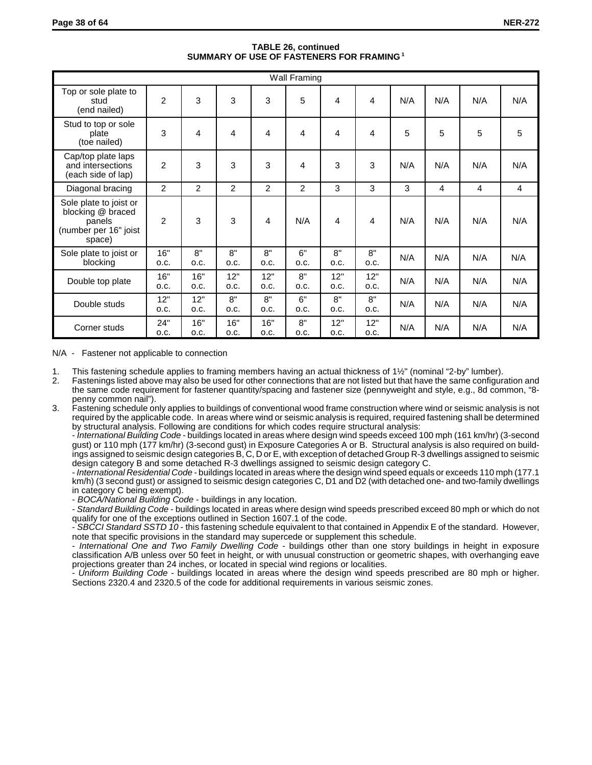**TABLE 26, continued**
**SUMMARY OF USE OF FASTENERS FOR FRAMING [1]**

| Wall Framing | | | | | | | | | | | |
|---|---|---|---|---|---|---|---|---|---|---|---|
| Top or sole plate to stud (end nailed) | 2 | 3 | 3 | 3 | 5 | 4 | 4 | N/A | N/A | N/A | N/A |
| Stud to top or sole plate (toe nailed) | 3 | 4 | 4 | 4 | 4 | 4 | 4 | 5 | 5 | 5 | 5 |
| Cap/top plate laps and intersections (each side of lap) | 2 | 3 | 3 | 3 | 4 | 3 | 3 | N/A | N/A | N/A | N/A |
| Diagonal bracing | 2 | 2 | 2 | 2 | 2 | 3 | 3 | 3 | 4 | 4 | 4 |
| Sole plate to joist or blocking @ braced panels (number per 16" joist space) | 2 | 3 | 3 | 4 | N/A | 4 | 4 | N/A | N/A | N/A | N/A |
| Sole plate to joist or blocking | 16" o.c. | 8" o.c. | 8" o.c. | 8" o.c. | 6" o.c. | 8" o.c. | 8" o.c. | N/A | N/A | N/A | N/A |
| Double top plate | 16" o.c. | 16" o.c. | 12" o.c. | 12" o.c. | 8" o.c. | 12" o.c. | 12" o.c. | N/A | N/A | N/A | N/A |
| Double studs | 12" o.c. | 12" o.c. | 8" o.c. | 8" o.c. | 6" o.c. | 8" o.c. | 8" o.c. | N/A | N/A | N/A | N/A |
| Corner studs | 24" o.c. | 16" o.c. | 16" o.c. | 16" o.c. | 8" o.c. | 12" o.c. | 12" o.c. | N/A | N/A | N/A | N/A |

N/A - Fastener not applicable to connection

1. This fastening schedule applies to framing members having an actual thickness of 1½" (nominal "2-by" lumber).
2. Fastenings listed above may also be used for other connections that are not listed but that have the same configuration and the same code requirement for fastener quantity/spacing and fastener size (pennyweight and style, e.g., 8d common, "8-penny common nail").
3. Fastening schedule only applies to buildings of conventional wood frame construction where wind or seismic analysis is not required by the applicable code. In areas where wind or seismic analysis is required, required fastening shall be determined by structural analysis. Following are conditions for which codes require structural analysis:

   - *International Building Code* - buildings located in areas where design wind speeds exceed 100 mph (161 km/hr) (3-second gust) or 110 mph (177 km/hr) (3-second gust) in Exposure Categories A or B. Structural analysis is also required on buildings assigned to seismic design categories B, C, D or E, with exception of detached Group R-3 dwellings assigned to seismic design category B and some detached R-3 dwellings assigned to seismic design category C.
   - *International Residential Code* - buildings located in areas where the design wind speed equals or exceeds 110 mph (177.1 km/h) (3 second gust) or assigned to seismic design categories C, D1 and D2 (with detached one- and two-family dwellings in category C being exempt).
   - *BOCA/National Building Code* - buildings in any location.
   - *Standard Building Code* - buildings located in areas where design wind speeds prescribed exceed 80 mph or which do not qualify for one of the exceptions outlined in Section 1607.1 of the code.
   - *SBCCI Standard SSTD 10* - this fastening schedule equivalent to that contained in Appendix E of the standard. However, note that specific provisions in the standard may supercede or supplement this schedule.
   - *International One and Two Family Dwelling Code* - buildings other than one story buildings in height in exposure classification A/B unless over 50 feet in height, or with unusual construction or geometric shapes, with overhanging eave projections greater than 24 inches, or located in special wind regions or localities.
   - *Uniform Building Code* - buildings located in areas where the design wind speeds prescribed are 80 mph or higher. Sections 2320.4 and 2320.5 of the code for additional requirements in various seismic zones.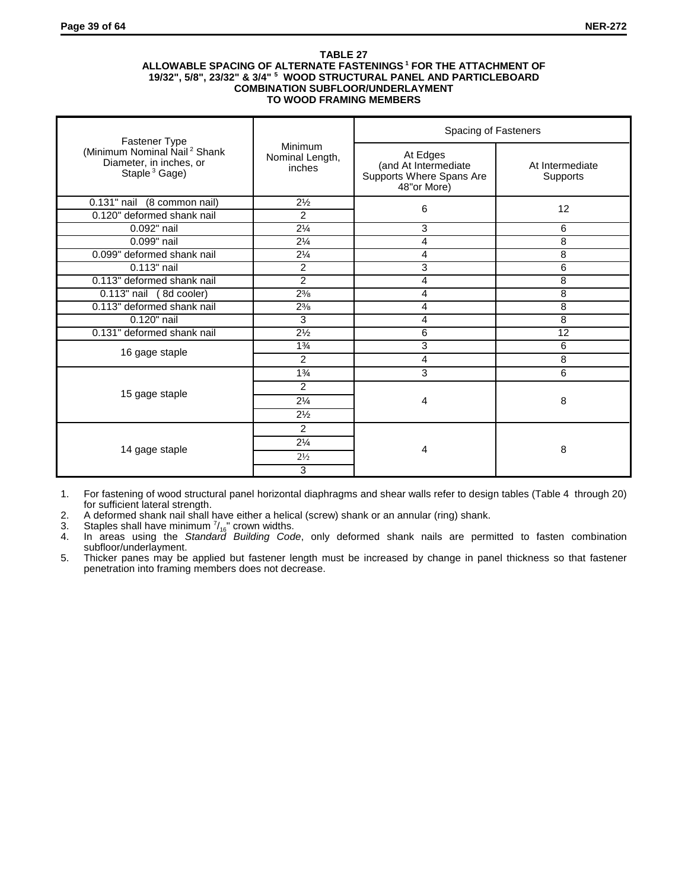**TABLE 27**
**ALLOWABLE SPACING OF ALTERNATE FASTENINGS[1] FOR THE ATTACHMENT OF 19/32", 5/8", 23/32" & 3/4" [5] WOOD STRUCTURAL PANEL AND PARTICLEBOARD COMBINATION SUBFLOOR/UNDERLAYMENT TO WOOD FRAMING MEMBERS**

| Fastener Type (Minimum Nominal Nail[2] Shank Diameter, in inches, or Staple[3] Gage) | Minimum Nominal Length, inches | Spacing of Fasteners | |
|---|---|---|---|
| | | At Edges (and At Intermediate Supports Where Spans Are 48"or More) | At Intermediate Supports |
| 0.131" nail (8 common nail) | 2½ | 6 | 12 |
| 0.120" deformed shank nail | 2 | 6 | 12 |
| 0.092" nail | 2¼ | 3 | 6 |
| 0.099" nail | 2¼ | 4 | 8 |
| 0.099" deformed shank nail | 2¼ | 4 | 8 |
| 0.113" nail | 2 | 3 | 6 |
| 0.113" deformed shank nail | 2 | 4 | 8 |
| 0.113" nail (8d cooler) | 2⅜ | 4 | 8 |
| 0.113" deformed shank nail | 2⅜ | 4 | 8 |
| 0.120" nail | 3 | 4 | 8 |
| 0.131" deformed shank nail | 2½ | 6 | 12 |
| 16 gage staple | 1¾ | 3 | 6 |
| | 2 | 4 | 8 |
| 15 gage staple | 1¾ | 3 | 6 |
| | 2 | 4 | 8 |
| | 2¼ | 4 | 8 |
| | 2½ | 4 | 8 |
| 14 gage staple | 2 | 4 | 8 |
| | 2¼ | 4 | 8 |
| | 2½ | 4 | 8 |
| | 3 | 4 | 8 |

1. For fastening of wood structural panel horizontal diaphragms and shear walls refer to design tables (Table 4 through 20) for sufficient lateral strength.
2. A deformed shank nail shall have either a helical (screw) shank or an annular (ring) shank.
3. Staples shall have minimum $^{7}/_{16}$" crown widths.
4. In areas using the *Standard Building Code*, only deformed shank nails are permitted to fasten combination subfloor/underlayment.
5. Thicker panes may be applied but fastener length must be increased by change in panel thickness so that fastener penetration into framing members does not decrease.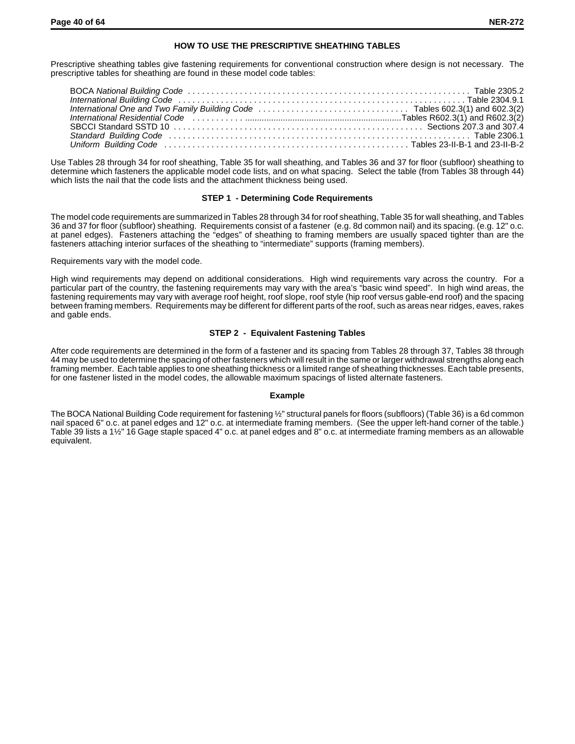## HOW TO USE THE PRESCRIPTIVE SHEATHING TABLES

Prescriptive sheathing tables give fastening requirements for conventional construction where design is not necessary. The prescriptive tables for sheathing are found in these model code tables:

| | |
|---|---|
| BOCA *National Building Code* | Table 2305.2 |
| *International Building Code* | Table 2304.9.1 |
| *International One and Two Family Building Code* | Tables 602.3(1) and 602.3(2) |
| *International Residential Code* | Tables R602.3(1) and R602.3(2) |
| SBCCI Standard SSTD 10 | Sections 207.3 and 307.4 |
| *Standard Building Code* | Table 2306.1 |
| *Uniform Building Code* | Tables 23-II-B-1 and 23-II-B-2 |

Use Tables 28 through 34 for roof sheathing, Table 35 for wall sheathing, and Tables 36 and 37 for floor (subfloor) sheathing to determine which fasteners the applicable model code lists, and on what spacing. Select the table (from Tables 38 through 44) which lists the nail that the code lists and the attachment thickness being used.

### STEP 1 - Determining Code Requirements

The model code requirements are summarized in Tables 28 through 34 for roof sheathing, Table 35 for wall sheathing, and Tables 36 and 37 for floor (subfloor) sheathing. Requirements consist of a fastener (e.g. 8d common nail) and its spacing. (e.g. 12" o.c. at panel edges). Fasteners attaching the "edges" of sheathing to framing members are usually spaced tighter than are the fasteners attaching interior surfaces of the sheathing to "intermediate" supports (framing members).

Requirements vary with the model code.

High wind requirements may depend on additional considerations. High wind requirements vary across the country. For a particular part of the country, the fastening requirements may vary with the area's "basic wind speed". In high wind areas, the fastening requirements may vary with average roof height, roof slope, roof style (hip roof versus gable-end roof) and the spacing between framing members. Requirements may be different for different parts of the roof, such as areas near ridges, eaves, rakes and gable ends.

### STEP 2 - Equivalent Fastening Tables

After code requirements are determined in the form of a fastener and its spacing from Tables 28 through 37, Tables 38 through 44 may be used to determine the spacing of other fasteners which will result in the same or larger withdrawal strengths along each framing member. Each table applies to one sheathing thickness or a limited range of sheathing thicknesses. Each table presents, for one fastener listed in the model codes, the allowable maximum spacings of listed alternate fasteners.

### Example

The BOCA National Building Code requirement for fastening ½" structural panels for floors (subfloors) (Table 36) is a 6d common nail spaced 6" o.c. at panel edges and 12" o.c. at intermediate framing members. (See the upper left-hand corner of the table.) Table 39 lists a 1½" 16 Gage staple spaced 4" o.c. at panel edges and 8" o.c. at intermediate framing members as an allowable equivalent.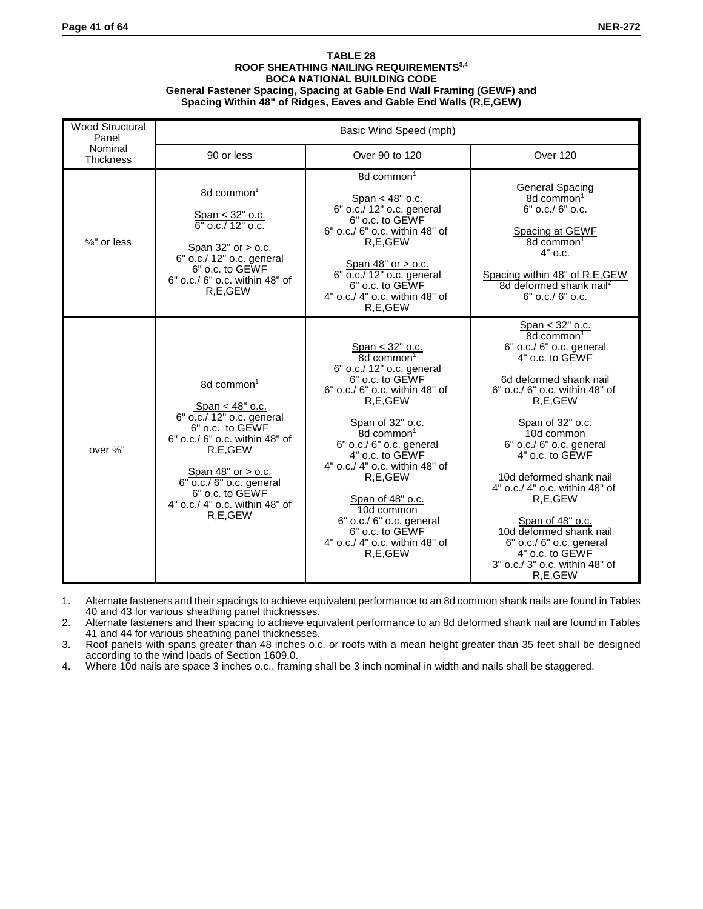**TABLE 28**
**ROOF SHEATHING NAILING REQUIREMENTS[3,4]**
**BOCA NATIONAL BUILDING CODE**
**General Fastener Spacing, Spacing at Gable End Wall Framing (GEWF) and Spacing Within 48" of Ridges, Eaves and Gable End Walls (R,E,GEW)**

| Wood Structural Panel Nominal Thickness | Basic Wind Speed (mph) | | |
|---|---|---|---|
| | 90 or less | Over 90 to 120 | Over 120 |
| ⅝" or less | 8d common[1]<br><br>Span < 32" o.c.<br>6" o.c./ 12" o.c.<br><br>Span 32" or > o.c.<br>6" o.c./ 12" o.c. general<br>6" o.c. to GEWF<br>6" o.c./ 6" o.c. within 48" of R,E,GEW | 8d common[1]<br><br>Span < 48" o.c.<br>6" o.c./ 12" o.c. general<br>6" o.c. to GEWF<br>6" o.c./ 6" o.c. within 48" of R,E,GEW<br><br>Span 48" or > o.c.<br>6" o.c./ 12" o.c. general<br>6" o.c. to GEWF<br>4" o.c./ 4" o.c. within 48" of R,E,GEW | General Spacing<br>8d common[1]<br>6" o.c./ 6" o.c.<br><br>Spacing at GEWF<br>8d common[1]<br>4" o.c.<br><br>Spacing within 48" of R,E,GEW<br>8d deformed shank nail[2]<br>6" o.c./ 6" o.c. |
| over ⅝" | 8d common[1]<br><br>Span < 48" o.c.<br>6" o.c./ 12" o.c. general<br>6" o.c. to GEWF<br>6" o.c./ 6" o.c. within 48" of R,E,GEW<br><br>Span 48" or > o.c.<br>6" o.c./ 6" o.c. general<br>6" o.c. to GEWF<br>4" o.c./ 4" o.c. within 48" of R,E,GEW | Span < 32" o.c.<br>8d common[1]<br>6" o.c./ 12" o.c. general<br>6" o.c. to GEWF<br>6" o.c./ 6" o.c. within 48" of R,E,GEW<br><br>Span of 32" o.c.<br>8d common[1]<br>6" o.c./ 6" o.c. general<br>4" o.c. to GEWF<br>4" o.c./ 4" o.c. within 48" of R,E,GEW<br><br>Span of 48" o.c.<br>10d common<br>6" o.c./ 6" o.c. general<br>6" o.c. to GEWF<br>4" o.c./ 4" o.c. within 48" of R,E,GEW | Span < 32" o.c.<br>8d common[1]<br>6" o.c./ 6" o.c. general<br>4" o.c. to GEWF<br><br>6d deformed shank nail<br>6" o.c./ 6" o.c. within 48" of R,E,GEW<br><br>Span of 32" o.c.<br>10d common<br>6" o.c./ 6" o.c. general<br>4" o.c. to GEWF<br><br>10d deformed shank nail<br>4" o.c./ 4" o.c. within 48" of R,E,GEW<br><br>Span of 48" o.c.<br>10d deformed shank nail<br>6" o.c./ 6" o.c. general<br>4" o.c. to GEWF<br>3" o.c./ 3" o.c. within 48" of R,E,GEW |

1. Alternate fasteners and their spacings to achieve equivalent performance to an 8d common shank nails are found in Tables 40 and 43 for various sheathing panel thicknesses.
2. Alternate fasteners and their spacing to achieve equivalent performance to an 8d deformed shank nail are found in Tables 41 and 44 for various sheathing panel thicknesses.
3. Roof panels with spans greater than 48 inches o.c. or roofs with a mean height greater than 35 feet shall be designed according to the wind loads of Section 1609.0.
4. Where 10d nails are space 3 inches o.c., framing shall be 3 inch nominal in width and nails shall be staggered.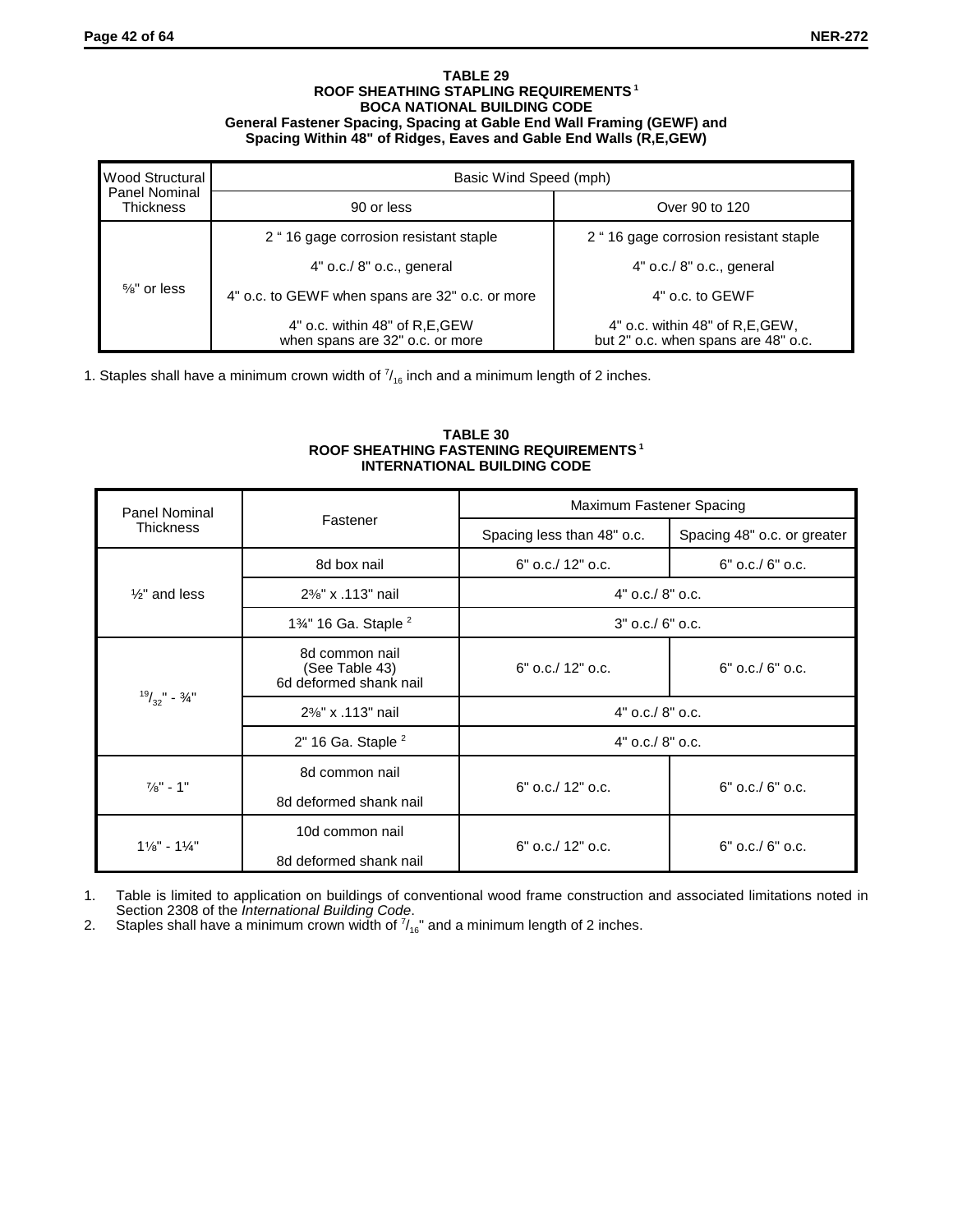**TABLE 29**
**ROOF SHEATHING STAPLING REQUIREMENTS [1]**
**BOCA NATIONAL BUILDING CODE**
**General Fastener Spacing, Spacing at Gable End Wall Framing (GEWF) and Spacing Within 48" of Ridges, Eaves and Gable End Walls (R,E,GEW)**

| Wood Structural Panel Nominal Thickness | Basic Wind Speed (mph) | |
|---|---|---|
| | 90 or less | Over 90 to 120 |
| ⅝" or less | 2 " 16 gage corrosion resistant staple | 2 " 16 gage corrosion resistant staple |
| | 4" o.c./ 8" o.c., general | 4" o.c./ 8" o.c., general |
| | 4" o.c. to GEWF when spans are 32" o.c. or more | 4" o.c. to GEWF |
| | 4" o.c. within 48" of R,E,GEW when spans are 32" o.c. or more | 4" o.c. within 48" of R,E,GEW, but 2" o.c. when spans are 48" o.c. |

1. Staples shall have a minimum crown width of $^7/_{16}$ inch and a minimum length of 2 inches.

**TABLE 30**
**ROOF SHEATHING FASTENING REQUIREMENTS [1]**
**INTERNATIONAL BUILDING CODE**

| Panel Nominal Thickness | Fastener | Maximum Fastener Spacing | |
|---|---|---|---|
| | | Spacing less than 48" o.c. | Spacing 48" o.c. or greater |
| ½" and less | 8d box nail | 6" o.c./ 12" o.c. | 6" o.c./ 6" o.c. |
| | 2⅜" x .113" nail | 4" o.c./ 8" o.c. | |
| | 1¾" 16 Ga. Staple [2] | 3" o.c./ 6" o.c. | |
| $^{19}/_{32}$" - ¾" | 8d common nail (See Table 43) 6d deformed shank nail | 6" o.c./ 12" o.c. | 6" o.c./ 6" o.c. |
| | 2⅜" x .113" nail | 4" o.c./ 8" o.c. | |
| | 2" 16 Ga. Staple [2] | 4" o.c./ 8" o.c. | |
| ⅞" - 1" | 8d common nail<br>8d deformed shank nail | 6" o.c./ 12" o.c. | 6" o.c./ 6" o.c. |
| 1⅛" - 1¼" | 10d common nail<br>8d deformed shank nail | 6" o.c./ 12" o.c. | 6" o.c./ 6" o.c. |

1. Table is limited to application on buildings of conventional wood frame construction and associated limitations noted in Section 2308 of the *International Building Code*.
2. Staples shall have a minimum crown width of $^7/_{16}$" and a minimum length of 2 inches.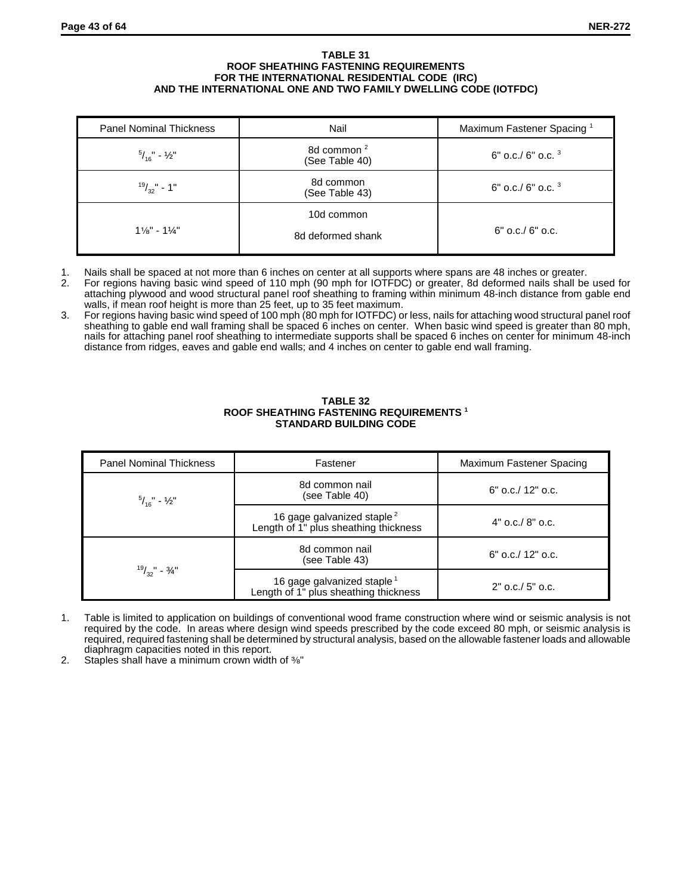**TABLE 31**
**ROOF SHEATHING FASTENING REQUIREMENTS**
**FOR THE INTERNATIONAL RESIDENTIAL CODE (IRC)**
**AND THE INTERNATIONAL ONE AND TWO FAMILY DWELLING CODE (IOTFDC)**

| Panel Nominal Thickness | Nail | Maximum Fastener Spacing [1] |
|---|---|---|
| 5/16" - ½" | 8d common [2] (See Table 40) | 6" o.c./ 6" o.c. [3] |
| 19/32" - 1" | 8d common (See Table 43) | 6" o.c./ 6" o.c. [3] |
| 1⅛" - 1¼" | 10d common<br>8d deformed shank | 6" o.c./ 6" o.c. |

1. Nails shall be spaced at not more than 6 inches on center at all supports where spans are 48 inches or greater.
2. For regions having basic wind speed of 110 mph (90 mph for IOTFDC) or greater, 8d deformed nails shall be used for attaching plywood and wood structural panel roof sheathing to framing within minimum 48-inch distance from gable end walls, if mean roof height is more than 25 feet, up to 35 feet maximum.
3. For regions having basic wind speed of 100 mph (80 mph for IOTFDC) or less, nails for attaching wood structural panel roof sheathing to gable end wall framing shall be spaced 6 inches on center. When basic wind speed is greater than 80 mph, nails for attaching panel roof sheathing to intermediate supports shall be spaced 6 inches on center for minimum 48-inch distance from ridges, eaves and gable end walls; and 4 inches on center to gable end wall framing.

**TABLE 32**
**ROOF SHEATHING FASTENING REQUIREMENTS [1]**
**STANDARD BUILDING CODE**

| Panel Nominal Thickness | Fastener | Maximum Fastener Spacing |
|---|---|---|
| 5/16" - ½" | 8d common nail (see Table 40) | 6" o.c./ 12" o.c. |
| | 16 gage galvanized staple [2] Length of 1" plus sheathing thickness | 4" o.c./ 8" o.c. |
| 19/32" - ¾" | 8d common nail (see Table 43) | 6" o.c./ 12" o.c. |
| | 16 gage galvanized staple [1] Length of 1" plus sheathing thickness | 2" o.c./ 5" o.c. |

1. Table is limited to application on buildings of conventional wood frame construction where wind or seismic analysis is not required by the code. In areas where design wind speeds prescribed by the code exceed 80 mph, or seismic analysis is required, required fastening shall be determined by structural analysis, based on the allowable fastener loads and allowable diaphragm capacities noted in this report.
2. Staples shall have a minimum crown width of ⅜"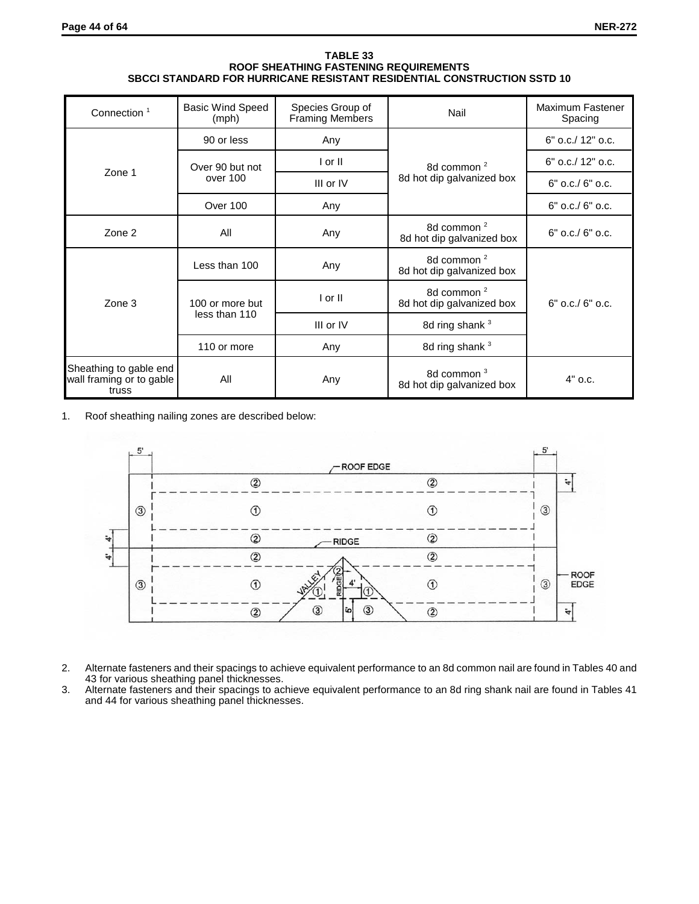**TABLE 33**
**ROOF SHEATHING FASTENING REQUIREMENTS**
**SBCCI STANDARD FOR HURRICANE RESISTANT RESIDENTIAL CONSTRUCTION SSTD 10**

| Connection [1] | Basic Wind Speed (mph) | Species Group of Framing Members | Nail | Maximum Fastener Spacing |
|---|---|---|---|---|
| Zone 1 | 90 or less | Any | 8d common [2] 8d hot dip galvanized box | 6" o.c./ 12" o.c. |
| | Over 90 but not over 100 | I or II | | 6" o.c./ 12" o.c. |
| | | III or IV | | 6" o.c./ 6" o.c. |
| | Over 100 | Any | | 6" o.c./ 6" o.c. |
| Zone 2 | All | Any | 8d common [2] 8d hot dip galvanized box | 6" o.c./ 6" o.c. |
| Zone 3 | Less than 100 | Any | 8d common [2] 8d hot dip galvanized box | 6" o.c./ 6" o.c. |
| | 100 or more but less than 110 | I or II | 8d common [2] 8d hot dip galvanized box | |
| | | III or IV | 8d ring shank [3] | |
| | 110 or more | Any | 8d ring shank [3] | |
| Sheathing to gable end wall framing or to gable truss | All | Any | 8d common [3] 8d hot dip galvanized box | 4" o.c. |

1. Roof sheathing nailing zones are described below:

2. Alternate fasteners and their spacings to achieve equivalent performance to an 8d common nail are found in Tables 40 and 43 for various sheathing panel thicknesses.
3. Alternate fasteners and their spacings to achieve equivalent performance to an 8d ring shank nail are found in Tables 41 and 44 for various sheathing panel thicknesses.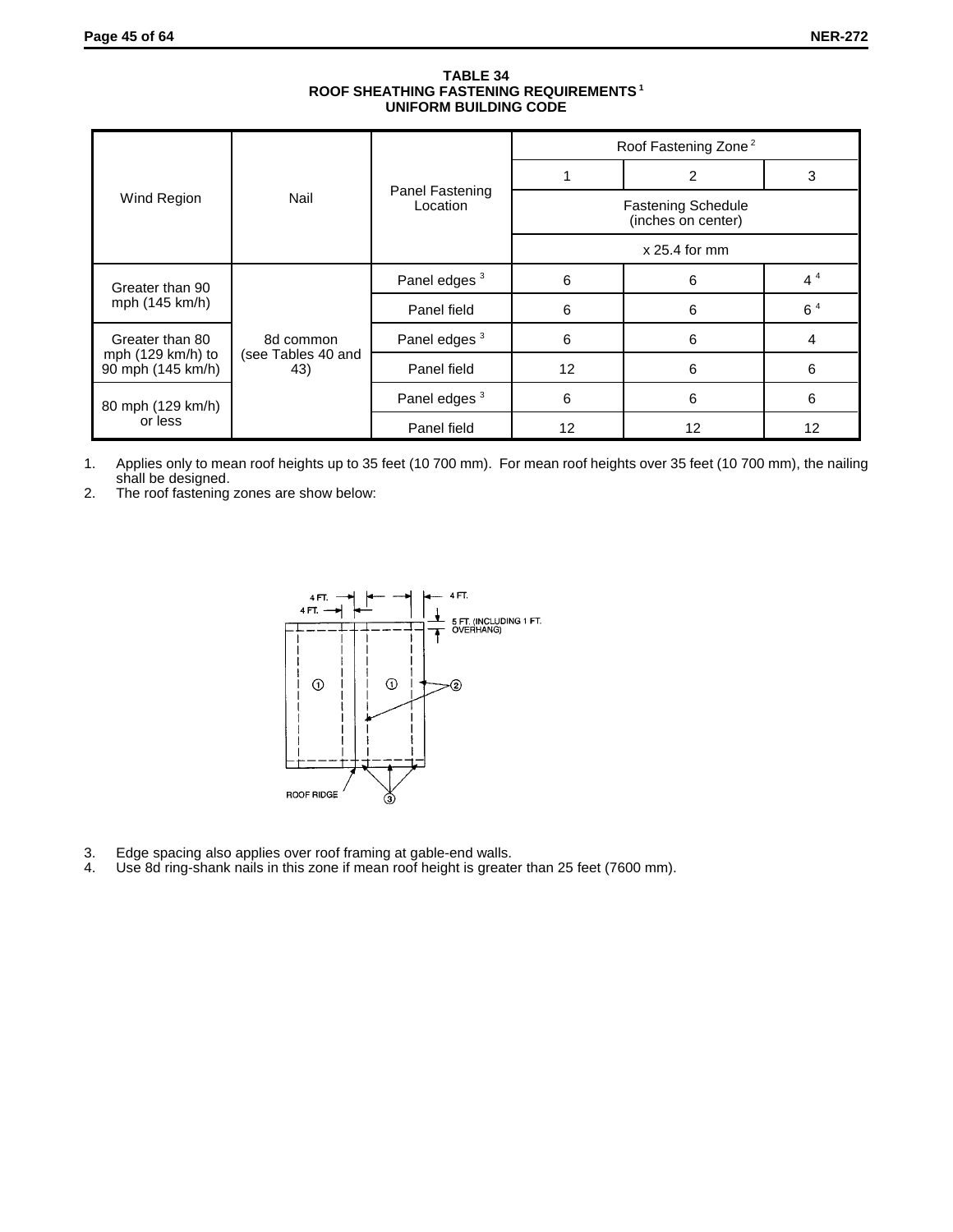**TABLE 34**
**ROOF SHEATHING FASTENING REQUIREMENTS [1]**
**UNIFORM BUILDING CODE**

| Wind Region | Nail | Panel Fastening Location | Roof Fastening Zone [2] 1 | 2 | 3 |
|---|---|---|---|---|---|
| | | | Fastening Schedule (inches on center) x 25.4 for mm | | |
| Greater than 90 mph (145 km/h) | 8d common (see Tables 40 and 43) | Panel edges [3] | 6 | 6 | 4 [4] |
| | | Panel field | 6 | 6 | 6 [4] |
| Greater than 80 mph (129 km/h) to 90 mph (145 km/h) | | Panel edges [3] | 6 | 6 | 4 |
| | | Panel field | 12 | 6 | 6 |
| 80 mph (129 km/h) or less | | Panel edges [3] | 6 | 6 | 6 |
| | | Panel field | 12 | 12 | 12 |

1. Applies only to mean roof heights up to 35 feet (10 700 mm). For mean roof heights over 35 feet (10 700 mm), the nailing shall be designed.
2. The roof fastening zones are show below:

4 FT.
4 FT.
4 FT.
5 FT. (INCLUDING 1 FT. OVERHANG)
①
①
②
ROOF RIDGE
③

3. Edge spacing also applies over roof framing at gable-end walls.
4. Use 8d ring-shank nails in this zone if mean roof height is greater than 25 feet (7600 mm).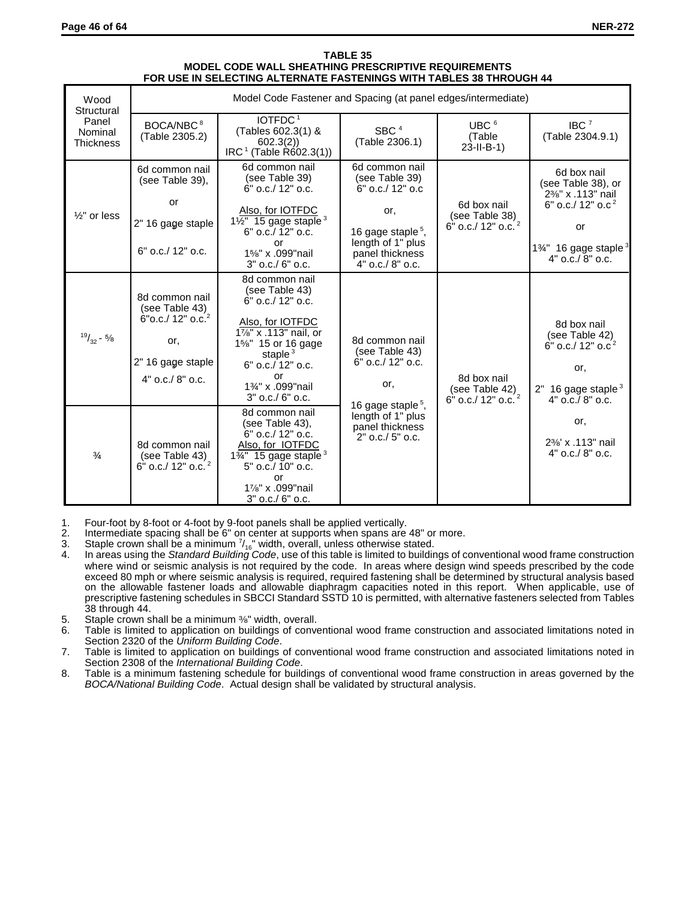**TABLE 35**
**MODEL CODE WALL SHEATHING PRESCRIPTIVE REQUIREMENTS**
**FOR USE IN SELECTING ALTERNATE FASTENINGS WITH TABLES 38 THROUGH 44**

| Wood Structural Panel Nominal Thickness | Model Code Fastener and Spacing (at panel edges/intermediate) | | | | |
|---|---|---|---|---|---|
| | BOCA/NBC [8] (Table 2305.2) | IOTFDC [1] (Tables 602.3(1) & 602.3(2)) IRC [1] (Table R602.3(1)) | SBC [4] (Table 2306.1) | UBC [6] (Table 23-II-B-1) | IBC [7] (Table 2304.9.1) |
| ½" or less | 6d common nail (see Table 39), or 2" 16 gage staple 6" o.c./ 12" o.c. | 6d common nail (see Table 39) 6" o.c./ 12" o.c. Also, for IOTFDC 1½" 15 gage staple [3] 6" o.c./ 12" o.c. or 1⅝" x .099"nail 3" o.c./ 6" o.c. | 6d common nail (see Table 39) 6" o.c./ 12" o.c or, 16 gage staple [5], length of 1" plus panel thickness 4" o.c./ 8" o.c. | 6d box nail (see Table 38) 6" o.c./ 12" o.c. [2] | 6d box nail (see Table 38), or 2⅜" x .113" nail 6" o.c./ 12" o.c [2] or 1¾" 16 gage staple [3] 4" o.c./ 8" o.c. |
| $^{19}/_{32}$ - ⅝ | 8d common nail (see Table 43) 6"o.c./ 12" o.c. [2] or, 2" 16 gage staple 4" o.c./ 8" o.c. | 8d common nail (see Table 43) 6" o.c./ 12" o.c. Also, for IOTFDC 1⅞" x .113" nail, or 1⅝" 15 or 16 gage staple [3] 6" o.c./ 12" o.c. or 1¾" x .099"nail 3" o.c./ 6" o.c. | 8d common nail (see Table 43) 6" o.c./ 12" o.c. or, 16 gage staple [5], length of 1" plus panel thickness 2" o.c./ 5" o.c. | 8d box nail (see Table 42) 6" o.c./ 12" o.c. [2] | 8d box nail (see Table 42) 6" o.c./ 12" o.c [2] or, 2" 16 gage staple [3] 4" o.c./ 8" o.c. or, 2⅜' x .113" nail 4" o.c./ 8" o.c. |
| ¾ | 8d common nail (see Table 43) 6" o.c./ 12" o.c. [2] | 8d common nail (see Table 43), 6" o.c./ 12" o.c. Also, for IOTFDC 1¾" 15 gage staple [3] 5" o.c./ 10" o.c. or 1⅞" x .099"nail 3" o.c./ 6" o.c. | | | |

1. Four-foot by 8-foot or 4-foot by 9-foot panels shall be applied vertically.
2. Intermediate spacing shall be 6" on center at supports when spans are 48" or more.
3. Staple crown shall be a minimum $^{7}/_{16}$" width, overall, unless otherwise stated.
4. In areas using the *Standard Building Code*, use of this table is limited to buildings of conventional wood frame construction where wind or seismic analysis is not required by the code. In areas where design wind speeds prescribed by the code exceed 80 mph or where seismic analysis is required, required fastening shall be determined by structural analysis based on the allowable fastener loads and allowable diaphragm capacities noted in this report. When applicable, use of prescriptive fastening schedules in SBCCI Standard SSTD 10 is permitted, with alternative fasteners selected from Tables 38 through 44.
5. Staple crown shall be a minimum ⅜" width, overall.
6. Table is limited to application on buildings of conventional wood frame construction and associated limitations noted in Section 2320 of the *Uniform Building Code*.
7. Table is limited to application on buildings of conventional wood frame construction and associated limitations noted in Section 2308 of the *International Building Code*.
8. Table is a minimum fastening schedule for buildings of conventional wood frame construction in areas governed by the *BOCA/National Building Code*. Actual design shall be validated by structural analysis.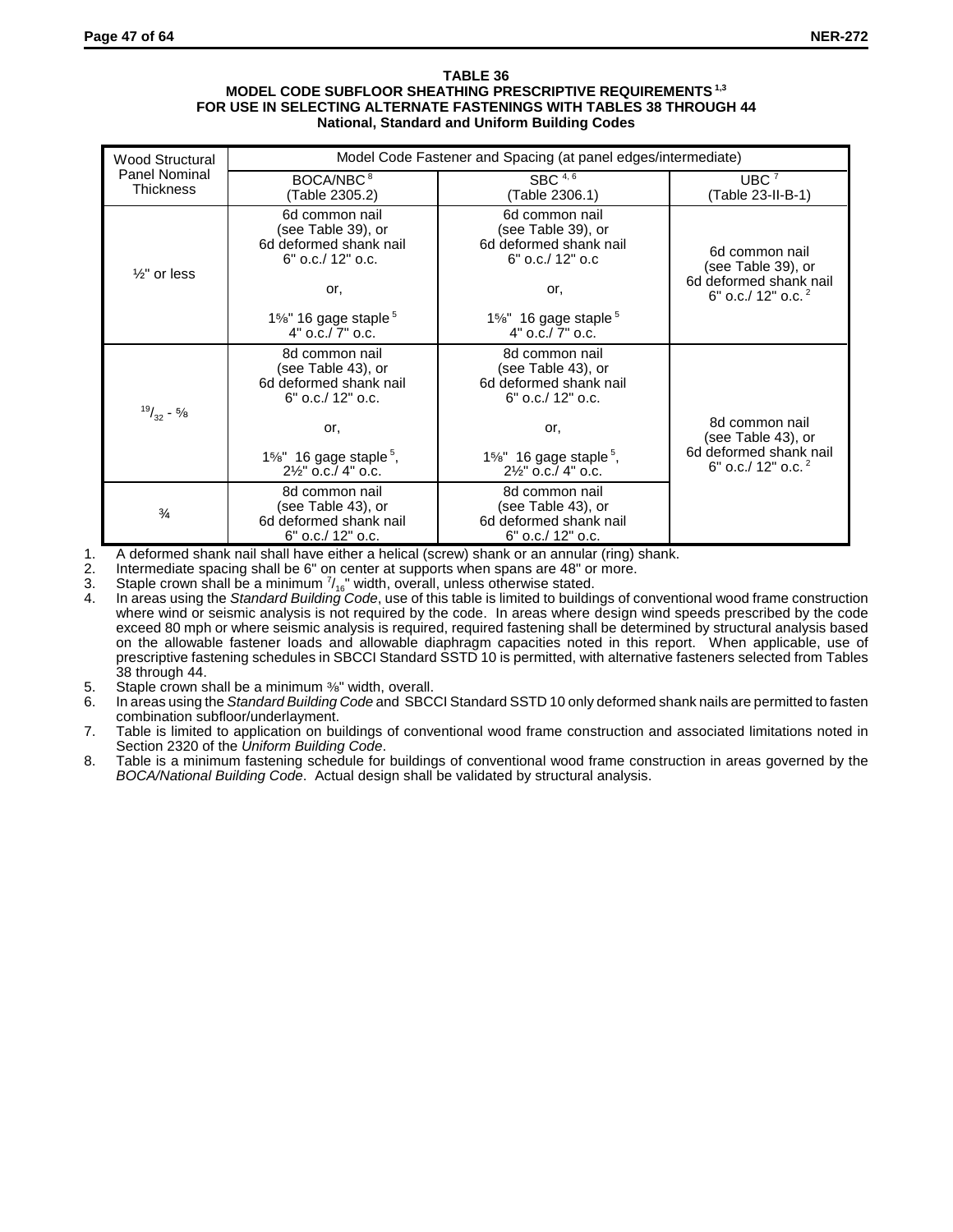**TABLE 36**
**MODEL CODE SUBFLOOR SHEATHING PRESCRIPTIVE REQUIREMENTS [1,3]**
**FOR USE IN SELECTING ALTERNATE FASTENINGS WITH TABLES 38 THROUGH 44**
**National, Standard and Uniform Building Codes**

| Wood Structural Panel Nominal Thickness | Model Code Fastener and Spacing (at panel edges/intermediate) | | |
|---|---|---|---|
| | BOCA/NBC [8] (Table 2305.2) | SBC [4, 6] (Table 2306.1) | UBC [7] (Table 23-II-B-1) |
| ½" or less | 6d common nail (see Table 39), or 6d deformed shank nail 6" o.c./ 12" o.c. or, 1⅝" 16 gage staple [5] 4" o.c./ 7" o.c. | 6d common nail (see Table 39), or 6d deformed shank nail 6" o.c./ 12" o.c or, 1⅝" 16 gage staple [5] 4" o.c./ 7" o.c. | 6d common nail (see Table 39), or 6d deformed shank nail 6" o.c./ 12" o.c. [2] |
| 19/32 - ⅝ | 8d common nail (see Table 43), or 6d deformed shank nail 6" o.c./ 12" o.c. or, 1⅝" 16 gage staple [5], 2½" o.c./ 4" o.c. | 8d common nail (see Table 43), or 6d deformed shank nail 6" o.c./ 12" o.c. or, 1⅝" 16 gage staple [5], 2½" o.c./ 4" o.c. | 8d common nail (see Table 43), or 6d deformed shank nail 6" o.c./ 12" o.c. [2] |
| ¾ | 8d common nail (see Table 43), or 6d deformed shank nail 6" o.c./ 12" o.c. | 8d common nail (see Table 43), or 6d deformed shank nail 6" o.c./ 12" o.c. | |

1. A deformed shank nail shall have either a helical (screw) shank or an annular (ring) shank.
2. Intermediate spacing shall be 6" on center at supports when spans are 48" or more.
3. Staple crown shall be a minimum 7/16" width, overall, unless otherwise stated.
4. In areas using the *Standard Building Code*, use of this table is limited to buildings of conventional wood frame construction where wind or seismic analysis is not required by the code. In areas where design wind speeds prescribed by the code exceed 80 mph or where seismic analysis is required, required fastening shall be determined by structural analysis based on the allowable fastener loads and allowable diaphragm capacities noted in this report. When applicable, use of prescriptive fastening schedules in SBCCI Standard SSTD 10 is permitted, with alternative fasteners selected from Tables 38 through 44.
5. Staple crown shall be a minimum ⅜" width, overall.
6. In areas using the *Standard Building Code* and SBCCI Standard SSTD 10 only deformed shank nails are permitted to fasten combination subfloor/underlayment.
7. Table is limited to application on buildings of conventional wood frame construction and associated limitations noted in Section 2320 of the *Uniform Building Code*.
8. Table is a minimum fastening schedule for buildings of conventional wood frame construction in areas governed by the *BOCA/National Building Code*. Actual design shall be validated by structural analysis.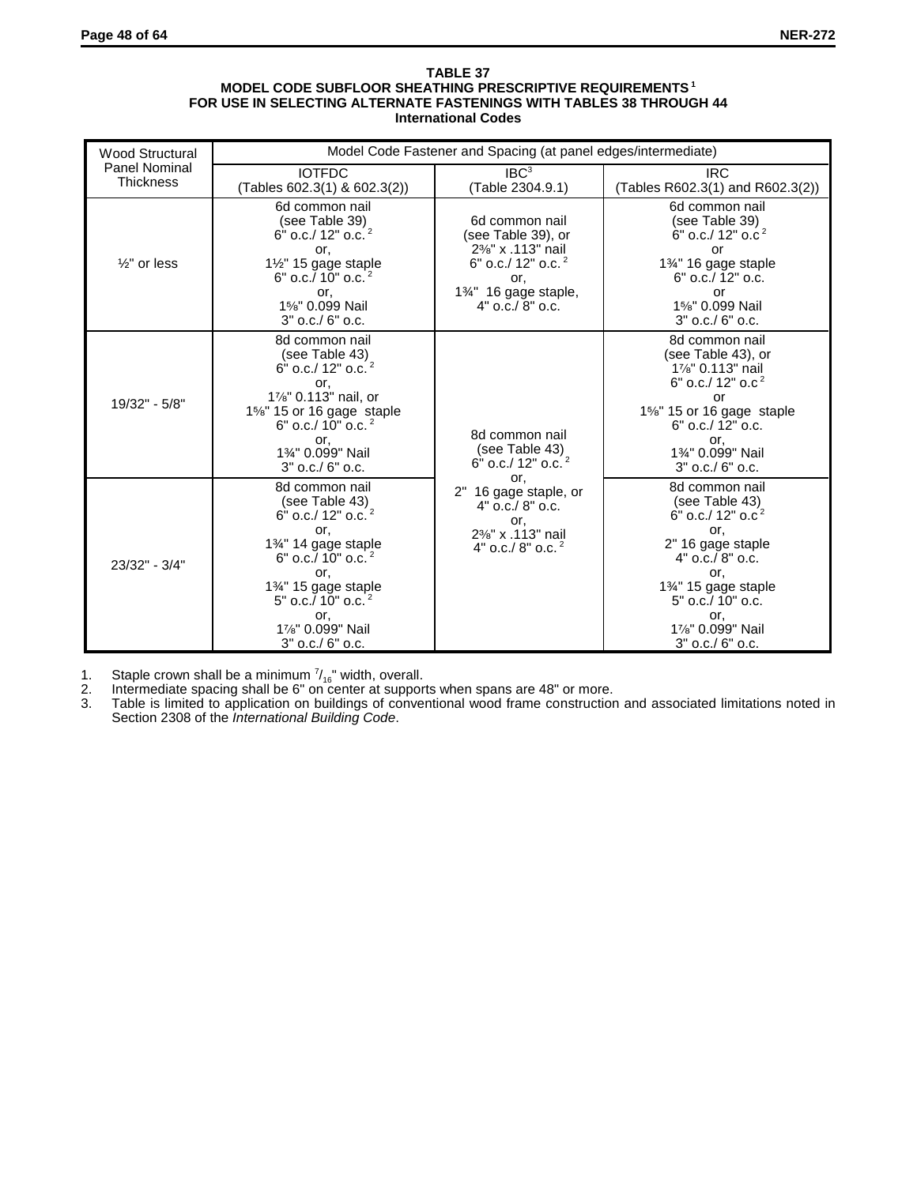**TABLE 37**
**MODEL CODE SUBFLOOR SHEATHING PRESCRIPTIVE REQUIREMENTS [1]**
**FOR USE IN SELECTING ALTERNATE FASTENINGS WITH TABLES 38 THROUGH 44**
**International Codes**

| Wood Structural Panel Nominal Thickness | Model Code Fastener and Spacing (at panel edges/intermediate) | | |
|---|---|---|---|
| | IOTFDC (Tables 602.3(1) & 602.3(2)) | IBC[3] (Table 2304.9.1) | IRC (Tables R602.3(1) and R602.3(2)) |
| ½" or less | 6d common nail (see Table 39) 6" o.c./ 12" o.c. [2] or, 1½" 15 gage staple 6" o.c./ 10" o.c. [2] or, 1⅝" 0.099 Nail 3" o.c./ 6" o.c. | 6d common nail (see Table 39), or 2⅜" x .113" nail 6" o.c./ 12" o.c. [2] or, 1¾" 16 gage staple, 4" o.c./ 8" o.c. | 6d common nail (see Table 39) 6" o.c./ 12" o.c [2] or 1¾" 16 gage staple 6" o.c./ 12" o.c. or 1⅝" 0.099 Nail 3" o.c./ 6" o.c. |
| 19/32" - 5/8" | 8d common nail (see Table 43) 6" o.c./ 12" o.c. [2] or, 1⅞" 0.113" nail, or 1⅝" 15 or 16 gage staple 6" o.c./ 10" o.c. [2] or, 1¾" 0.099" Nail 3" o.c./ 6" o.c. | 8d common nail (see Table 43) 6" o.c./ 12" o.c. [2] or, 2" 16 gage staple, or 4" o.c./ 8" o.c. or, 2⅜" x .113" nail 4" o.c./ 8" o.c. [2] | 8d common nail (see Table 43), or 1⅞" 0.113" nail 6" o.c./ 12" o.c [2] or 1⅝" 15 or 16 gage staple 6" o.c./ 12" o.c. or, 1¾" 0.099" Nail 3" o.c./ 6" o.c. |
| 23/32" - 3/4" | 8d common nail (see Table 43) 6" o.c./ 12" o.c. [2] or, 1¾" 14 gage staple 6" o.c./ 10" o.c. [2] or, 1¾" 15 gage staple 5" o.c./ 10" o.c. [2] or, 1⅞" 0.099" Nail 3" o.c./ 6" o.c. | | 8d common nail (see Table 43) 6" o.c./ 12" o.c [2] or, 2" 16 gage staple 4" o.c./ 8" o.c. or, 1¾" 15 gage staple 5" o.c./ 10" o.c. or, 1⅞" 0.099" Nail 3" o.c./ 6" o.c. |

1. Staple crown shall be a minimum $^{7}/_{16}$" width, overall.
2. Intermediate spacing shall be 6" on center at supports when spans are 48" or more.
3. Table is limited to application on buildings of conventional wood frame construction and associated limitations noted in Section 2308 of the *International Building Code*.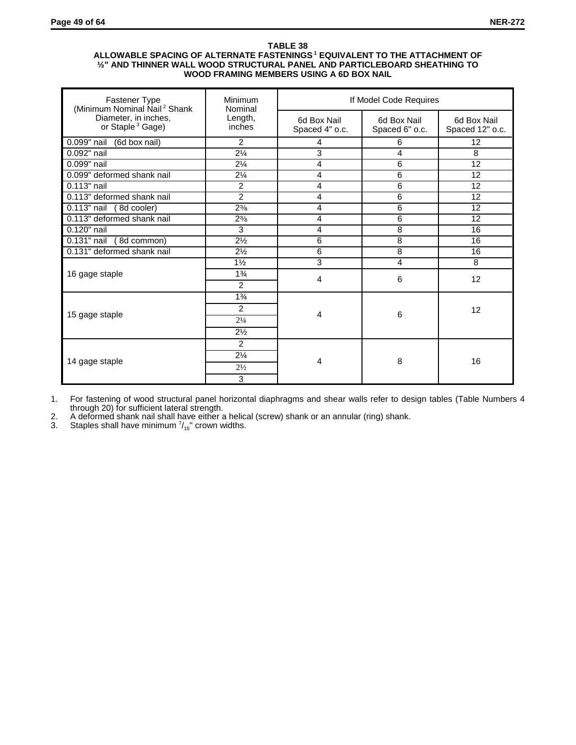**TABLE 38**
**ALLOWABLE SPACING OF ALTERNATE FASTENINGS[1] EQUIVALENT TO THE ATTACHMENT OF ½" AND THINNER WALL WOOD STRUCTURAL PANEL AND PARTICLEBOARD SHEATHING TO WOOD FRAMING MEMBERS USING A 6D BOX NAIL**

| Fastener Type (Minimum Nominal Nail[2] Shank Diameter, in inches, or Staple[3] Gage) | Minimum Nominal Length, inches | If Model Code Requires | | |
|---|---|---|---|---|
| | | 6d Box Nail Spaced 4" o.c. | 6d Box Nail Spaced 6" o.c. | 6d Box Nail Spaced 12" o.c. |
| 0.099" nail (6d box nail) | 2 | 4 | 6 | 12 |
| 0.092" nail | 2¼ | 3 | 4 | 8 |
| 0.099" nail | 2¼ | 4 | 6 | 12 |
| 0.099" deformed shank nail | 2¼ | 4 | 6 | 12 |
| 0.113" nail | 2 | 4 | 6 | 12 |
| 0.113" deformed shank nail | 2 | 4 | 6 | 12 |
| 0.113" nail (8d cooler) | 2⅜ | 4 | 6 | 12 |
| 0.113" deformed shank nail | 2⅜ | 4 | 6 | 12 |
| 0.120" nail | 3 | 4 | 8 | 16 |
| 0.131" nail (8d common) | 2½ | 6 | 8 | 16 |
| 0.131" deformed shank nail | 2½ | 6 | 8 | 16 |
| 16 gage staple | 1½ | 3 | 4 | 8 |
| | 1¾ | 4 | 6 | 12 |
| | 2 | | | |
| 15 gage staple | 1¾ | 4 | 6 | 12 |
| | 2 | | | |
| | 2¼ | | | |
| | 2½ | | | |
| 14 gage staple | 2 | 4 | 8 | 16 |
| | 2¼ | | | |
| | 2½ | | | |
| | 3 | | | |

1. For fastening of wood structural panel horizontal diaphragms and shear walls refer to design tables (Table Numbers 4 through 20) for sufficient lateral strength.
2. A deformed shank nail shall have either a helical (screw) shank or an annular (ring) shank.
3. Staples shall have minimum $^{7}/_{16}$" crown widths.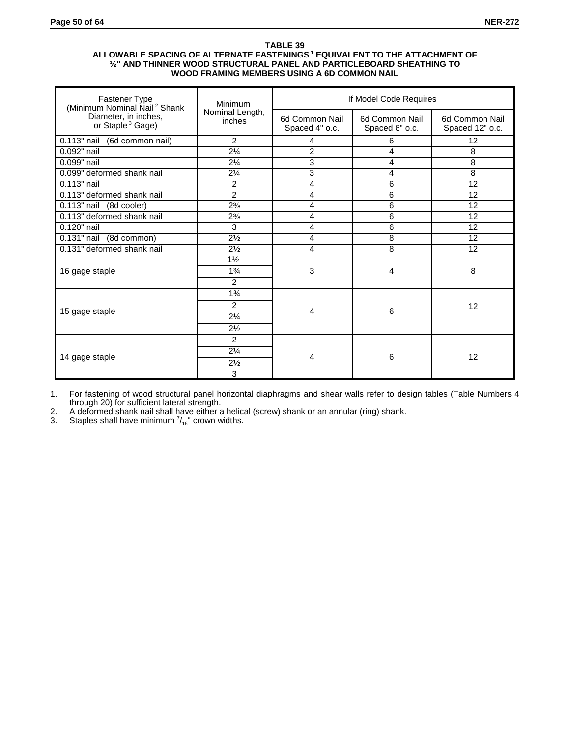**TABLE 39**
**ALLOWABLE SPACING OF ALTERNATE FASTENINGS[1] EQUIVALENT TO THE ATTACHMENT OF ½" AND THINNER WOOD STRUCTURAL PANEL AND PARTICLEBOARD SHEATHING TO WOOD FRAMING MEMBERS USING A 6D COMMON NAIL**

| Fastener Type (Minimum Nominal Nail[2] Shank Diameter, in inches, or Staple[3] Gage) | Minimum Nominal Length, inches | If Model Code Requires | | |
|---|---|---|---|---|
| | | 6d Common Nail Spaced 4" o.c. | 6d Common Nail Spaced 6" o.c. | 6d Common Nail Spaced 12" o.c. |
| 0.113" nail (6d common nail) | 2 | 4 | 6 | 12 |
| 0.092" nail | 2¼ | 2 | 4 | 8 |
| 0.099" nail | 2¼ | 3 | 4 | 8 |
| 0.099" deformed shank nail | 2¼ | 3 | 4 | 8 |
| 0.113" nail | 2 | 4 | 6 | 12 |
| 0.113" deformed shank nail | 2 | 4 | 6 | 12 |
| 0.113" nail (8d cooler) | 2⅜ | 4 | 6 | 12 |
| 0.113" deformed shank nail | 2⅜ | 4 | 6 | 12 |
| 0.120" nail | 3 | 4 | 6 | 12 |
| 0.131" nail (8d common) | 2½ | 4 | 8 | 12 |
| 0.131" deformed shank nail | 2½ | 4 | 8 | 12 |
| 16 gage staple | 1½, 1¾, 2 | 3 | 4 | 8 |
| 15 gage staple | 1¾, 2, 2¼, 2½ | 4 | 6 | 12 |
| 14 gage staple | 2, 2¼, 2½, 3 | 4 | 6 | 12 |

1. For fastening of wood structural panel horizontal diaphragms and shear walls refer to design tables (Table Numbers 4 through 20) for sufficient lateral strength.
2. A deformed shank nail shall have either a helical (screw) shank or an annular (ring) shank.
3. Staples shall have minimum $^{7}/_{16}$" crown widths.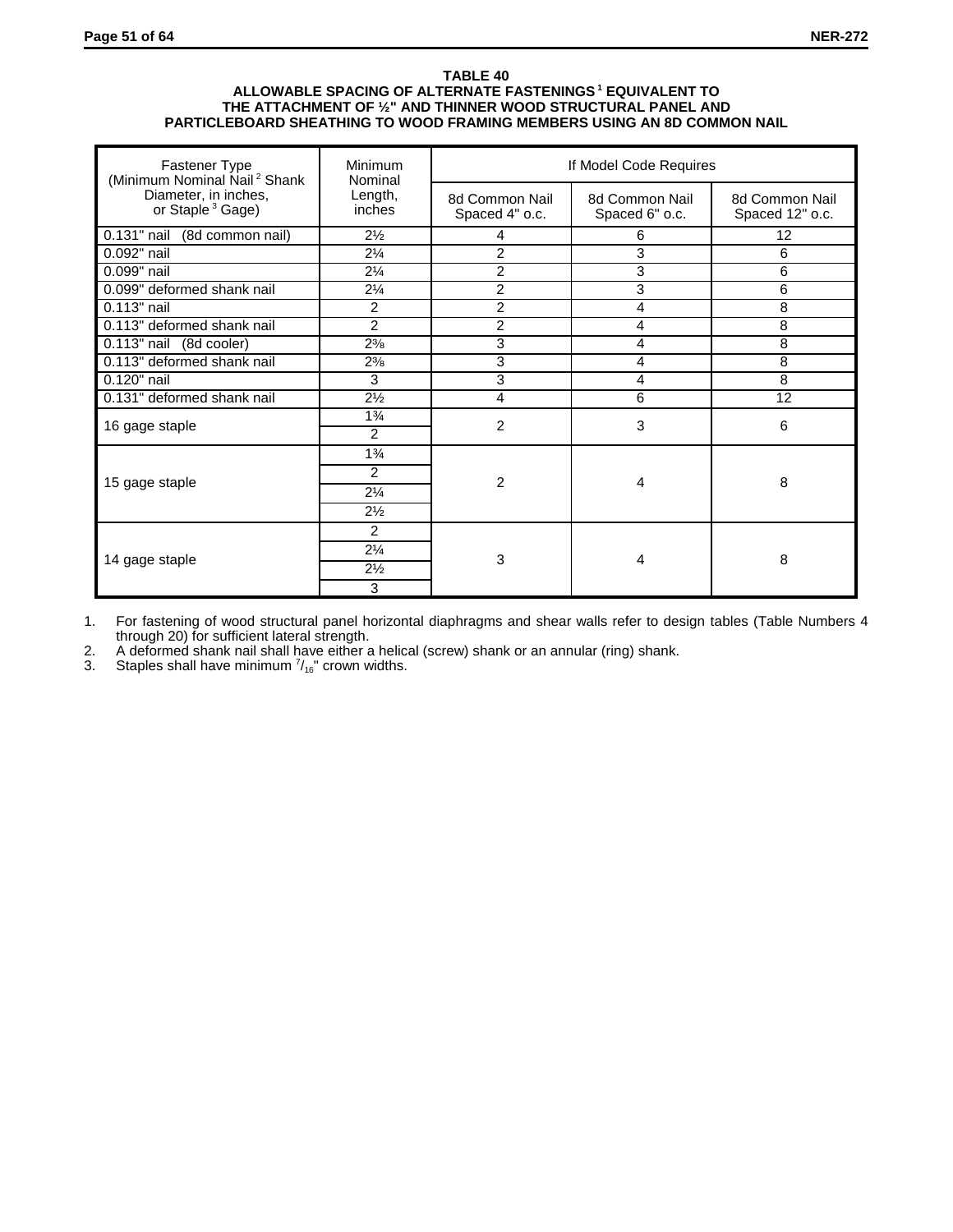**TABLE 40**
**ALLOWABLE SPACING OF ALTERNATE FASTENINGS[1] EQUIVALENT TO THE ATTACHMENT OF ½" AND THINNER WOOD STRUCTURAL PANEL AND PARTICLEBOARD SHEATHING TO WOOD FRAMING MEMBERS USING AN 8D COMMON NAIL**

| Fastener Type (Minimum Nominal Nail[2] Shank Diameter, in inches, or Staple[3] Gage) | Minimum Nominal Length, inches | If Model Code Requires | | |
|---|---|---|---|---|
| | | 8d Common Nail Spaced 4" o.c. | 8d Common Nail Spaced 6" o.c. | 8d Common Nail Spaced 12" o.c. |
| 0.131" nail (8d common nail) | 2½ | 4 | 6 | 12 |
| 0.092" nail | 2¼ | 2 | 3 | 6 |
| 0.099" nail | 2¼ | 2 | 3 | 6 |
| 0.099" deformed shank nail | 2¼ | 2 | 3 | 6 |
| 0.113" nail | 2 | 2 | 4 | 8 |
| 0.113" deformed shank nail | 2 | 2 | 4 | 8 |
| 0.113" nail (8d cooler) | 2⅜ | 3 | 4 | 8 |
| 0.113" deformed shank nail | 2⅜ | 3 | 4 | 8 |
| 0.120" nail | 3 | 3 | 4 | 8 |
| 0.131" deformed shank nail | 2½ | 4 | 6 | 12 |
| 16 gage staple | 1¾ | 2 | 3 | 6 |
| | 2 | | | |
| 15 gage staple | 1¾ | 2 | 4 | 8 |
| | 2 | | | |
| | 2¼ | | | |
| | 2½ | | | |
| 14 gage staple | 2 | 3 | 4 | 8 |
| | 2¼ | | | |
| | 2½ | | | |
| | 3 | | | |

1. For fastening of wood structural panel horizontal diaphragms and shear walls refer to design tables (Table Numbers 4 through 20) for sufficient lateral strength.
2. A deformed shank nail shall have either a helical (screw) shank or an annular (ring) shank.
3. Staples shall have minimum $^{7}/_{16}$" crown widths.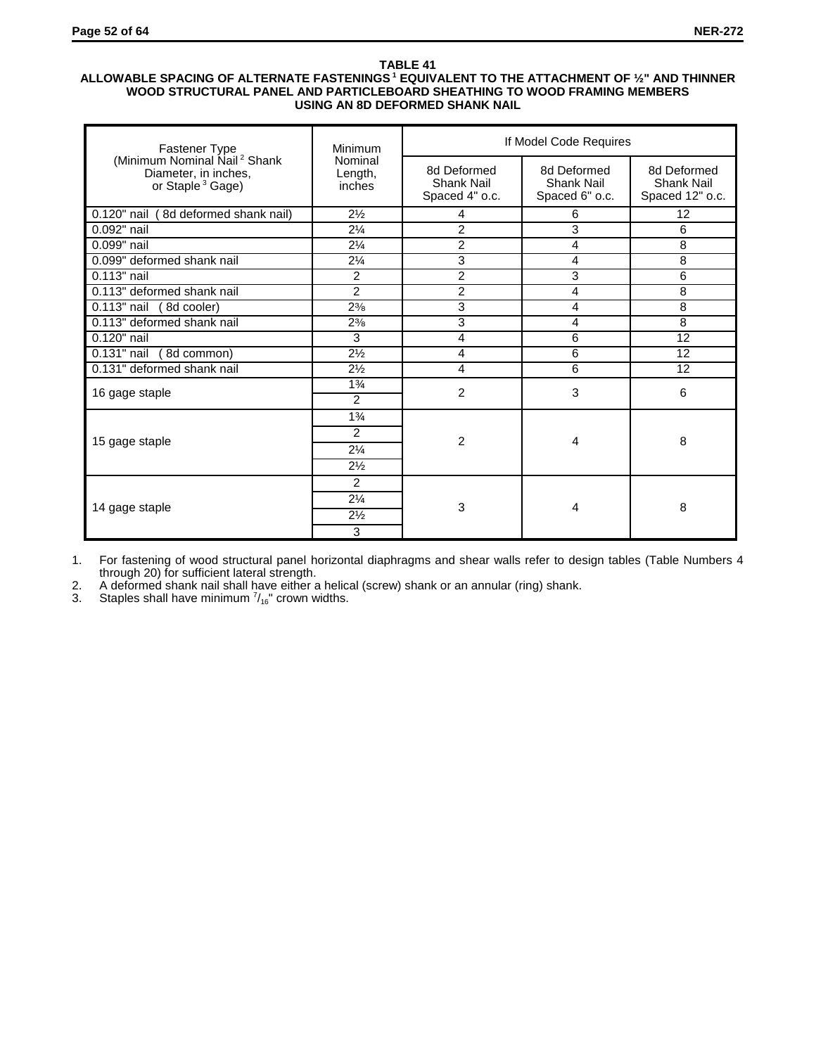**TABLE 41**
**ALLOWABLE SPACING OF ALTERNATE FASTENINGS[1] EQUIVALENT TO THE ATTACHMENT OF ½" AND THINNER WOOD STRUCTURAL PANEL AND PARTICLEBOARD SHEATHING TO WOOD FRAMING MEMBERS USING AN 8D DEFORMED SHANK NAIL**

| Fastener Type (Minimum Nominal Nail[2] Shank Diameter, in inches, or Staple[3] Gage) | Minimum Nominal Length, inches | If Model Code Requires | | |
|---|---|---|---|---|
| | | 8d Deformed Shank Nail Spaced 4" o.c. | 8d Deformed Shank Nail Spaced 6" o.c. | 8d Deformed Shank Nail Spaced 12" o.c. |
| 0.120" nail (8d deformed shank nail) | 2½ | 4 | 6 | 12 |
| 0.092" nail | 2¼ | 2 | 3 | 6 |
| 0.099" nail | 2¼ | 2 | 4 | 8 |
| 0.099" deformed shank nail | 2¼ | 3 | 4 | 8 |
| 0.113" nail | 2 | 2 | 3 | 6 |
| 0.113" deformed shank nail | 2 | 2 | 4 | 8 |
| 0.113" nail (8d cooler) | 2⅜ | 3 | 4 | 8 |
| 0.113" deformed shank nail | 2⅜ | 3 | 4 | 8 |
| 0.120" nail | 3 | 4 | 6 | 12 |
| 0.131" nail (8d common) | 2½ | 4 | 6 | 12 |
| 0.131" deformed shank nail | 2½ | 4 | 6 | 12 |
| 16 gage staple | 1¾, 2 | 2 | 3 | 6 |
| 15 gage staple | 1¾, 2, 2¼, 2½ | 2 | 4 | 8 |
| 14 gage staple | 2, 2¼, 2½, 3 | 3 | 4 | 8 |

1. For fastening of wood structural panel horizontal diaphragms and shear walls refer to design tables (Table Numbers 4 through 20) for sufficient lateral strength.
2. A deformed shank nail shall have either a helical (screw) shank or an annular (ring) shank.
3. Staples shall have minimum $^{7}/_{16}$" crown widths.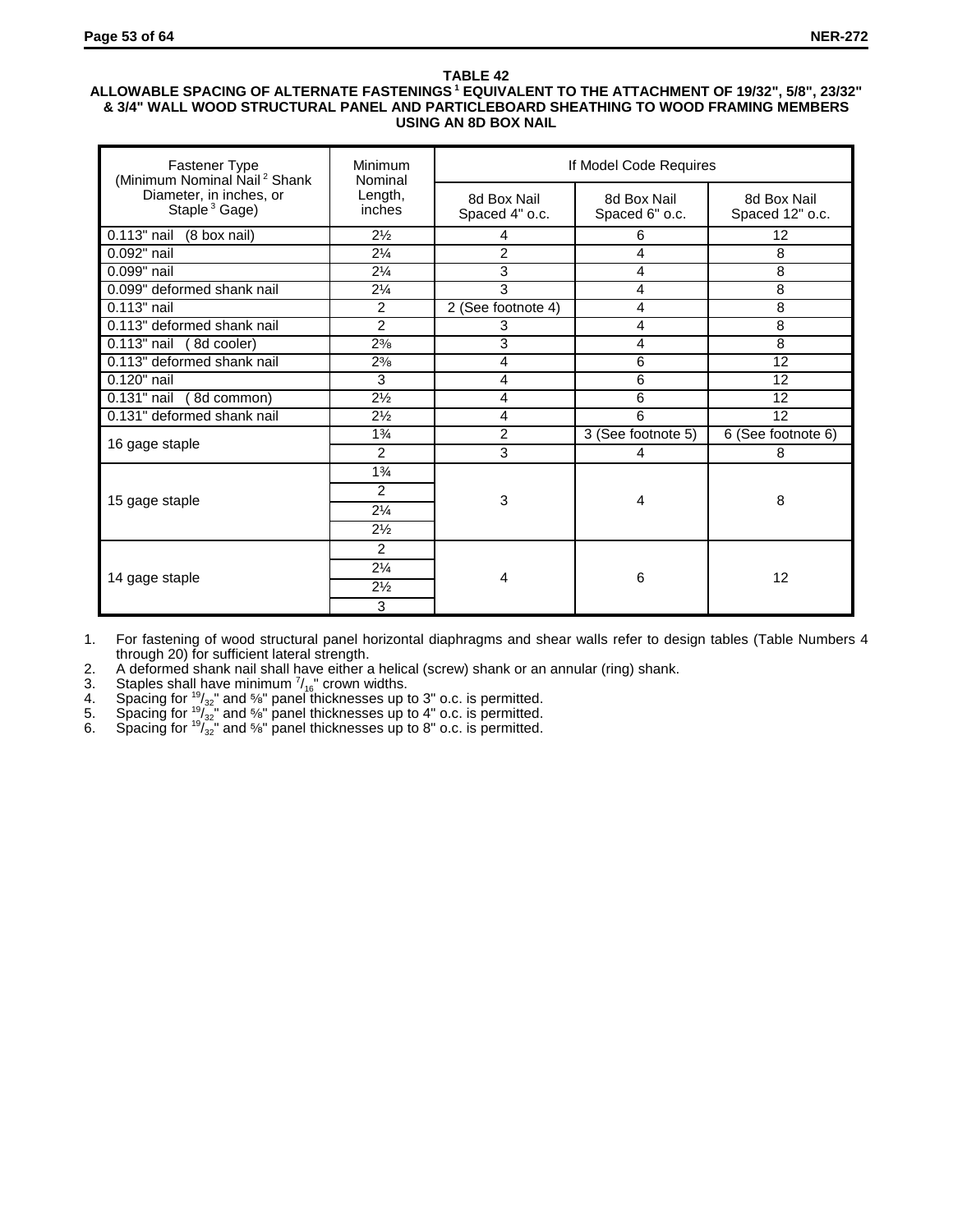**TABLE 42**
**ALLOWABLE SPACING OF ALTERNATE FASTENINGS[1] EQUIVALENT TO THE ATTACHMENT OF 19/32", 5/8", 23/32" & 3/4" WALL WOOD STRUCTURAL PANEL AND PARTICLEBOARD SHEATHING TO WOOD FRAMING MEMBERS USING AN 8D BOX NAIL**

| Fastener Type (Minimum Nominal Nail[2] Shank Diameter, in inches, or Staple[3] Gage) | Minimum Nominal Length, inches | If Model Code Requires | | |
|---|---|---|---|---|
| | | 8d Box Nail Spaced 4" o.c. | 8d Box Nail Spaced 6" o.c. | 8d Box Nail Spaced 12" o.c. |
| 0.113" nail (8 box nail) | 2½ | 4 | 6 | 12 |
| 0.092" nail | 2¼ | 2 | 4 | 8 |
| 0.099" nail | 2¼ | 3 | 4 | 8 |
| 0.099" deformed shank nail | 2¼ | 3 | 4 | 8 |
| 0.113" nail | 2 | 2 (See footnote 4) | 4 | 8 |
| 0.113" deformed shank nail | 2 | 3 | 4 | 8 |
| 0.113" nail (8d cooler) | 2⅜ | 3 | 4 | 8 |
| 0.113" deformed shank nail | 2⅜ | 4 | 6 | 12 |
| 0.120" nail | 3 | 4 | 6 | 12 |
| 0.131" nail (8d common) | 2½ | 4 | 6 | 12 |
| 0.131" deformed shank nail | 2½ | 4 | 6 | 12 |
| 16 gage staple | 1¾ | 2 | 3 (See footnote 5) | 6 (See footnote 6) |
| | 2 | 3 | 4 | 8 |
| 15 gage staple | 1¾ | 3 | 4 | 8 |
| | 2 | | | |
| | 2¼ | | | |
| | 2½ | | | |
| 14 gage staple | 2 | 4 | 6 | 12 |
| | 2¼ | | | |
| | 2½ | | | |
| | 3 | | | |

1. For fastening of wood structural panel horizontal diaphragms and shear walls refer to design tables (Table Numbers 4 through 20) for sufficient lateral strength.
2. A deformed shank nail shall have either a helical (screw) shank or an annular (ring) shank.
3. Staples shall have minimum $^{7}/_{16}$" crown widths.
4. Spacing for $^{19}/_{32}$" and ⅝" panel thicknesses up to 3" o.c. is permitted.
5. Spacing for $^{19}/_{32}$" and ⅝" panel thicknesses up to 4" o.c. is permitted.
6. Spacing for $^{19}/_{32}$" and ⅝" panel thicknesses up to 8" o.c. is permitted.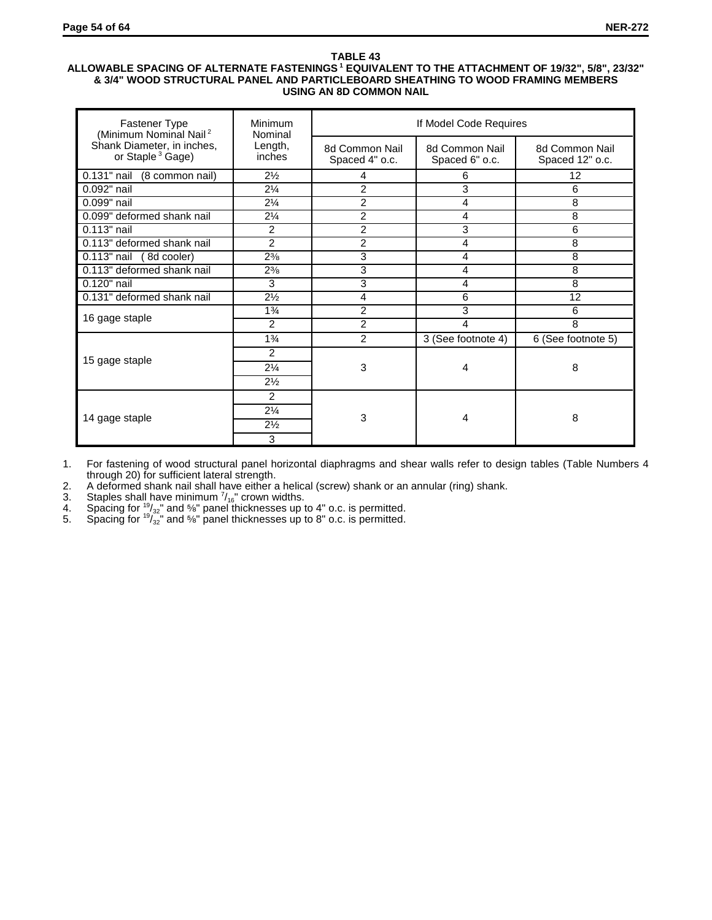**TABLE 43**

**ALLOWABLE SPACING OF ALTERNATE FASTENINGS[1] EQUIVALENT TO THE ATTACHMENT OF 19/32", 5/8", 23/32" & 3/4" WOOD STRUCTURAL PANEL AND PARTICLEBOARD SHEATHING TO WOOD FRAMING MEMBERS USING AN 8D COMMON NAIL**

| Fastener Type (Minimum Nominal Nail[2] Shank Diameter, in inches, or Staple[3] Gage) | Minimum Nominal Length, inches | If Model Code Requires | | |
|---|---|---|---|---|
| | | 8d Common Nail Spaced 4" o.c. | 8d Common Nail Spaced 6" o.c. | 8d Common Nail Spaced 12" o.c. |
| 0.131" nail (8 common nail) | 2½ | 4 | 6 | 12 |
| 0.092" nail | 2¼ | 2 | 3 | 6 |
| 0.099" nail | 2¼ | 2 | 4 | 8 |
| 0.099" deformed shank nail | 2¼ | 2 | 4 | 8 |
| 0.113" nail | 2 | 2 | 3 | 6 |
| 0.113" deformed shank nail | 2 | 2 | 4 | 8 |
| 0.113" nail (8d cooler) | 2⅜ | 3 | 4 | 8 |
| 0.113" deformed shank nail | 2⅜ | 3 | 4 | 8 |
| 0.120" nail | 3 | 3 | 4 | 8 |
| 0.131" deformed shank nail | 2½ | 4 | 6 | 12 |
| 16 gage staple | 1¾ | 2 | 3 | 6 |
| | 2 | 2 | 4 | 8 |
| 15 gage staple | 1¾ | 2 | 3 (See footnote 4) | 6 (See footnote 5) |
| | 2 | 3 | 4 | 8 |
| | 2¼ | | | |
| | 2½ | | | |
| 14 gage staple | 2 | 3 | 4 | 8 |
| | 2¼ | | | |
| | 2½ | | | |
| | 3 | | | |

1. For fastening of wood structural panel horizontal diaphragms and shear walls refer to design tables (Table Numbers 4 through 20) for sufficient lateral strength.
2. A deformed shank nail shall have either a helical (screw) shank or an annular (ring) shank.
3. Staples shall have minimum $^{7}/_{16}$" crown widths.
4. Spacing for $^{19}/_{32}$" and ⅝" panel thicknesses up to 4" o.c. is permitted.
5. Spacing for $^{19}/_{32}$" and ⅝" panel thicknesses up to 8" o.c. is permitted.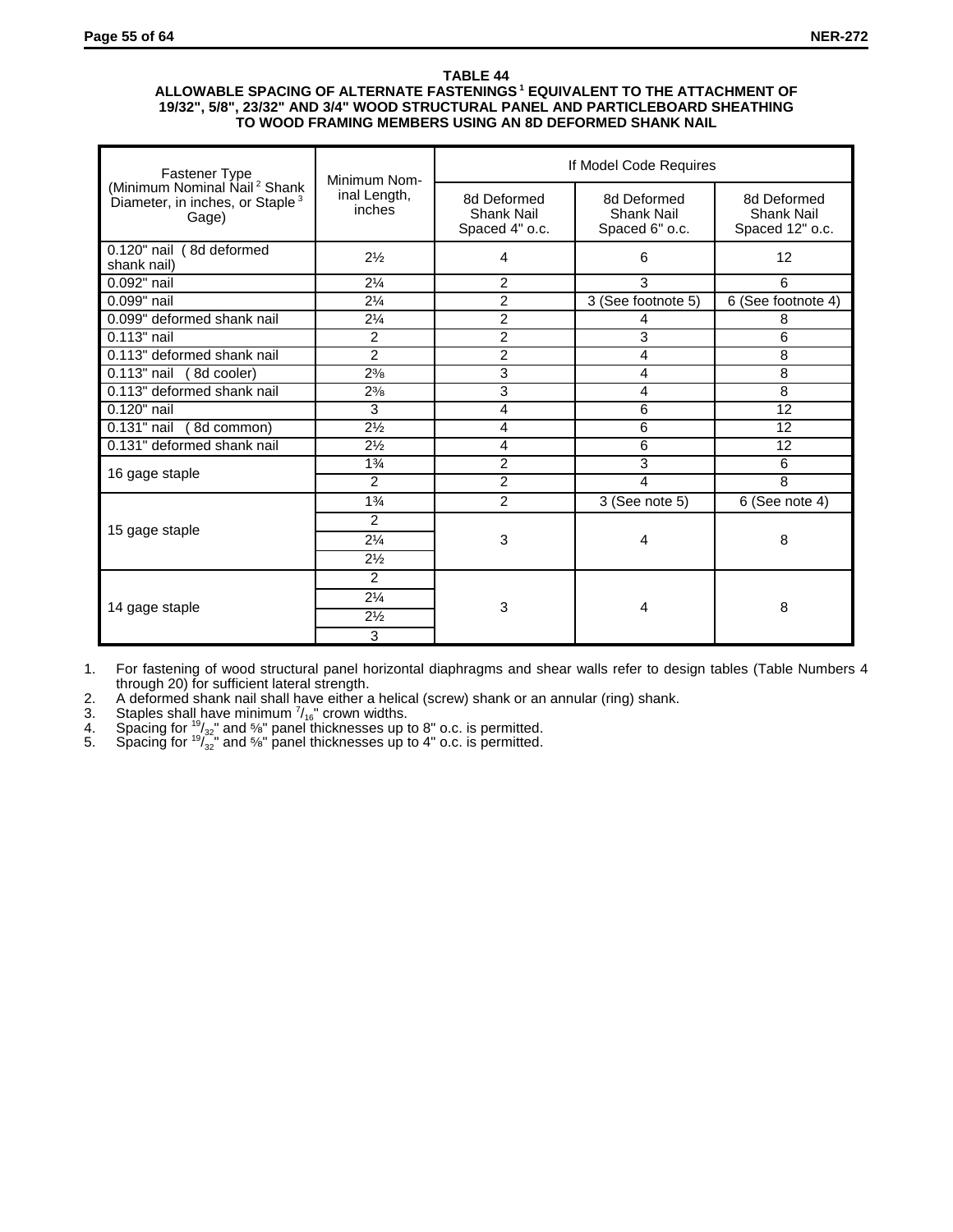**TABLE 44**
**ALLOWABLE SPACING OF ALTERNATE FASTENINGS [1] EQUIVALENT TO THE ATTACHMENT OF 19/32", 5/8", 23/32" AND 3/4" WOOD STRUCTURAL PANEL AND PARTICLEBOARD SHEATHING TO WOOD FRAMING MEMBERS USING AN 8D DEFORMED SHANK NAIL**

| Fastener Type (Minimum Nominal Nail [2] Shank Diameter, in inches, or Staple [3] Gage) | Minimum Nominal Length, inches | If Model Code Requires | | |
|---|---|---|---|---|
| | | 8d Deformed Shank Nail Spaced 4" o.c. | 8d Deformed Shank Nail Spaced 6" o.c. | 8d Deformed Shank Nail Spaced 12" o.c. |
| 0.120" nail (8d deformed shank nail) | 2½ | 4 | 6 | 12 |
| 0.092" nail | 2¼ | 2 | 3 | 6 |
| 0.099" nail | 2¼ | 2 | 3 (See footnote 5) | 6 (See footnote 4) |
| 0.099" deformed shank nail | 2¼ | 2 | 4 | 8 |
| 0.113" nail | 2 | 2 | 3 | 6 |
| 0.113" deformed shank nail | 2 | 2 | 4 | 8 |
| 0.113" nail (8d cooler) | 2⅜ | 3 | 4 | 8 |
| 0.113" deformed shank nail | 2⅜ | 3 | 4 | 8 |
| 0.120" nail | 3 | 4 | 6 | 12 |
| 0.131" nail (8d common) | 2½ | 4 | 6 | 12 |
| 0.131" deformed shank nail | 2½ | 4 | 6 | 12 |
| 16 gage staple | 1¾ | 2 | 3 | 6 |
| | 2 | 2 | 4 | 8 |
| 15 gage staple | 1¾ | 2 | 3 (See note 5) | 6 (See note 4) |
| | 2 | 3 | 4 | 8 |
| | 2¼ | | | |
| | 2½ | | | |
| 14 gage staple | 2 | 3 | 4 | 8 |
| | 2¼ | | | |
| | 2½ | | | |
| | 3 | | | |

1. For fastening of wood structural panel horizontal diaphragms and shear walls refer to design tables (Table Numbers 4 through 20) for sufficient lateral strength.
2. A deformed shank nail shall have either a helical (screw) shank or an annular (ring) shank.
3. Staples shall have minimum $^{7}/_{16}$" crown widths.
4. Spacing for $^{19}/_{32}$" and ⅝" panel thicknesses up to 8" o.c. is permitted.
5. Spacing for $^{19}/_{32}$" and ⅝" panel thicknesses up to 4" o.c. is permitted.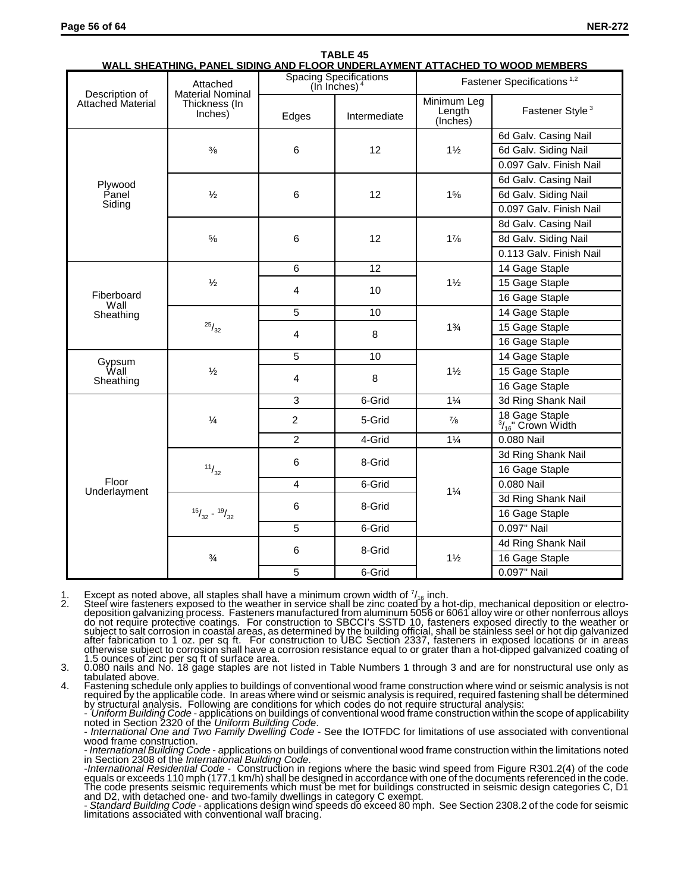**TABLE 45**
**WALL SHEATHING, PANEL SIDING AND FLOOR UNDERLAYMENT ATTACHED TO WOOD MEMBERS**

| Description of Attached Material | Attached Material Nominal Thickness (In Inches) | Spacing Specifications (In Inches)[4] | | Fastener Specifications[1,2] | |
|---|---|---|---|---|---|
| | | Edges | Intermediate | Minimum Leg Length (Inches) | Fastener Style[3] |
| Plywood Panel Siding | ⅜ | 6 | 12 | 1½ | 6d Galv. Casing Nail |
| | | | | | 6d Galv. Siding Nail |
| | | | | | 0.097 Galv. Finish Nail |
| | ½ | 6 | 12 | 1⅝ | 6d Galv. Casing Nail |
| | | | | | 6d Galv. Siding Nail |
| | | | | | 0.097 Galv. Finish Nail |
| | ⅝ | 6 | 12 | 1⅞ | 8d Galv. Casing Nail |
| | | | | | 8d Galv. Siding Nail |
| | | | | | 0.113 Galv. Finish Nail |
| Fiberboard Wall Sheathing | ½ | 6 | 12 | 1½ | 14 Gage Staple |
| | | 4 | 10 | | 15 Gage Staple |
| | | | | | 16 Gage Staple |
| | 25/32 | 5 | 10 | 1¾ | 14 Gage Staple |
| | | 4 | 8 | | 15 Gage Staple |
| | | | | | 16 Gage Staple |
| Gypsum Wall Sheathing | ½ | 5 | 10 | 1½ | 14 Gage Staple |
| | | 4 | 8 | | 15 Gage Staple |
| | | | | | 16 Gage Staple |
| Floor Underlayment | ¼ | 3 | 6-Grid | 1¼ | 3d Ring Shank Nail |
| | | 2 | 5-Grid | ⅞ | 18 Gage Staple 3/16" Crown Width |
| | | 2 | 4-Grid | 1¼ | 0.080 Nail |
| | 11/32 | 6 | 8-Grid | 1¼ | 3d Ring Shank Nail |
| | | | | | 16 Gage Staple |
| | | 4 | 6-Grid | | 0.080 Nail |
| | 15/32 - 19/32 | 6 | 8-Grid | | 3d Ring Shank Nail |
| | | | | | 16 Gage Staple |
| | | 5 | 6-Grid | | 0.097" Nail |
| | ¾ | 6 | 8-Grid | 1½ | 4d Ring Shank Nail |
| | | | | | 16 Gage Staple |
| | | 5 | 6-Grid | | 0.097" Nail |

1. Except as noted above, all staples shall have a minimum crown width of 7/16 inch.
2. Steel wire fasteners exposed to the weather in service shall be zinc coated by a hot-dip, mechanical deposition or electro-deposition galvanizing process. Fasteners manufactured from aluminum 5056 or 6061 alloy wire or other nonferrous alloys do not require protective coatings. For construction to SBCCI's SSTD 10, fasteners exposed directly to the weather or subject to salt corrosion in coastal areas, as determined by the building official, shall be stainless seel or hot dip galvanized after fabrication to 1 oz. per sq ft. For construction to UBC Section 2337, fasteners in exposed locations or in areas otherwise subject to corrosion shall have a corrosion resistance equal to or grater than a hot-dipped galvanized coating of 1.5 ounces of zinc per sq ft of surface area.
3. 0.080 nails and No. 18 gage staples are not listed in Table Numbers 1 through 3 and are for nonstructural use only as tabulated above.
4. Fastening schedule only applies to buildings of conventional wood frame construction where wind or seismic analysis is not required by the applicable code. In areas where wind or seismic analysis is required, required fastening shall be determined by structural analysis. Following are conditions for which codes do not require structural analysis:
   - *Uniform Building Code* - applications on buildings of conventional wood frame construction within the scope of applicability noted in Section 2320 of the *Uniform Building Code*.
   - *International One and Two Family Dwelling Code* - See the IOTFDC for limitations of use associated with conventional wood frame construction.
   - *International Building Code* - applications on buildings of conventional wood frame construction within the limitations noted in Section 2308 of the *International Building Code*.
   - *International Residential Code* - Construction in regions where the basic wind speed from Figure R301.2(4) of the code equals or exceeds 110 mph (177.1 km/h) shall be designed in accordance with one of the documents referenced in the code. The code presents seismic requirements which must be met for buildings constructed in seismic design categories C, D1 and D2, with detached one- and two-family dwellings in category C exempt.
   - *Standard Building Code* - applications design wind speeds do exceed 80 mph. See Section 2308.2 of the code for seismic limitations associated with conventional wall bracing.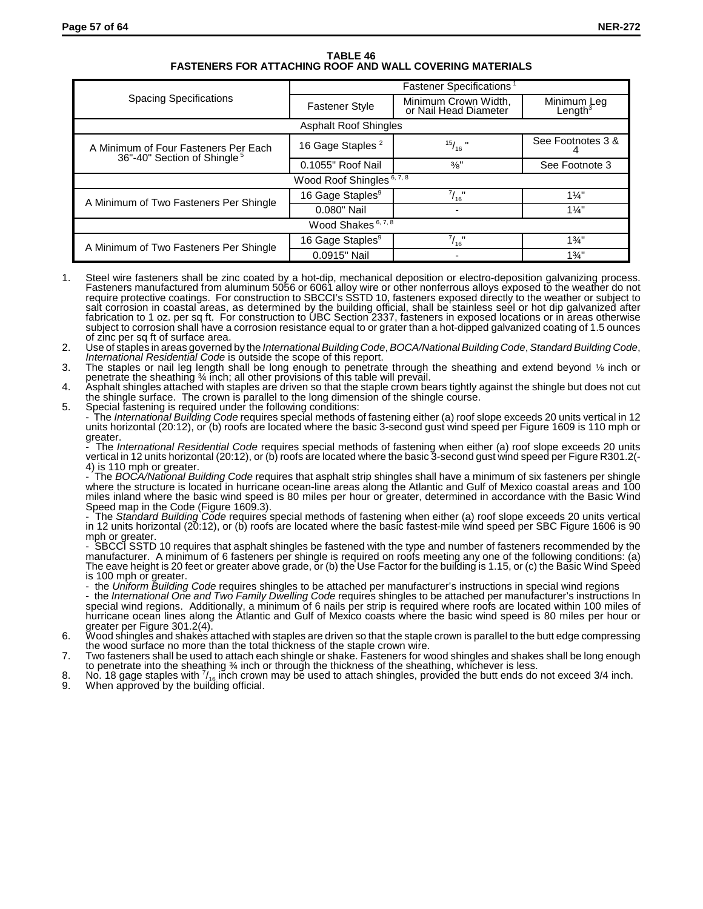**TABLE 46**
**FASTENERS FOR ATTACHING ROOF AND WALL COVERING MATERIALS**

| Spacing Specifications | Fastener Specifications[1] | | |
|---|---|---|---|
| | Fastener Style | Minimum Crown Width, or Nail Head Diameter | Minimum Leg Length[3] |
| **Asphalt Roof Shingles** | | | |
| A Minimum of Four Fasteners Per Each 36"-40" Section of Shingle[5] | 16 Gage Staples[2] | $^{15}/_{16}$ " | See Footnotes 3 & 4 |
| | 0.1055" Roof Nail | ⅜" | See Footnote 3 |
| **Wood Roof Shingles[6, 7, 8]** | | | |
| A Minimum of Two Fasteners Per Shingle | 16 Gage Staples[9] | $^{7}/_{16}$ " | 1¼" |
| | 0.080" Nail | - | 1¼" |
| **Wood Shakes[6, 7, 8]** | | | |
| A Minimum of Two Fasteners Per Shingle | 16 Gage Staples[9] | $^{7}/_{16}$ " | 1¾" |
| | 0.0915" Nail | - | 1¾" |

1. Steel wire fasteners shall be zinc coated by a hot-dip, mechanical deposition or electro-deposition galvanizing process. Fasteners manufactured from aluminum 5056 or 6061 alloy wire or other nonferrous alloys exposed to the weather do not require protective coatings. For construction to SBCCI's SSTD 10, fasteners exposed directly to the weather or subject to salt corrosion in coastal areas, as determined by the building official, shall be stainless seel or hot dip galvanized after fabrication to 1 oz. per sq ft. For construction to UBC Section 2337, fasteners in exposed locations or in areas otherwise subject to corrosion shall have a corrosion resistance equal to or grater than a hot-dipped galvanized coating of 1.5 ounces of zinc per sq ft of surface area.
2. Use of staples in areas governed by the *International Building Code*, *BOCA/National Building Code*, *Standard Building Code*, *International Residential Code* is outside the scope of this report.
3. The staples or nail leg length shall be long enough to penetrate through the sheathing and extend beyond ⅛ inch or penetrate the sheathing ¾ inch; all other provisions of this table will prevail.
4. Asphalt shingles attached with staples are driven so that the staple crown bears tightly against the shingle but does not cut the shingle surface. The crown is parallel to the long dimension of the shingle course.
5. Special fastening is required under the following conditions:
   - The *International Building Code* requires special methods of fastening either (a) roof slope exceeds 20 units vertical in 12 units horizontal (20:12), or (b) roofs are located where the basic 3-second gust wind speed per Figure 1609 is 110 mph or greater.
   - The *International Residential Code* requires special methods of fastening when either (a) roof slope exceeds 20 units vertical in 12 units horizontal (20:12), or (b) roofs are located where the basic 3-second gust wind speed per Figure R301.2(-4) is 110 mph or greater.
   - The *BOCA/National Building Code* requires that asphalt strip shingles shall have a minimum of six fasteners per shingle where the structure is located in hurricane ocean-line areas along the Atlantic and Gulf of Mexico coastal areas and 100 miles inland where the basic wind speed is 80 miles per hour or greater, determined in accordance with the Basic Wind Speed map in the Code (Figure 1609.3).
   - The *Standard Building Code* requires special methods of fastening when either (a) roof slope exceeds 20 units vertical in 12 units horizontal (20:12), or (b) roofs are located where the basic fastest-mile wind speed per SBC Figure 1606 is 90 mph or greater.
   - SBCCI SSTD 10 requires that asphalt shingles be fastened with the type and number of fasteners recommended by the manufacturer. A minimum of 6 fasteners per shingle is required on roofs meeting any one of the following conditions: (a) The eave height is 20 feet or greater above grade, or (b) the Use Factor for the building is 1.15, or (c) the Basic Wind Speed is 100 mph or greater.
   - the *Uniform Building Code* requires shingles to be attached per manufacturer's instructions in special wind regions
   - the *International One and Two Family Dwelling Code* requires shingles to be attached per manufacturer's instructions In special wind regions. Additionally, a minimum of 6 nails per strip is required where roofs are located within 100 miles of hurricane ocean lines along the Atlantic and Gulf of Mexico coasts where the basic wind speed is 80 miles per hour or greater per Figure 301.2(4).
6. Wood shingles and shakes attached with staples are driven so that the staple crown is parallel to the butt edge compressing the wood surface no more than the total thickness of the staple crown wire.
7. Two fasteners shall be used to attach each shingle or shake. Fasteners for wood shingles and shakes shall be long enough to penetrate into the sheathing ¾ inch or through the thickness of the sheathing, whichever is less.
8. No. 18 gage staples with $^{7}/_{16}$ inch crown may be used to attach shingles, provided the butt ends do not exceed 3/4 inch.
9. When approved by the building official.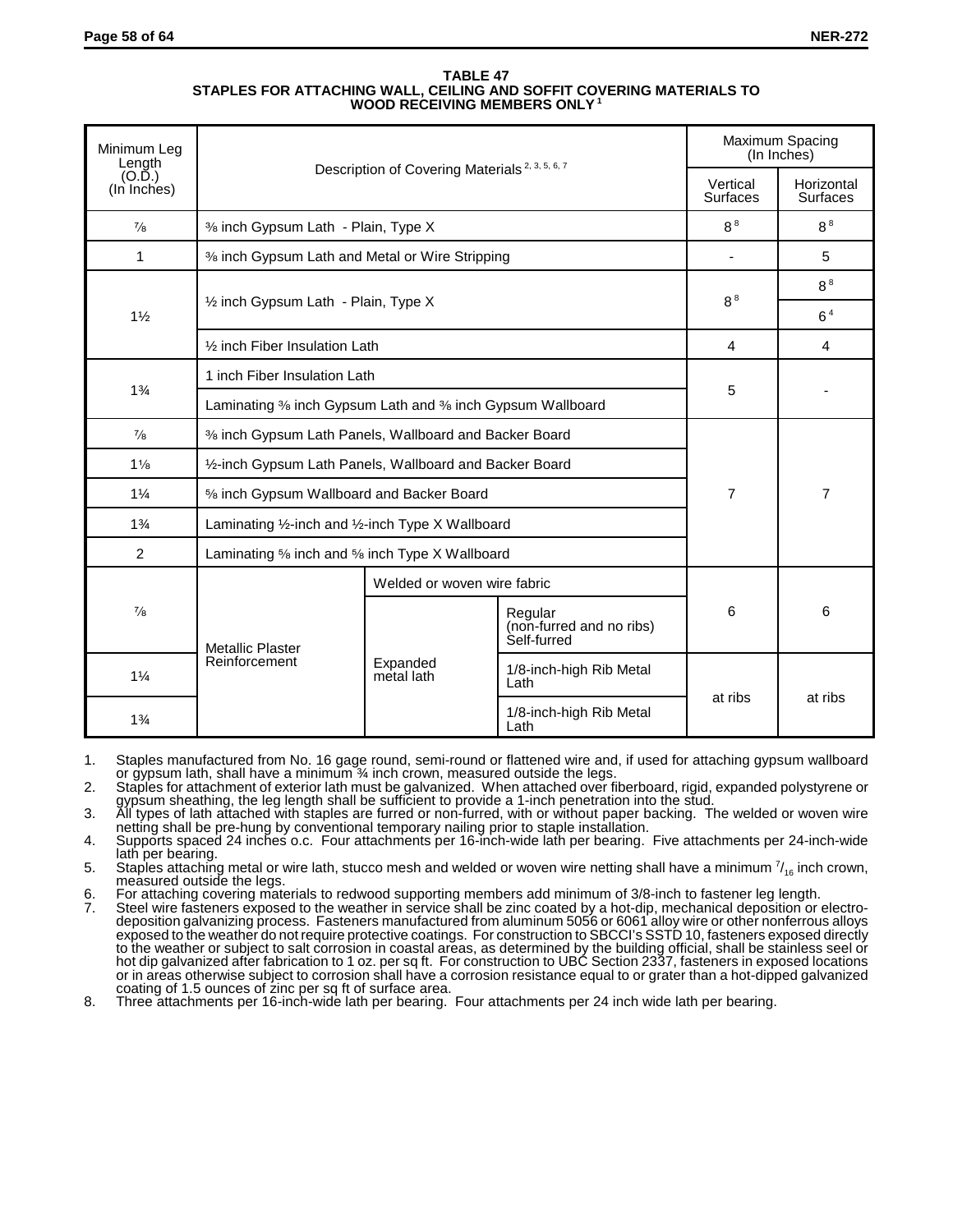**TABLE 47**
**STAPLES FOR ATTACHING WALL, CEILING AND SOFFIT COVERING MATERIALS TO WOOD RECEIVING MEMBERS ONLY [1]**

| Minimum Leg Length (O.D.) (In Inches) | Description of Covering Materials [2, 3, 5, 6, 7] | | | Maximum Spacing (In Inches) | |
|---|---|---|---|---|---|
| | | | | Vertical Surfaces | Horizontal Surfaces |
| ⅞ | ⅜ inch Gypsum Lath - Plain, Type X | | | 8 [8] | 8 [8] |
| 1 | ⅜ inch Gypsum Lath and Metal or Wire Stripping | | | - | 5 |
| 1½ | ½ inch Gypsum Lath - Plain, Type X | | | 8 [8] | 8 [8] |
| | | | | | 6 [4] |
| | ½ inch Fiber Insulation Lath | | | 4 | 4 |
| 1¾ | 1 inch Fiber Insulation Lath | | | 5 | - |
| | Laminating ⅜ inch Gypsum Lath and ⅜ inch Gypsum Wallboard | | | | |
| ⅞ | ⅜ inch Gypsum Lath Panels, Wallboard and Backer Board | | | 7 | 7 |
| 1⅛ | ½-inch Gypsum Lath Panels, Wallboard and Backer Board | | | | |
| 1¼ | ⅝ inch Gypsum Wallboard and Backer Board | | | | |
| 1¾ | Laminating ½-inch and ½-inch Type X Wallboard | | | | |
| 2 | Laminating ⅝ inch and ⅝ inch Type X Wallboard | | | | |
| ⅞ | Metallic Plaster Reinforcement | Welded or woven wire fabric | | 6 | 6 |
| | | Expanded metal lath | Regular (non-furred and no ribs) Self-furred | | |
| 1¼ | | | 1/8-inch-high Rib Metal Lath | at ribs | at ribs |
| 1¾ | | | 1/8-inch-high Rib Metal Lath | | |

1. Staples manufactured from No. 16 gage round, semi-round or flattened wire and, if used for attaching gypsum wallboard or gypsum lath, shall have a minimum ¾ inch crown, measured outside the legs.
2. Staples for attachment of exterior lath must be galvanized. When attached over fiberboard, rigid, expanded polystyrene or gypsum sheathing, the leg length shall be sufficient to provide a 1-inch penetration into the stud.
3. All types of lath attached with staples are furred or non-furred, with or without paper backing. The welded or woven wire netting shall be pre-hung by conventional temporary nailing prior to staple installation.
4. Supports spaced 24 inches o.c. Four attachments per 16-inch-wide lath per bearing. Five attachments per 24-inch-wide lath per bearing.
5. Staples attaching metal or wire lath, stucco mesh and welded or woven wire netting shall have a minimum $^{7}/_{16}$ inch crown, measured outside the legs.
6. For attaching covering materials to redwood supporting members add minimum of 3/8-inch to fastener leg length.
7. Steel wire fasteners exposed to the weather in service shall be zinc coated by a hot-dip, mechanical deposition or electro-deposition galvanizing process. Fasteners manufactured from aluminum 5056 or 6061 alloy wire or other nonferrous alloys exposed to the weather do not require protective coatings. For construction to SBCCI's SSTD 10, fasteners exposed directly to the weather or subject to salt corrosion in coastal areas, as determined by the building official, shall be stainless seel or hot dip galvanized after fabrication to 1 oz. per sq ft. For construction to UBC Section 2337, fasteners in exposed locations or in areas otherwise subject to corrosion shall have a corrosion resistance equal to or grater than a hot-dipped galvanized coating of 1.5 ounces of zinc per sq ft of surface area.
8. Three attachments per 16-inch-wide lath per bearing. Four attachments per 24 inch wide lath per bearing.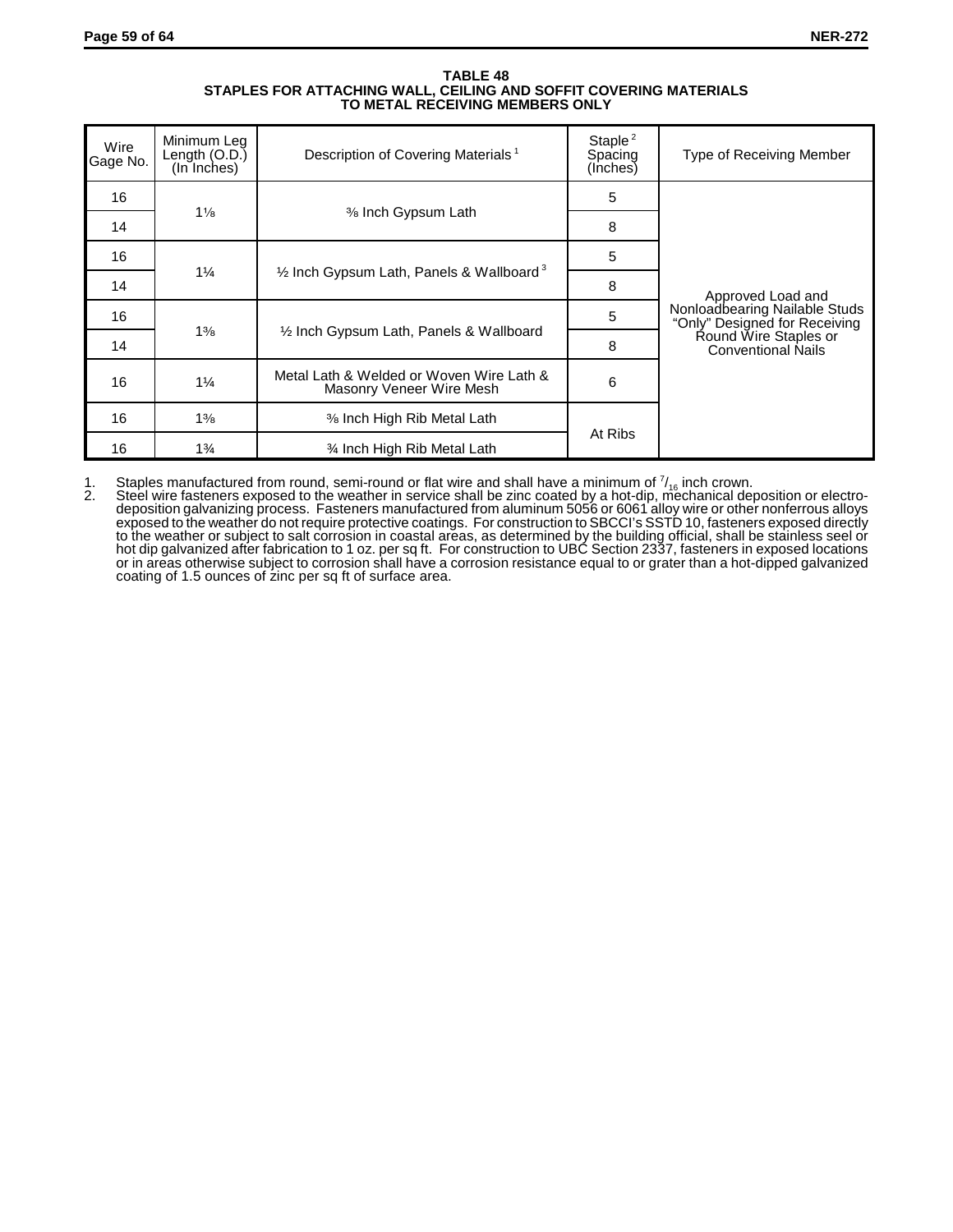**TABLE 48**
**STAPLES FOR ATTACHING WALL, CEILING AND SOFFIT COVERING MATERIALS TO METAL RECEIVING MEMBERS ONLY**

| Wire Gage No. | Minimum Leg Length (O.D.) (In Inches) | Description of Covering Materials [1] | Staple [2] Spacing (Inches) | Type of Receiving Member |
|---|---|---|---|---|
| 16 | 1⅛ | ⅜ Inch Gypsum Lath | 5 | Approved Load and Nonloadbearing Nailable Studs "Only" Designed for Receiving Round Wire Staples or Conventional Nails |
| 14 | | | 8 | |
| 16 | 1¼ | ½ Inch Gypsum Lath, Panels & Wallboard [3] | 5 | |
| 14 | | | 8 | |
| 16 | 1⅜ | ½ Inch Gypsum Lath, Panels & Wallboard | 5 | |
| 14 | | | 8 | |
| 16 | 1¼ | Metal Lath & Welded or Woven Wire Lath & Masonry Veneer Wire Mesh | 6 | |
| 16 | 1⅜ | ⅜ Inch High Rib Metal Lath | At Ribs | |
| 16 | 1¾ | ¾ Inch High Rib Metal Lath | | |

1. Staples manufactured from round, semi-round or flat wire and shall have a minimum of $^7/_{16}$ inch crown.
2. Steel wire fasteners exposed to the weather in service shall be zinc coated by a hot-dip, mechanical deposition or electro-deposition galvanizing process. Fasteners manufactured from aluminum 5056 or 6061 alloy wire or other nonferrous alloys exposed to the weather do not require protective coatings. For construction to SBCCI's SSTD 10, fasteners exposed directly to the weather or subject to salt corrosion in coastal areas, as determined by the building official, shall be stainless seel or hot dip galvanized after fabrication to 1 oz. per sq ft. For construction to UBC Section 2337, fasteners in exposed locations or in areas otherwise subject to corrosion shall have a corrosion resistance equal to or grater than a hot-dipped galvanized coating of 1.5 ounces of zinc per sq ft of surface area.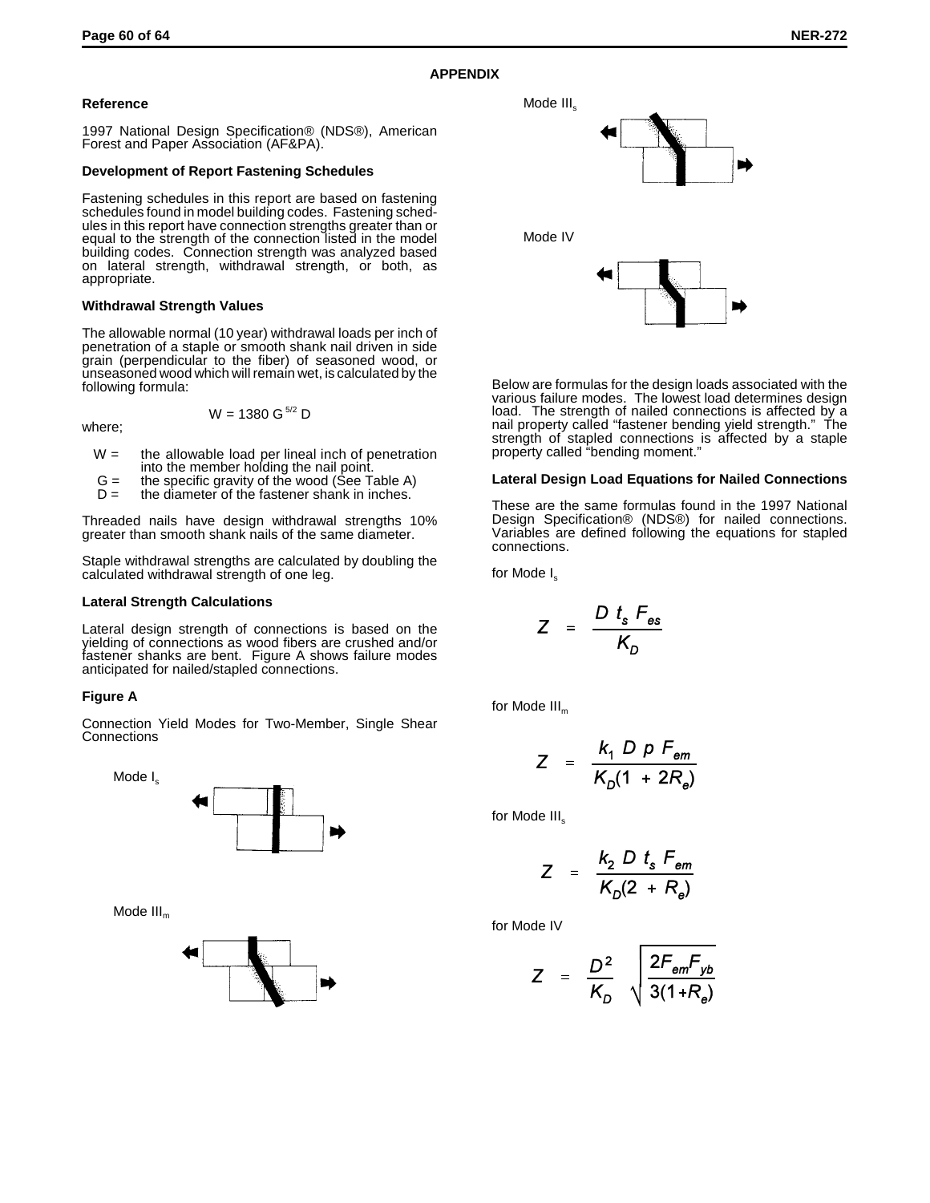## APPENDIX

### Reference

1997 National Design Specification® (NDS®), American Forest and Paper Association (AF&PA).

### Development of Report Fastening Schedules

Fastening schedules in this report are based on fastening schedules found in model building codes. Fastening schedules in this report have connection strengths greater than or equal to the strength of the connection listed in the model building codes. Connection strength was analyzed based on lateral strength, withdrawal strength, or both, as appropriate.

### Withdrawal Strength Values

The allowable normal (10 year) withdrawal loads per inch of penetration of a staple or smooth shank nail driven in side grain (perpendicular to the fiber) of seasoned wood, or unseasoned wood which will remain wet, is calculated by the following formula:

$$W = 1380\ G^{5/2}\ D$$

where;

- W = the allowable load per lineal inch of penetration into the member holding the nail point.
- G = the specific gravity of the wood (See Table A)
- D = the diameter of the fastener shank in inches.

Threaded nails have design withdrawal strengths 10% greater than smooth shank nails of the same diameter.

Staple withdrawal strengths are calculated by doubling the calculated withdrawal strength of one leg.

### Lateral Strength Calculations

Lateral design strength of connections is based on the yielding of connections as wood fibers are crushed and/or fastener shanks are bent. Figure A shows failure modes anticipated for nailed/stapled connections.

### Figure A

Connection Yield Modes for Two-Member, Single Shear Connections

Mode $I_s$

Mode $III_m$

Mode $III_s$

Mode IV

Below are formulas for the design loads associated with the various failure modes. The lowest load determines design load. The strength of nailed connections is affected by a nail property called "fastener bending yield strength." The strength of stapled connections is affected by a staple property called "bending moment."

### Lateral Design Load Equations for Nailed Connections

These are the same formulas found in the 1997 National Design Specification® (NDS®) for nailed connections. Variables are defined following the equations for stapled connections.

for Mode $I_s$

$$Z = \frac{D\ t_s\ F_{es}}{K_D}$$

for Mode $III_m$

$$Z = \frac{k_1\ D\ p\ F_{em}}{K_D(1 + 2R_e)}$$

for Mode $III_s$

$$Z = \frac{k_2\ D\ t_s\ F_{em}}{K_D(2 + R_e)}$$

for Mode IV

$$Z = \frac{D^2}{K_D}\sqrt{\frac{2F_{em}F_{yb}}{3(1+R_e)}}$$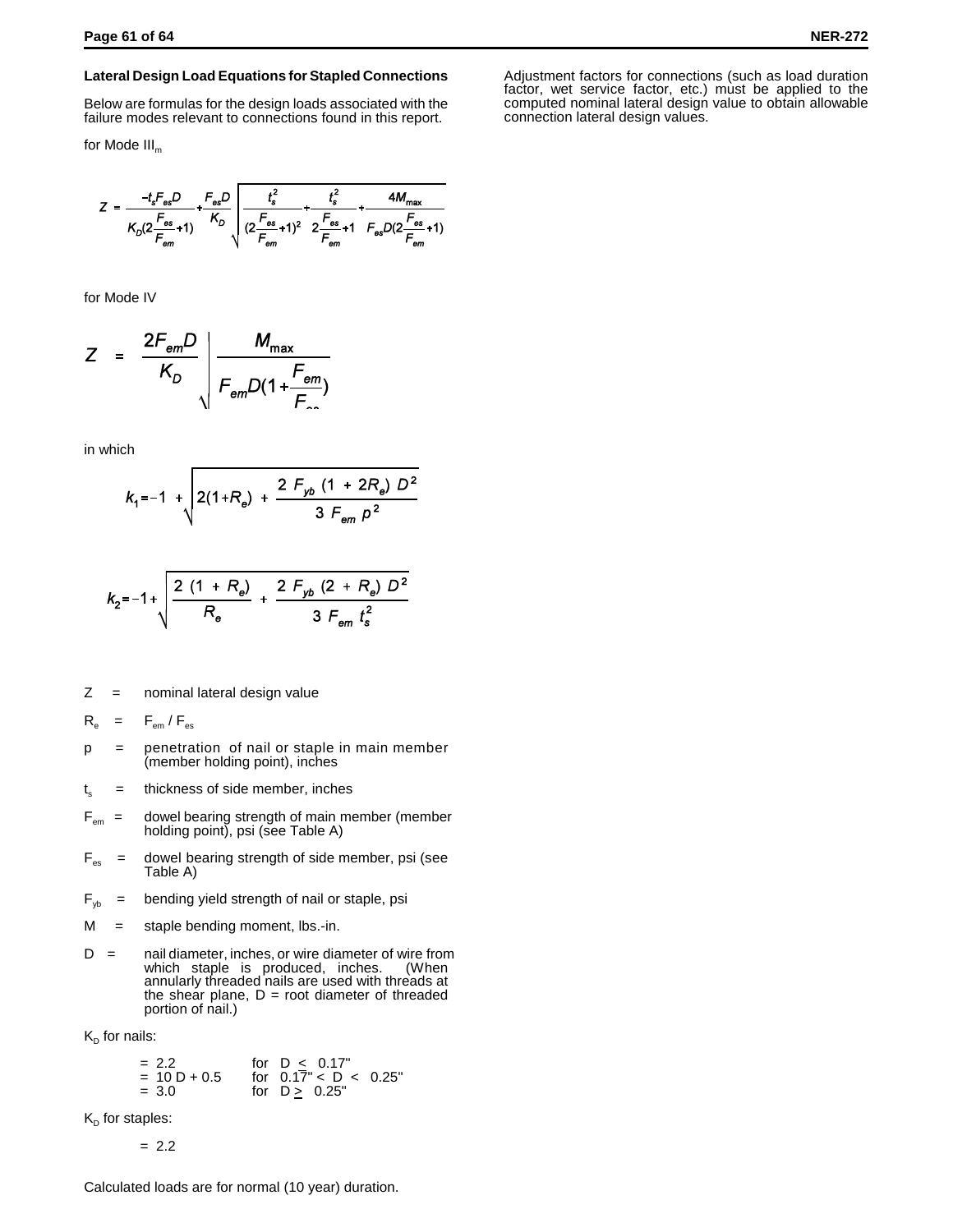**Lateral Design Load Equations for Stapled Connections**

Below are formulas for the design loads associated with the failure modes relevant to connections found in this report.

for Mode $III_m$

$$Z = \frac{-t_s F_{es} D}{K_D \left(2\frac{F_{es}}{F_{em}}+1\right)} + \frac{F_{es} D}{K_D}\sqrt{\frac{t_s^2}{\left(2\frac{F_{es}}{F_{em}}+1\right)^2} + \frac{t_s^2}{2\frac{F_{es}}{F_{em}}+1} + \frac{4M_{max}}{F_{es} D \left(2\frac{F_{es}}{F_{em}}+1\right)}}$$

for Mode IV

$$Z = \frac{2F_{em} D}{K_D}\sqrt{\frac{M_{max}}{F_{em} D \left(1+\frac{F_{em}}{F_{es}}\right)}}$$

in which

$$k_1 = -1 + \sqrt{2(1+R_e) + \frac{2\ F_{yb}\ (1\ +\ 2R_e)\ D^2}{3\ F_{em}\ p^2}}$$

$$k_2 = -1 + \sqrt{\frac{2\ (1\ +\ R_e)}{R_e} + \frac{2\ F_{yb}\ (2\ +\ R_e)\ D^2}{3\ F_{em}\ t_s^2}}$$

$Z$ = nominal lateral design value

$R_e$ = $F_{em}$ / $F_{es}$

$p$ = penetration of nail or staple in main member (member holding point), inches

$t_s$ = thickness of side member, inches

$F_{em}$ = dowel bearing strength of main member (member holding point), psi (see Table A)

$F_{es}$ = dowel bearing strength of side member, psi (see Table A)

$F_{yb}$ = bending yield strength of nail or staple, psi

$M$ = staple bending moment, lbs.-in.

$D$ = nail diameter, inches, or wire diameter of wire from which staple is produced, inches. (When annularly threaded nails are used with threads at the shear plane, D = root diameter of threaded portion of nail.)

$K_D$ for nails:

= 2.2 for $D \le 0.17"$
= 10 D + 0.5 for $0.17" < D < 0.25"$
= 3.0 for $D \ge 0.25"$

$K_D$ for staples:

= 2.2

Calculated loads are for normal (10 year) duration.

Adjustment factors for connections (such as load duration factor, wet service factor, etc.) must be applied to the computed nominal lateral design value to obtain allowable connection lateral design values.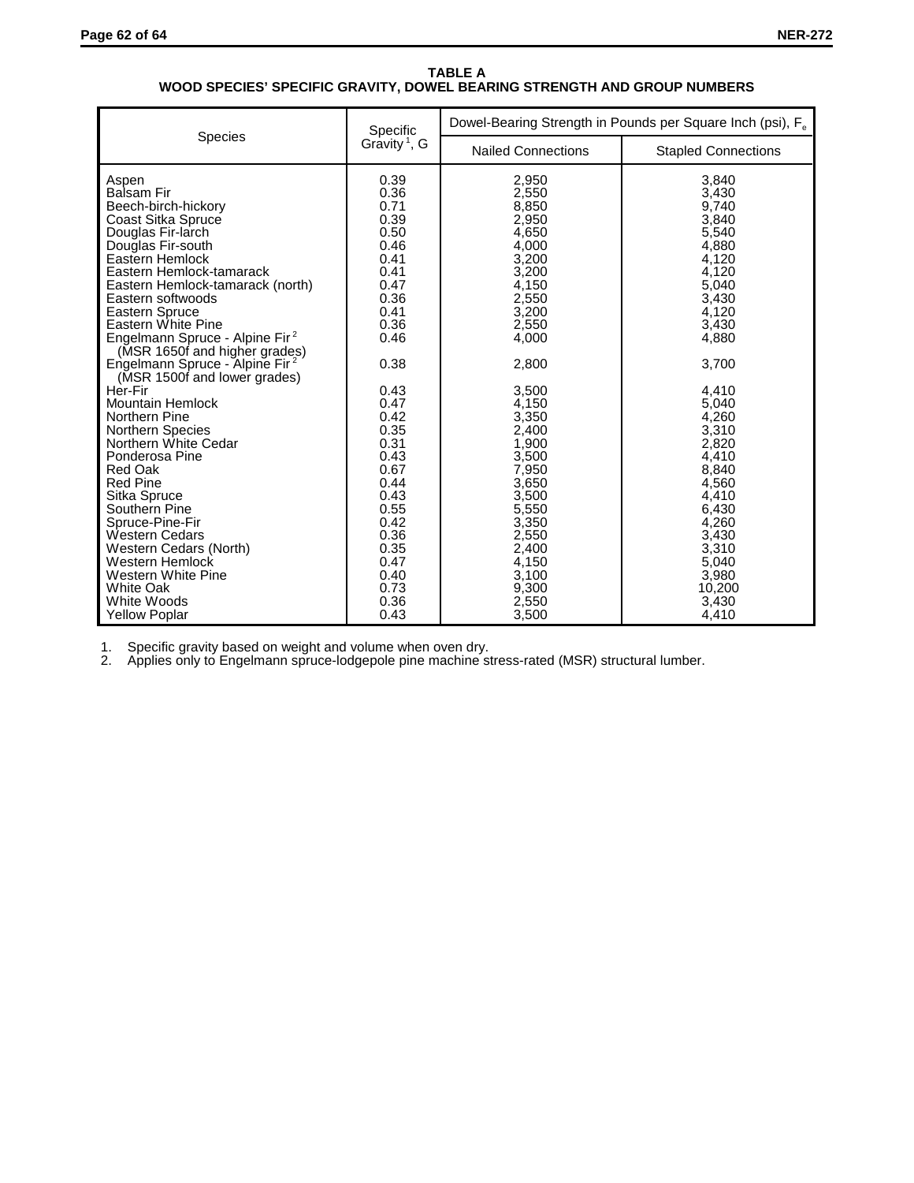**TABLE A**
**WOOD SPECIES' SPECIFIC GRAVITY, DOWEL BEARING STRENGTH AND GROUP NUMBERS**

| Species | Specific Gravity [1], G | Dowel-Bearing Strength in Pounds per Square Inch (psi), $F_e$ | |
|---|---|---|---|
| | | Nailed Connections | Stapled Connections |
| Aspen | 0.39 | 2,950 | 3,840 |
| Balsam Fir | 0.36 | 2,550 | 3,430 |
| Beech-birch-hickory | 0.71 | 8,850 | 9,740 |
| Coast Sitka Spruce | 0.39 | 2,950 | 3,840 |
| Douglas Fir-larch | 0.50 | 4,650 | 5,540 |
| Douglas Fir-south | 0.46 | 4,000 | 4,880 |
| Eastern Hemlock | 0.41 | 3,200 | 4,120 |
| Eastern Hemlock-tamarack | 0.41 | 3,200 | 4,120 |
| Eastern Hemlock-tamarack (north) | 0.47 | 4,150 | 5,040 |
| Eastern softwoods | 0.36 | 2,550 | 3,430 |
| Eastern Spruce | 0.41 | 3,200 | 4,120 |
| Eastern White Pine | 0.36 | 2,550 | 3,430 |
| Engelmann Spruce - Alpine Fir [2] (MSR 1650f and higher grades) | 0.46 | 4,000 | 4,880 |
| Engelmann Spruce - Alpine Fir [2] (MSR 1500f and lower grades) | 0.38 | 2,800 | 3,700 |
| Her-Fir | 0.43 | 3,500 | 4,410 |
| Mountain Hemlock | 0.47 | 4,150 | 5,040 |
| Northern Pine | 0.42 | 3,350 | 4,260 |
| Northern Species | 0.35 | 2,400 | 3,310 |
| Northern White Cedar | 0.31 | 1,900 | 2,820 |
| Ponderosa Pine | 0.43 | 3,500 | 4,410 |
| Red Oak | 0.67 | 7,950 | 8,840 |
| Red Pine | 0.44 | 3,650 | 4,560 |
| Sitka Spruce | 0.43 | 3,500 | 4,410 |
| Southern Pine | 0.55 | 5,550 | 6,430 |
| Spruce-Pine-Fir | 0.42 | 3,350 | 4,260 |
| Western Cedars | 0.36 | 2,550 | 3,430 |
| Western Cedars (North) | 0.35 | 2,400 | 3,310 |
| Western Hemlock | 0.47 | 4,150 | 5,040 |
| Western White Pine | 0.40 | 3,100 | 3,980 |
| White Oak | 0.73 | 9,300 | 10,200 |
| White Woods | 0.36 | 2,550 | 3,430 |
| Yellow Poplar | 0.43 | 3,500 | 4,410 |

1. Specific gravity based on weight and volume when oven dry.
2. Applies only to Engelmann spruce-lodgepole pine machine stress-rated (MSR) structural lumber.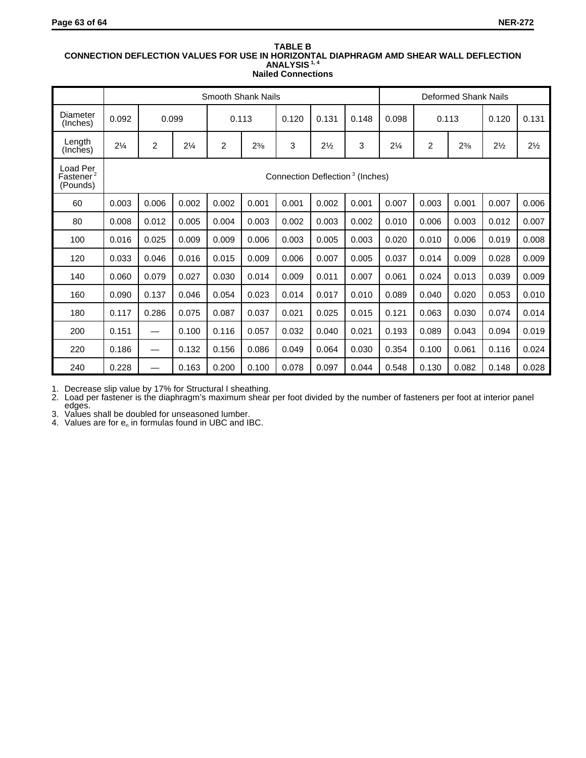**TABLE B**
**CONNECTION DEFLECTION VALUES FOR USE IN HORIZONTAL DIAPHRAGM AMD SHEAR WALL DEFLECTION ANALYSIS [1, 4]**
**Nailed Connections**

| | Smooth Shank Nails | | | | | | | | Deformed Shank Nails | | | | |
|---|---|---|---|---|---|---|---|---|---|---|---|---|---|
| Diameter (Inches) | 0.092 | 0.099 | | 0.113 | | 0.120 | 0.131 | 0.148 | 0.098 | 0.113 | | 0.120 | 0.131 |
| Length (Inches) | 2¼ | 2 | 2¼ | 2 | 2⅜ | 3 | 2½ | 3 | 2¼ | 2 | 2⅜ | 2½ | 2½ |
| Load Per Fastener [2] (Pounds) | Connection Deflection [3] (Inches) | | | | | | | | | | | | |
| 60 | 0.003 | 0.006 | 0.002 | 0.002 | 0.001 | 0.001 | 0.002 | 0.001 | 0.007 | 0.003 | 0.001 | 0.007 | 0.006 |
| 80 | 0.008 | 0.012 | 0.005 | 0.004 | 0.003 | 0.002 | 0.003 | 0.002 | 0.010 | 0.006 | 0.003 | 0.012 | 0.007 |
| 100 | 0.016 | 0.025 | 0.009 | 0.009 | 0.006 | 0.003 | 0.005 | 0.003 | 0.020 | 0.010 | 0.006 | 0.019 | 0.008 |
| 120 | 0.033 | 0.046 | 0.016 | 0.015 | 0.009 | 0.006 | 0.007 | 0.005 | 0.037 | 0.014 | 0.009 | 0.028 | 0.009 |
| 140 | 0.060 | 0.079 | 0.027 | 0.030 | 0.014 | 0.009 | 0.011 | 0.007 | 0.061 | 0.024 | 0.013 | 0.039 | 0.009 |
| 160 | 0.090 | 0.137 | 0.046 | 0.054 | 0.023 | 0.014 | 0.017 | 0.010 | 0.089 | 0.040 | 0.020 | 0.053 | 0.010 |
| 180 | 0.117 | 0.286 | 0.075 | 0.087 | 0.037 | 0.021 | 0.025 | 0.015 | 0.121 | 0.063 | 0.030 | 0.074 | 0.014 |
| 200 | 0.151 | — | 0.100 | 0.116 | 0.057 | 0.032 | 0.040 | 0.021 | 0.193 | 0.089 | 0.043 | 0.094 | 0.019 |
| 220 | 0.186 | — | 0.132 | 0.156 | 0.086 | 0.049 | 0.064 | 0.030 | 0.354 | 0.100 | 0.061 | 0.116 | 0.024 |
| 240 | 0.228 | — | 0.163 | 0.200 | 0.100 | 0.078 | 0.097 | 0.044 | 0.548 | 0.130 | 0.082 | 0.148 | 0.028 |

1. Decrease slip value by 17% for Structural I sheathing.
2. Load per fastener is the diaphragm's maximum shear per foot divided by the number of fasteners per foot at interior panel edges.
3. Values shall be doubled for unseasoned lumber.
4. Values are for $e_n$ in formulas found in UBC and IBC.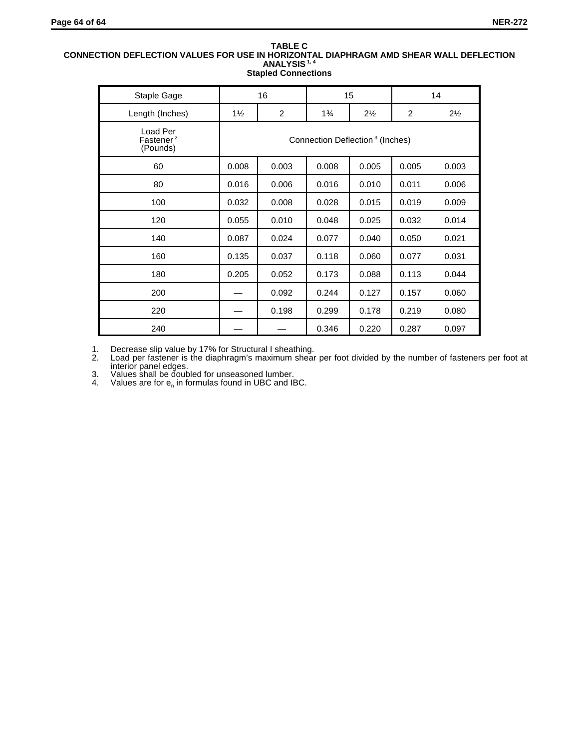**TABLE C**
**CONNECTION DEFLECTION VALUES FOR USE IN HORIZONTAL DIAPHRAGM AMD SHEAR WALL DEFLECTION ANALYSIS [1, 4]**
**Stapled Connections**

| Staple Gage | 16 | | 15 | | 14 | |
|---|---|---|---|---|---|---|
| Length (Inches) | 1½ | 2 | 1¾ | 2½ | 2 | 2½ |
| Load Per Fastener [2] (Pounds) | Connection Deflection [3] (Inches) | | | | | |
| 60 | 0.008 | 0.003 | 0.008 | 0.005 | 0.005 | 0.003 |
| 80 | 0.016 | 0.006 | 0.016 | 0.010 | 0.011 | 0.006 |
| 100 | 0.032 | 0.008 | 0.028 | 0.015 | 0.019 | 0.009 |
| 120 | 0.055 | 0.010 | 0.048 | 0.025 | 0.032 | 0.014 |
| 140 | 0.087 | 0.024 | 0.077 | 0.040 | 0.050 | 0.021 |
| 160 | 0.135 | 0.037 | 0.118 | 0.060 | 0.077 | 0.031 |
| 180 | 0.205 | 0.052 | 0.173 | 0.088 | 0.113 | 0.044 |
| 200 | — | 0.092 | 0.244 | 0.127 | 0.157 | 0.060 |
| 220 | — | 0.198 | 0.299 | 0.178 | 0.219 | 0.080 |
| 240 | — | — | 0.346 | 0.220 | 0.287 | 0.097 |

1. Decrease slip value by 17% for Structural I sheathing.
2. Load per fastener is the diaphragm's maximum shear per foot divided by the number of fasteners per foot at interior panel edges.
3. Values shall be doubled for unseasoned lumber.
4. Values are for $e_n$ in formulas found in UBC and IBC.